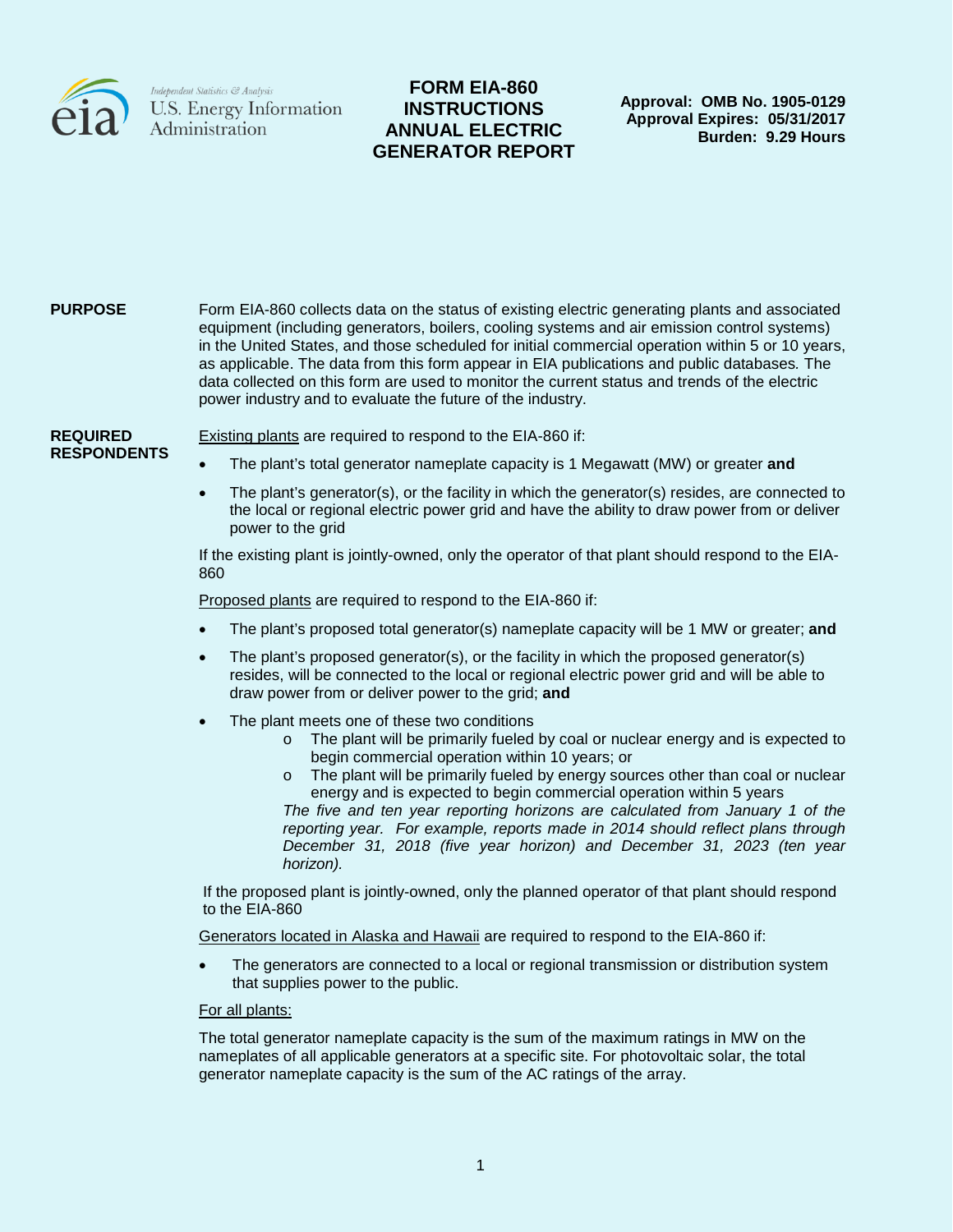U.S. Energy Information Administration

# FORM EIA-860 INSTRUCTIONS ANNUAL ELECTRIC GENERATOR REPORT

**Approval: OMB No. 1905-0129**
**Approval Expires: 05/31/2017**
**Burden: 9.29 Hours**

## PURPOSE

Form EIA-860 collects data on the status of existing electric generating plants and associated equipment (including generators, boilers, cooling systems and air emission control systems) in the United States, and those scheduled for initial commercial operation within 5 or 10 years, as applicable. The data from this form appear in EIA publications and public databases. The data collected on this form are used to monitor the current status and trends of the electric power industry and to evaluate the future of the industry.

## REQUIRED RESPONDENTS

Existing plants are required to respond to the EIA-860 if:

- The plant's total generator nameplate capacity is 1 Megawatt (MW) or greater **and**
- The plant's generator(s), or the facility in which the generator(s) resides, are connected to the local or regional electric power grid and have the ability to draw power from or deliver power to the grid

If the existing plant is jointly-owned, only the operator of that plant should respond to the EIA-860

Proposed plants are required to respond to the EIA-860 if:

- The plant's proposed total generator(s) nameplate capacity will be 1 MW or greater; **and**
- The plant's proposed generator(s), or the facility in which the proposed generator(s) resides, will be connected to the local or regional electric power grid and will be able to draw power from or deliver power to the grid; **and**
- The plant meets one of these two conditions
  - o The plant will be primarily fueled by coal or nuclear energy and is expected to begin commercial operation within 10 years; or
  - o The plant will be primarily fueled by energy sources other than coal or nuclear energy and is expected to begin commercial operation within 5 years

  *The five and ten year reporting horizons are calculated from January 1 of the reporting year. For example, reports made in 2014 should reflect plans through December 31, 2018 (five year horizon) and December 31, 2023 (ten year horizon).*

If the proposed plant is jointly-owned, only the planned operator of that plant should respond to the EIA-860

Generators located in Alaska and Hawaii are required to respond to the EIA-860 if:

- The generators are connected to a local or regional transmission or distribution system that supplies power to the public.

For all plants:

The total generator nameplate capacity is the sum of the maximum ratings in MW on the nameplates of all applicable generators at a specific site. For photovoltaic solar, the total generator nameplate capacity is the sum of the AC ratings of the array.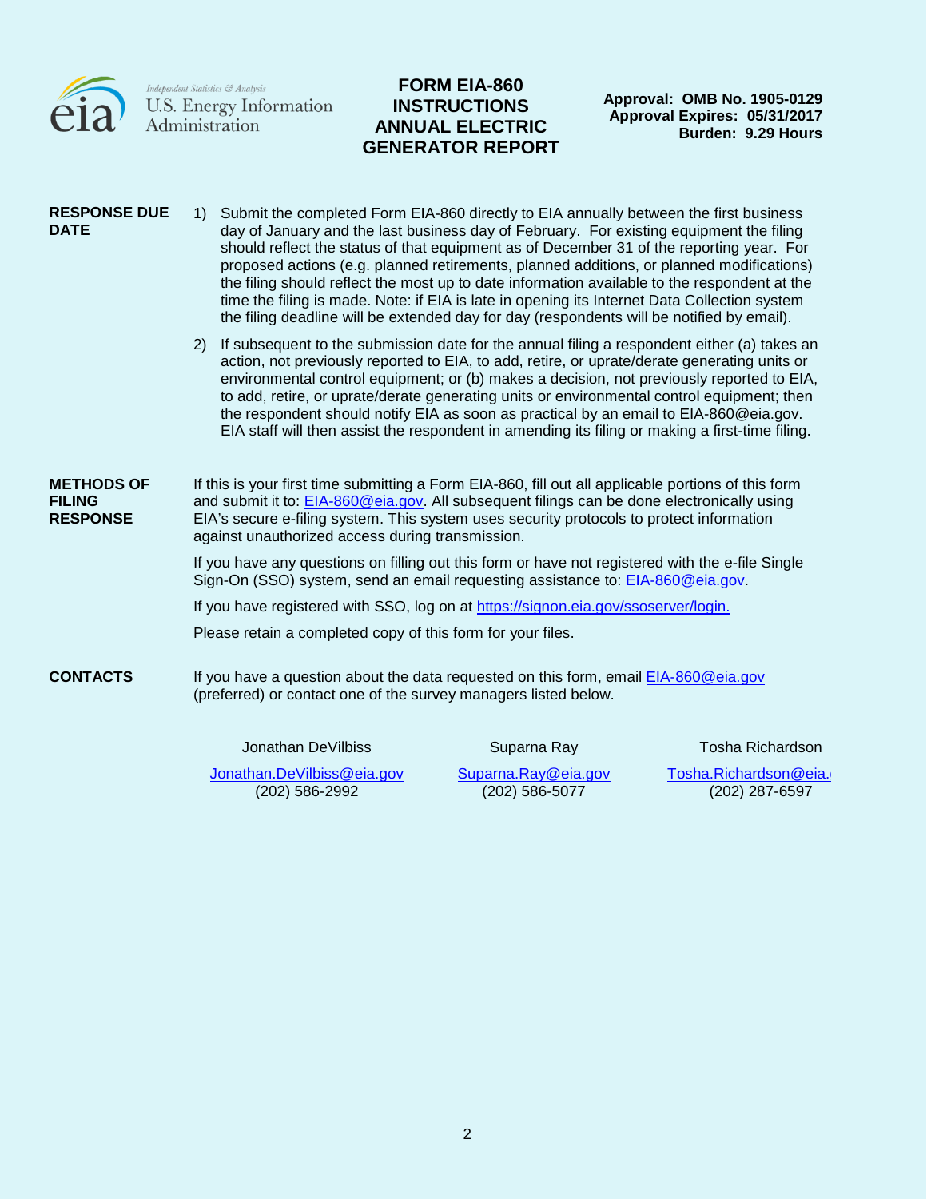**FORM EIA-860 INSTRUCTIONS ANNUAL ELECTRIC GENERATOR REPORT**

**Approval: OMB No. 1905-0129**
**Approval Expires: 05/31/2017**
**Burden: 9.29 Hours**

**RESPONSE DUE DATE**

1) Submit the completed Form EIA-860 directly to EIA annually between the first business day of January and the last business day of February. For existing equipment the filing should reflect the status of that equipment as of December 31 of the reporting year. For proposed actions (e.g. planned retirements, planned additions, or planned modifications) the filing should reflect the most up to date information available to the respondent at the time the filing is made. Note: if EIA is late in opening its Internet Data Collection system the filing deadline will be extended day for day (respondents will be notified by email).

2) If subsequent to the submission date for the annual filing a respondent either (a) takes an action, not previously reported to EIA, to add, retire, or uprate/derate generating units or environmental control equipment; or (b) makes a decision, not previously reported to EIA, to add, retire, or uprate/derate generating units or environmental control equipment; then the respondent should notify EIA as soon as practical by an email to EIA-860@eia.gov. EIA staff will then assist the respondent in amending its filing or making a first-time filing.

**METHODS OF FILING RESPONSE**

If this is your first time submitting a Form EIA-860, fill out all applicable portions of this form and submit it to: EIA-860@eia.gov. All subsequent filings can be done electronically using EIA's secure e-filing system. This system uses security protocols to protect information against unauthorized access during transmission.

If you have any questions on filling out this form or have not registered with the e-file Single Sign-On (SSO) system, send an email requesting assistance to: EIA-860@eia.gov.

If you have registered with SSO, log on at https://signon.eia.gov/ssoserver/login.

Please retain a completed copy of this form for your files.

**CONTACTS**

If you have a question about the data requested on this form, email EIA-860@eia.gov (preferred) or contact one of the survey managers listed below.

| Jonathan DeVilbiss | Suparna Ray | Tosha Richardson |
|---|---|---|
| Jonathan.DeVilbiss@eia.gov | Suparna.Ray@eia.gov | Tosha.Richardson@eia.gov |
| (202) 586-2992 | (202) 586-5077 | (202) 287-6597 |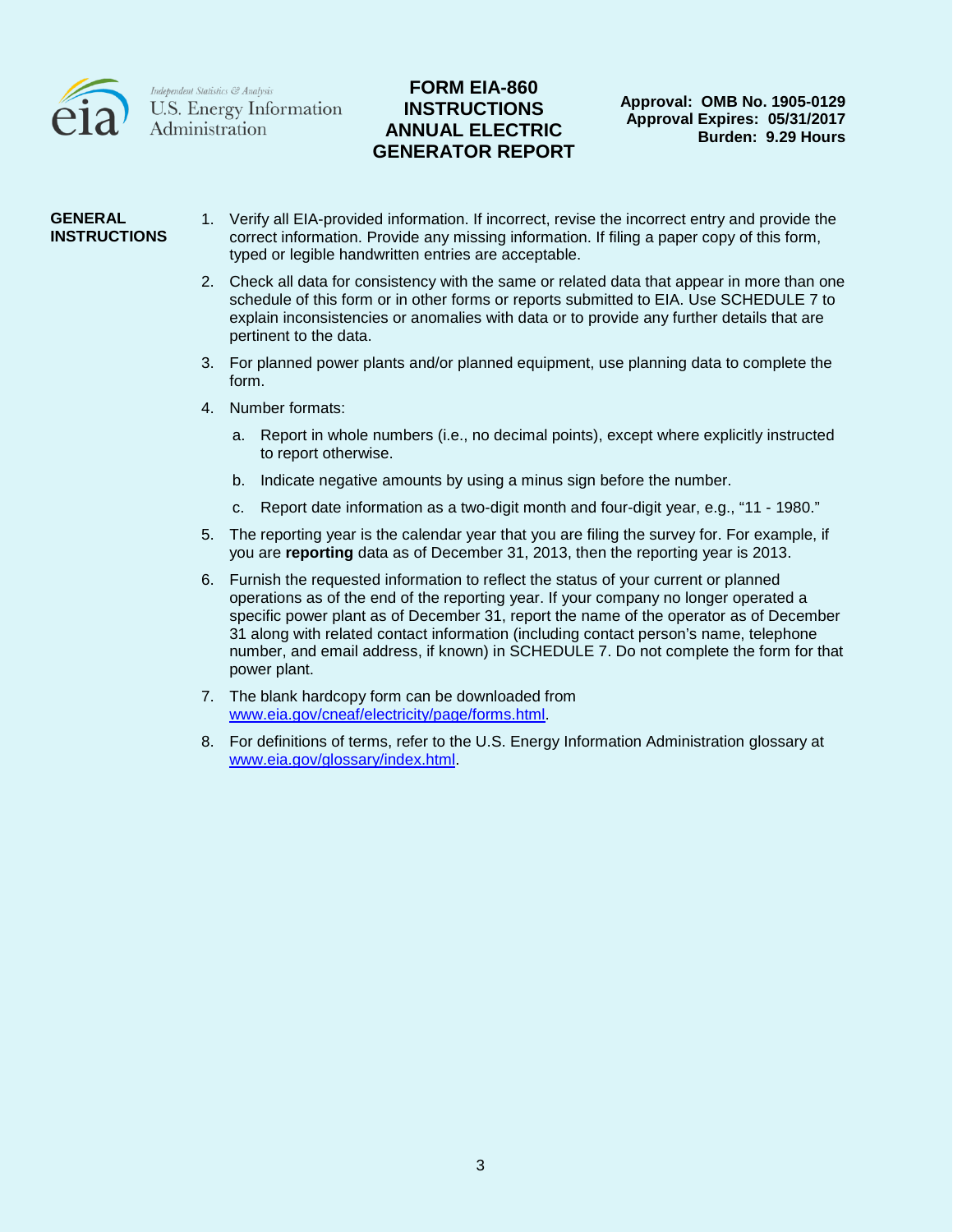Independent Statistics & Analysis
U.S. Energy Information Administration

# FORM EIA-860 INSTRUCTIONS ANNUAL ELECTRIC GENERATOR REPORT

**Approval: OMB No. 1905-0129**
**Approval Expires: 05/31/2017**
**Burden: 9.29 Hours**

## GENERAL INSTRUCTIONS

1. Verify all EIA-provided information. If incorrect, revise the incorrect entry and provide the correct information. Provide any missing information. If filing a paper copy of this form, typed or legible handwritten entries are acceptable.
2. Check all data for consistency with the same or related data that appear in more than one schedule of this form or in other forms or reports submitted to EIA. Use SCHEDULE 7 to explain inconsistencies or anomalies with data or to provide any further details that are pertinent to the data.
3. For planned power plants and/or planned equipment, use planning data to complete the form.
4. Number formats:
   a. Report in whole numbers (i.e., no decimal points), except where explicitly instructed to report otherwise.
   b. Indicate negative amounts by using a minus sign before the number.
   c. Report date information as a two-digit month and four-digit year, e.g., "11 - 1980."
5. The reporting year is the calendar year that you are filing the survey for. For example, if you are **reporting** data as of December 31, 2013, then the reporting year is 2013.
6. Furnish the requested information to reflect the status of your current or planned operations as of the end of the reporting year. If your company no longer operated a specific power plant as of December 31, report the name of the operator as of December 31 along with related contact information (including contact person's name, telephone number, and email address, if known) in SCHEDULE 7. Do not complete the form for that power plant.
7. The blank hardcopy form can be downloaded from www.eia.gov/cneaf/electricity/page/forms.html.
8. For definitions of terms, refer to the U.S. Energy Information Administration glossary at www.eia.gov/glossary/index.html.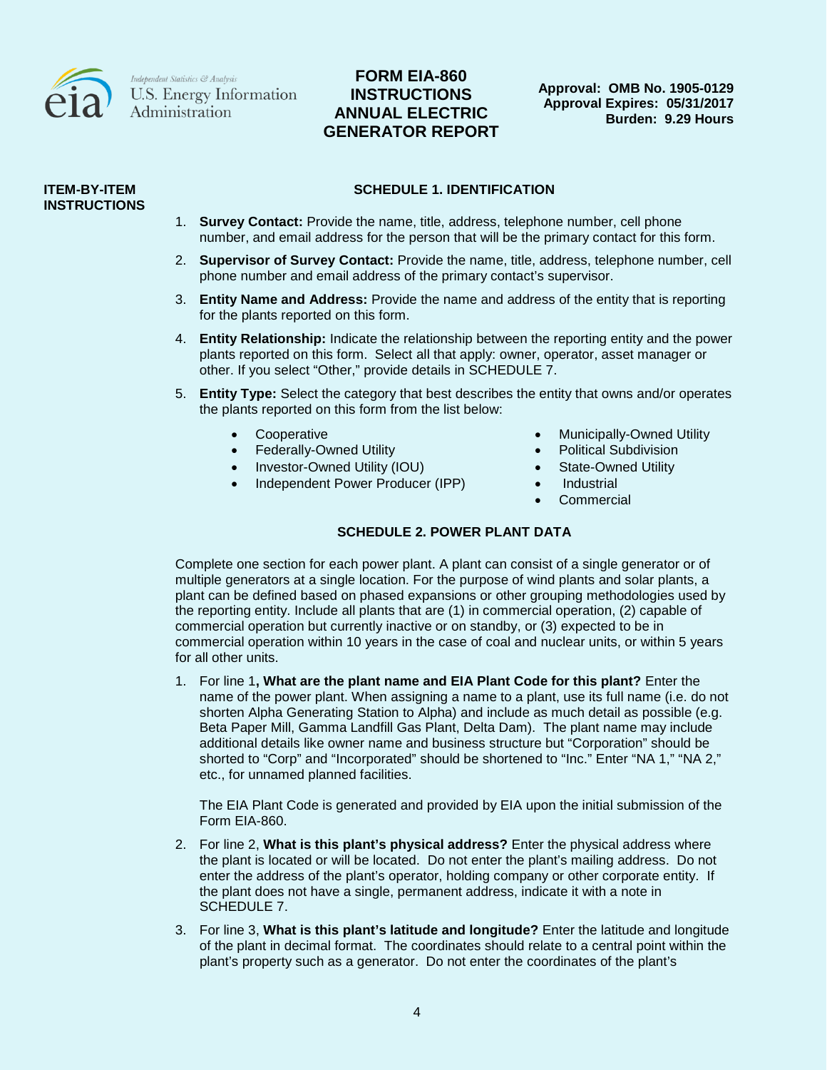# FORM EIA-860 INSTRUCTIONS ANNUAL ELECTRIC GENERATOR REPORT

**Approval: OMB No. 1905-0129**
**Approval Expires: 05/31/2017**
**Burden: 9.29 Hours**

**ITEM-BY-ITEM INSTRUCTIONS**

## SCHEDULE 1. IDENTIFICATION

1. **Survey Contact:** Provide the name, title, address, telephone number, cell phone number, and email address for the person that will be the primary contact for this form.
2. **Supervisor of Survey Contact:** Provide the name, title, address, telephone number, cell phone number and email address of the primary contact's supervisor.
3. **Entity Name and Address:** Provide the name and address of the entity that is reporting for the plants reported on this form.
4. **Entity Relationship:** Indicate the relationship between the reporting entity and the power plants reported on this form. Select all that apply: owner, operator, asset manager or other. If you select "Other," provide details in SCHEDULE 7.
5. **Entity Type:** Select the category that best describes the entity that owns and/or operates the plants reported on this form from the list below:
    - Cooperative
    - Federally-Owned Utility
    - Investor-Owned Utility (IOU)
    - Independent Power Producer (IPP)
    - Municipally-Owned Utility
    - Political Subdivision
    - State-Owned Utility
    - Industrial
    - Commercial

## SCHEDULE 2. POWER PLANT DATA

Complete one section for each power plant. A plant can consist of a single generator or of multiple generators at a single location. For the purpose of wind plants and solar plants, a plant can be defined based on phased expansions or other grouping methodologies used by the reporting entity. Include all plants that are (1) in commercial operation, (2) capable of commercial operation but currently inactive or on standby, or (3) expected to be in commercial operation within 10 years in the case of coal and nuclear units, or within 5 years for all other units.

1. For line 1**, What are the plant name and EIA Plant Code for this plant?** Enter the name of the power plant. When assigning a name to a plant, use its full name (i.e. do not shorten Alpha Generating Station to Alpha) and include as much detail as possible (e.g. Beta Paper Mill, Gamma Landfill Gas Plant, Delta Dam). The plant name may include additional details like owner name and business structure but "Corporation" should be shorted to "Corp" and "Incorporated" should be shortened to "Inc." Enter "NA 1," "NA 2," etc., for unnamed planned facilities.

   The EIA Plant Code is generated and provided by EIA upon the initial submission of the Form EIA-860.
2. For line 2, **What is this plant's physical address?** Enter the physical address where the plant is located or will be located. Do not enter the plant's mailing address. Do not enter the address of the plant's operator, holding company or other corporate entity. If the plant does not have a single, permanent address, indicate it with a note in SCHEDULE 7.
3. For line 3, **What is this plant's latitude and longitude?** Enter the latitude and longitude of the plant in decimal format. The coordinates should relate to a central point within the plant's property such as a generator. Do not enter the coordinates of the plant's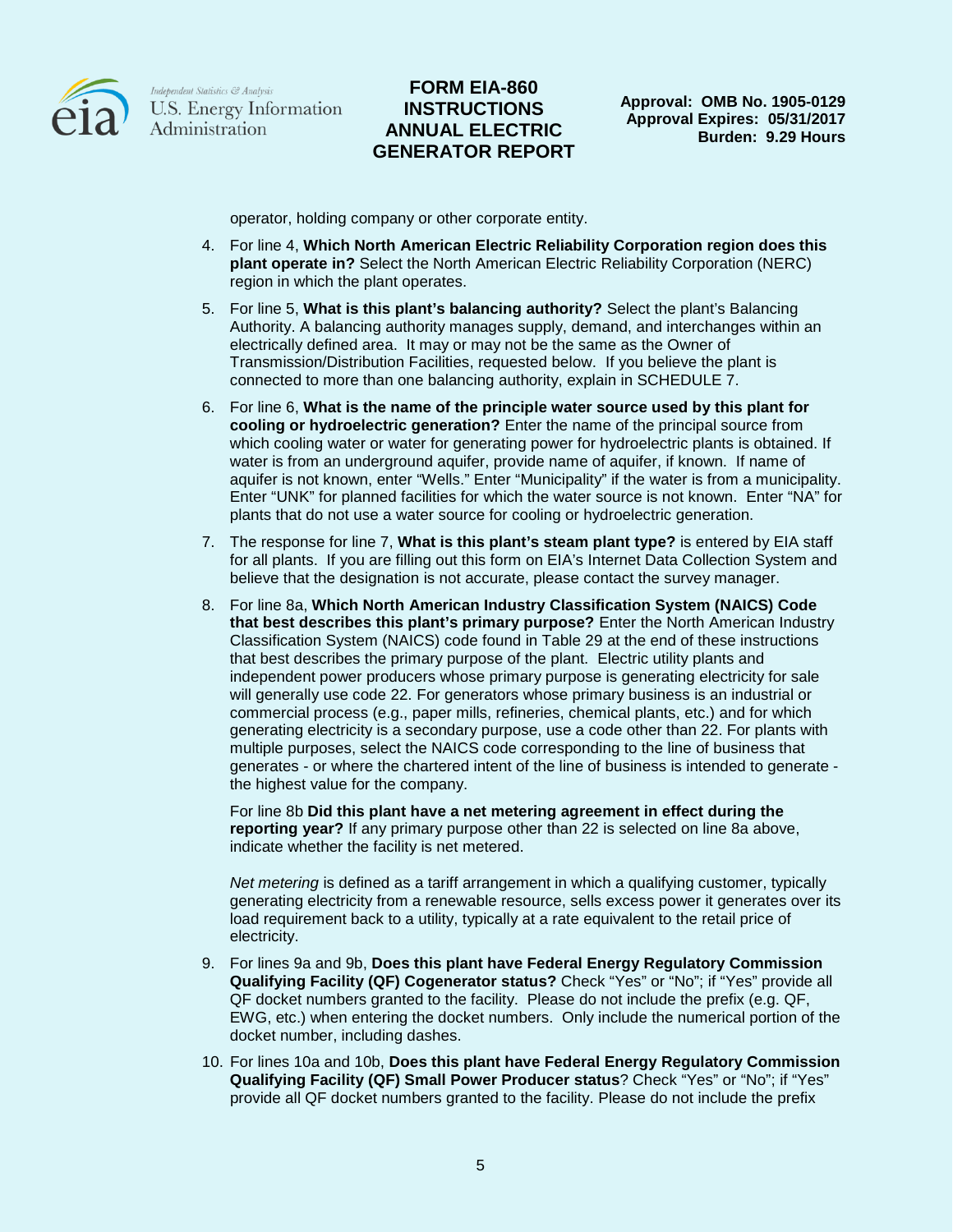operator, holding company or other corporate entity.

4. For line 4, **Which North American Electric Reliability Corporation region does this plant operate in?** Select the North American Electric Reliability Corporation (NERC) region in which the plant operates.
5. For line 5, **What is this plant's balancing authority?** Select the plant's Balancing Authority. A balancing authority manages supply, demand, and interchanges within an electrically defined area. It may or may not be the same as the Owner of Transmission/Distribution Facilities, requested below. If you believe the plant is connected to more than one balancing authority, explain in SCHEDULE 7.
6. For line 6, **What is the name of the principle water source used by this plant for cooling or hydroelectric generation?** Enter the name of the principal source from which cooling water or water for generating power for hydroelectric plants is obtained. If water is from an underground aquifer, provide name of aquifer, if known. If name of aquifer is not known, enter "Wells." Enter "Municipality" if the water is from a municipality. Enter "UNK" for planned facilities for which the water source is not known. Enter "NA" for plants that do not use a water source for cooling or hydroelectric generation.
7. The response for line 7, **What is this plant's steam plant type?** is entered by EIA staff for all plants. If you are filling out this form on EIA's Internet Data Collection System and believe that the designation is not accurate, please contact the survey manager.
8. For line 8a, **Which North American Industry Classification System (NAICS) Code that best describes this plant's primary purpose?** Enter the North American Industry Classification System (NAICS) code found in Table 29 at the end of these instructions that best describes the primary purpose of the plant. Electric utility plants and independent power producers whose primary purpose is generating electricity for sale will generally use code 22. For generators whose primary business is an industrial or commercial process (e.g., paper mills, refineries, chemical plants, etc.) and for which generating electricity is a secondary purpose, use a code other than 22. For plants with multiple purposes, select the NAICS code corresponding to the line of business that generates - or where the chartered intent of the line of business is intended to generate - the highest value for the company.

   For line 8b **Did this plant have a net metering agreement in effect during the reporting year?** If any primary purpose other than 22 is selected on line 8a above, indicate whether the facility is net metered.

   *Net metering* is defined as a tariff arrangement in which a qualifying customer, typically generating electricity from a renewable resource, sells excess power it generates over its load requirement back to a utility, typically at a rate equivalent to the retail price of electricity.
9. For lines 9a and 9b, **Does this plant have Federal Energy Regulatory Commission Qualifying Facility (QF) Cogenerator status?** Check "Yes" or "No"; if "Yes" provide all QF docket numbers granted to the facility. Please do not include the prefix (e.g. QF, EWG, etc.) when entering the docket numbers. Only include the numerical portion of the docket number, including dashes.
10. For lines 10a and 10b, **Does this plant have Federal Energy Regulatory Commission Qualifying Facility (QF) Small Power Producer status**? Check "Yes" or "No"; if "Yes" provide all QF docket numbers granted to the facility. Please do not include the prefix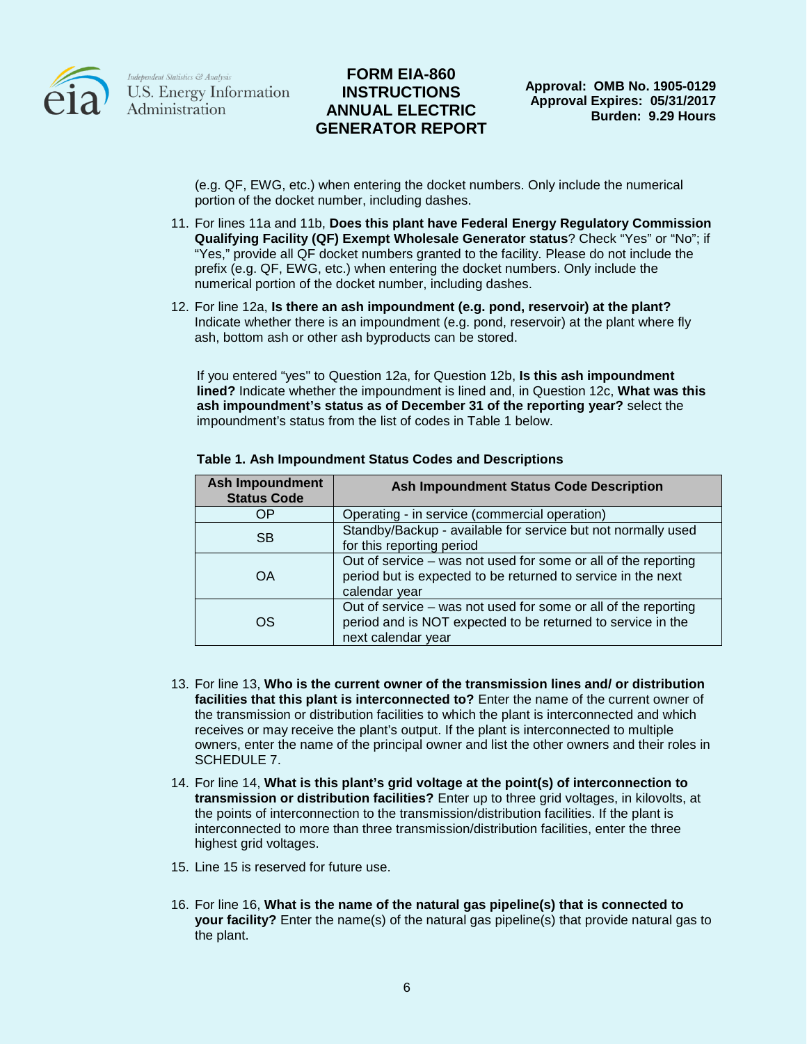(e.g. QF, EWG, etc.) when entering the docket numbers. Only include the numerical portion of the docket number, including dashes.

11. For lines 11a and 11b, **Does this plant have Federal Energy Regulatory Commission Qualifying Facility (QF) Exempt Wholesale Generator status**? Check "Yes" or "No"; if "Yes," provide all QF docket numbers granted to the facility. Please do not include the prefix (e.g. QF, EWG, etc.) when entering the docket numbers. Only include the numerical portion of the docket number, including dashes.

12. For line 12a, **Is there an ash impoundment (e.g. pond, reservoir) at the plant?** Indicate whether there is an impoundment (e.g. pond, reservoir) at the plant where fly ash, bottom ash or other ash byproducts can be stored.

    If you entered "yes" to Question 12a, for Question 12b, **Is this ash impoundment lined?** Indicate whether the impoundment is lined and, in Question 12c, **What was this ash impoundment's status as of December 31 of the reporting year?** select the impoundment's status from the list of codes in Table 1 below.

**Table 1. Ash Impoundment Status Codes and Descriptions**

| Ash Impoundment Status Code | Ash Impoundment Status Code Description |
|---|---|
| OP | Operating - in service (commercial operation) |
| SB | Standby/Backup - available for service but not normally used for this reporting period |
| OA | Out of service – was not used for some or all of the reporting period but is expected to be returned to service in the next calendar year |
| OS | Out of service – was not used for some or all of the reporting period and is NOT expected to be returned to service in the next calendar year |

13. For line 13, **Who is the current owner of the transmission lines and/ or distribution facilities that this plant is interconnected to?** Enter the name of the current owner of the transmission or distribution facilities to which the plant is interconnected and which receives or may receive the plant's output. If the plant is interconnected to multiple owners, enter the name of the principal owner and list the other owners and their roles in SCHEDULE 7.

14. For line 14, **What is this plant's grid voltage at the point(s) of interconnection to transmission or distribution facilities?** Enter up to three grid voltages, in kilovolts, at the points of interconnection to the transmission/distribution facilities. If the plant is interconnected to more than three transmission/distribution facilities, enter the three highest grid voltages.

15. Line 15 is reserved for future use.

16. For line 16, **What is the name of the natural gas pipeline(s) that is connected to your facility?** Enter the name(s) of the natural gas pipeline(s) that provide natural gas to the plant.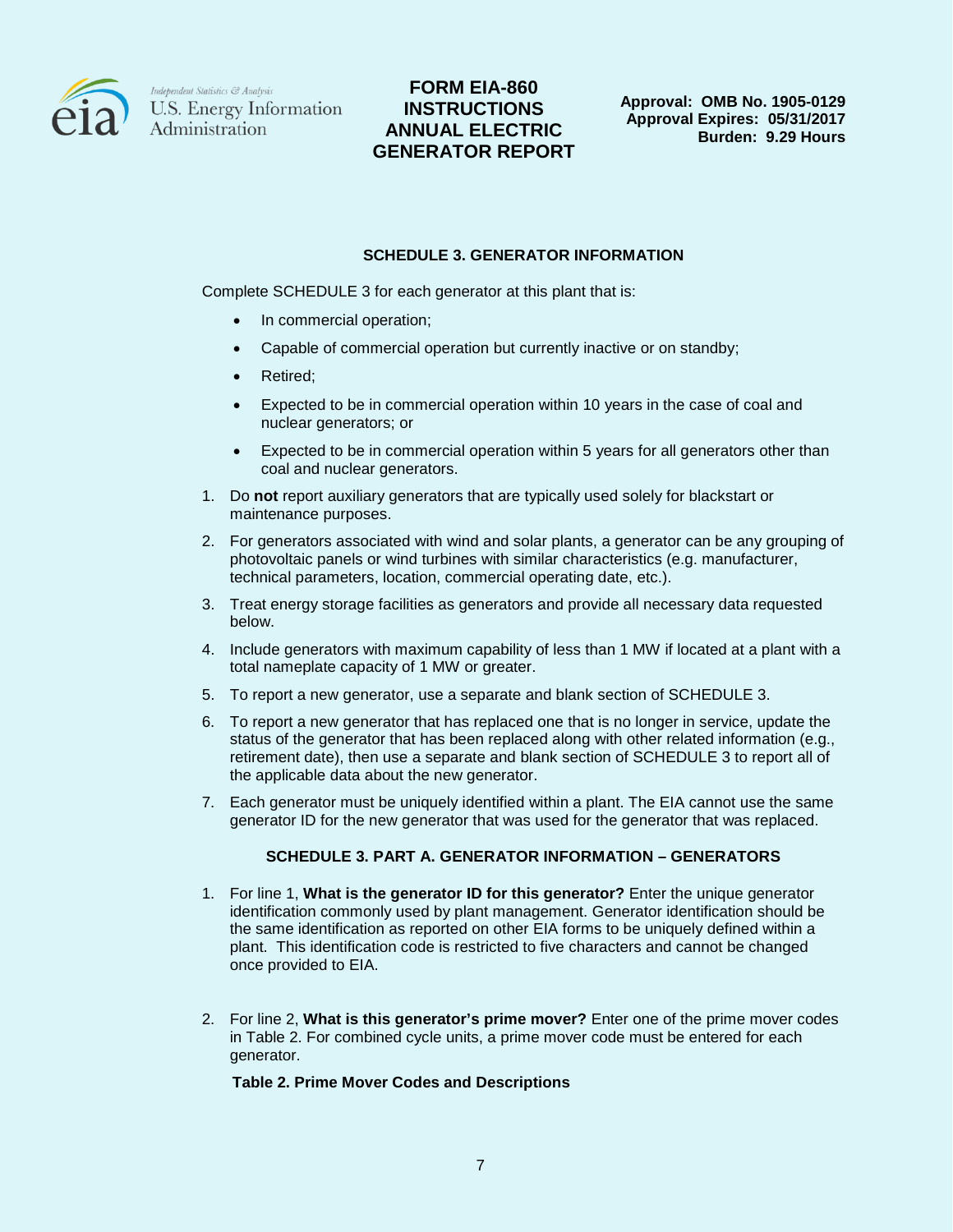## SCHEDULE 3. GENERATOR INFORMATION

Complete SCHEDULE 3 for each generator at this plant that is:

- In commercial operation;
- Capable of commercial operation but currently inactive or on standby;
- Retired;
- Expected to be in commercial operation within 10 years in the case of coal and nuclear generators; or
- Expected to be in commercial operation within 5 years for all generators other than coal and nuclear generators.

1. Do **not** report auxiliary generators that are typically used solely for blackstart or maintenance purposes.
2. For generators associated with wind and solar plants, a generator can be any grouping of photovoltaic panels or wind turbines with similar characteristics (e.g. manufacturer, technical parameters, location, commercial operating date, etc.).
3. Treat energy storage facilities as generators and provide all necessary data requested below.
4. Include generators with maximum capability of less than 1 MW if located at a plant with a total nameplate capacity of 1 MW or greater.
5. To report a new generator, use a separate and blank section of SCHEDULE 3.
6. To report a new generator that has replaced one that is no longer in service, update the status of the generator that has been replaced along with other related information (e.g., retirement date), then use a separate and blank section of SCHEDULE 3 to report all of the applicable data about the new generator.
7. Each generator must be uniquely identified within a plant. The EIA cannot use the same generator ID for the new generator that was used for the generator that was replaced.

### SCHEDULE 3. PART A. GENERATOR INFORMATION – GENERATORS

1. For line 1, **What is the generator ID for this generator?** Enter the unique generator identification commonly used by plant management. Generator identification should be the same identification as reported on other EIA forms to be uniquely defined within a plant. This identification code is restricted to five characters and cannot be changed once provided to EIA.

2. For line 2, **What is this generator's prime mover?** Enter one of the prime mover codes in Table 2. For combined cycle units, a prime mover code must be entered for each generator.

**Table 2. Prime Mover Codes and Descriptions**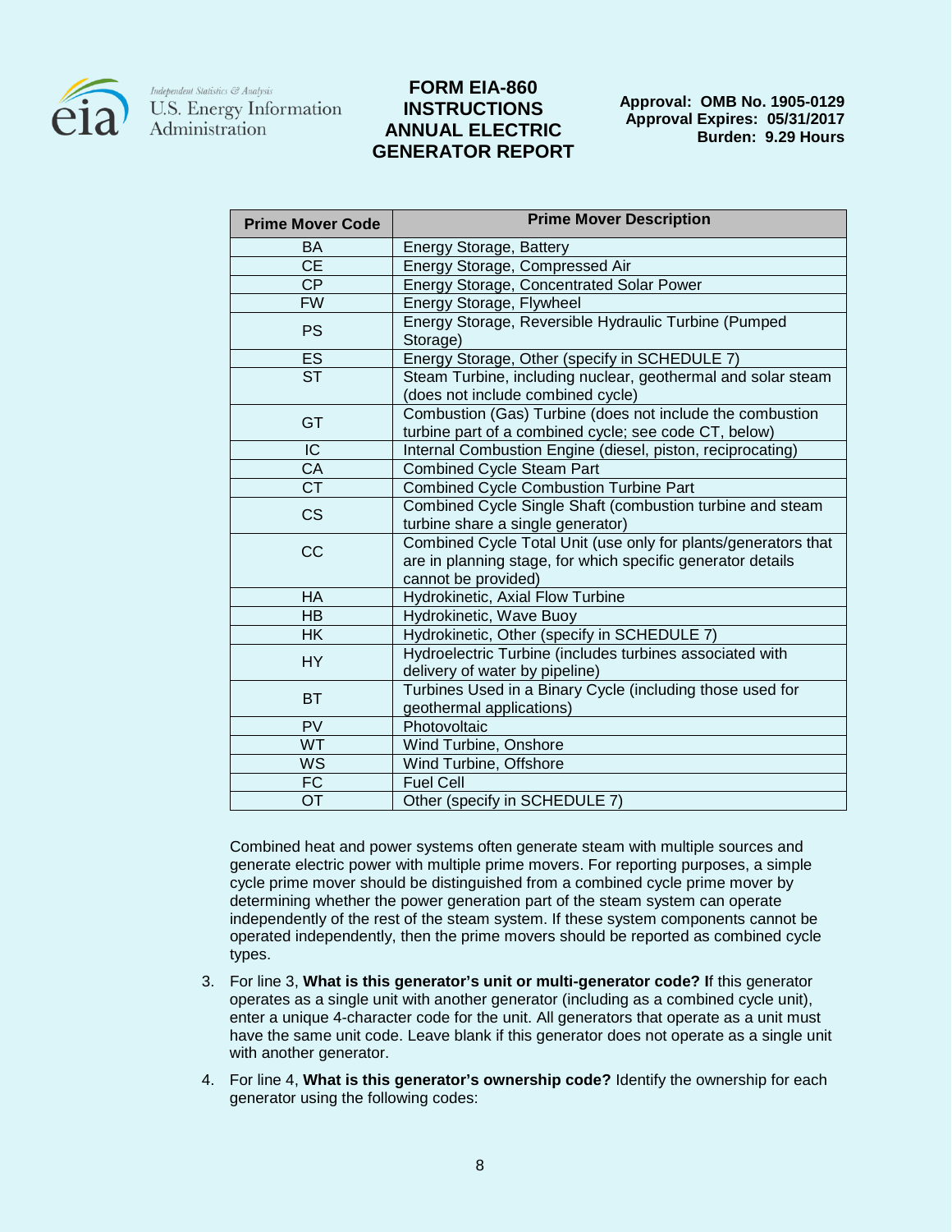| Prime Mover Code | Prime Mover Description |
|---|---|
| BA | Energy Storage, Battery |
| CE | Energy Storage, Compressed Air |
| CP | Energy Storage, Concentrated Solar Power |
| FW | Energy Storage, Flywheel |
| PS | Energy Storage, Reversible Hydraulic Turbine (Pumped Storage) |
| ES | Energy Storage, Other (specify in SCHEDULE 7) |
| ST | Steam Turbine, including nuclear, geothermal and solar steam (does not include combined cycle) |
| GT | Combustion (Gas) Turbine (does not include the combustion turbine part of a combined cycle; see code CT, below) |
| IC | Internal Combustion Engine (diesel, piston, reciprocating) |
| CA | Combined Cycle Steam Part |
| CT | Combined Cycle Combustion Turbine Part |
| CS | Combined Cycle Single Shaft (combustion turbine and steam turbine share a single generator) |
| CC | Combined Cycle Total Unit (use only for plants/generators that are in planning stage, for which specific generator details cannot be provided) |
| HA | Hydrokinetic, Axial Flow Turbine |
| HB | Hydrokinetic, Wave Buoy |
| HK | Hydrokinetic, Other (specify in SCHEDULE 7) |
| HY | Hydroelectric Turbine (includes turbines associated with delivery of water by pipeline) |
| BT | Turbines Used in a Binary Cycle (including those used for geothermal applications) |
| PV | Photovoltaic |
| WT | Wind Turbine, Onshore |
| WS | Wind Turbine, Offshore |
| FC | Fuel Cell |
| OT | Other (specify in SCHEDULE 7) |

Combined heat and power systems often generate steam with multiple sources and generate electric power with multiple prime movers. For reporting purposes, a simple cycle prime mover should be distinguished from a combined cycle prime mover by determining whether the power generation part of the steam system can operate independently of the rest of the steam system. If these system components cannot be operated independently, then the prime movers should be reported as combined cycle types.

3. For line 3, **What is this generator's unit or multi-generator code? I**f this generator operates as a single unit with another generator (including as a combined cycle unit), enter a unique 4-character code for the unit. All generators that operate as a unit must have the same unit code. Leave blank if this generator does not operate as a single unit with another generator.

4. For line 4, **What is this generator's ownership code?** Identify the ownership for each generator using the following codes: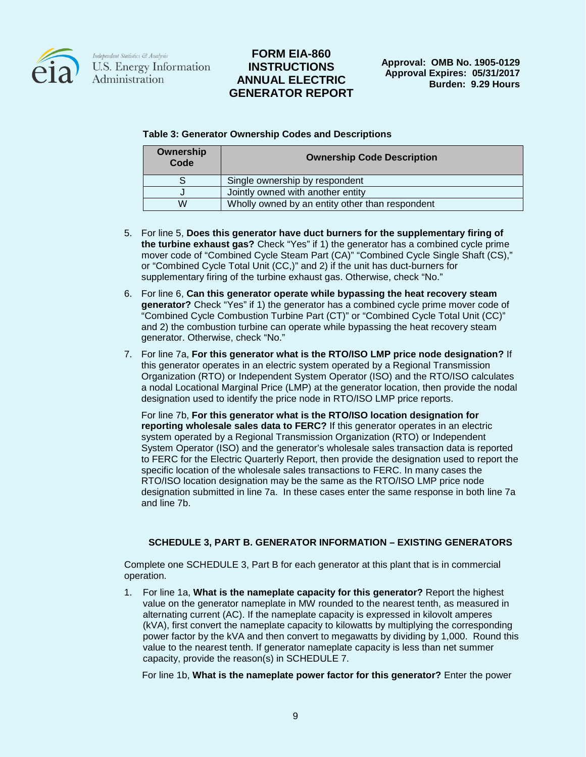**Table 3: Generator Ownership Codes and Descriptions**

| Ownership Code | Ownership Code Description |
|---|---|
| S | Single ownership by respondent |
| J | Jointly owned with another entity |
| W | Wholly owned by an entity other than respondent |

5. For line 5, **Does this generator have duct burners for the supplementary firing of the turbine exhaust gas?** Check "Yes" if 1) the generator has a combined cycle prime mover code of "Combined Cycle Steam Part (CA)" "Combined Cycle Single Shaft (CS)," or "Combined Cycle Total Unit (CC,)" and 2) if the unit has duct-burners for supplementary firing of the turbine exhaust gas. Otherwise, check "No."

6. For line 6, **Can this generator operate while bypassing the heat recovery steam generator?** Check "Yes" if 1) the generator has a combined cycle prime mover code of "Combined Cycle Combustion Turbine Part (CT)" or "Combined Cycle Total Unit (CC)" and 2) the combustion turbine can operate while bypassing the heat recovery steam generator. Otherwise, check "No."

7. For line 7a, **For this generator what is the RTO/ISO LMP price node designation?** If this generator operates in an electric system operated by a Regional Transmission Organization (RTO) or Independent System Operator (ISO) and the RTO/ISO calculates a nodal Locational Marginal Price (LMP) at the generator location, then provide the nodal designation used to identify the price node in RTO/ISO LMP price reports.

   For line 7b, **For this generator what is the RTO/ISO location designation for reporting wholesale sales data to FERC?** If this generator operates in an electric system operated by a Regional Transmission Organization (RTO) or Independent System Operator (ISO) and the generator's wholesale sales transaction data is reported to FERC for the Electric Quarterly Report, then provide the designation used to report the specific location of the wholesale sales transactions to FERC. In many cases the RTO/ISO location designation may be the same as the RTO/ISO LMP price node designation submitted in line 7a. In these cases enter the same response in both line 7a and line 7b.

## SCHEDULE 3, PART B. GENERATOR INFORMATION – EXISTING GENERATORS

Complete one SCHEDULE 3, Part B for each generator at this plant that is in commercial operation.

1. For line 1a, **What is the nameplate capacity for this generator?** Report the highest value on the generator nameplate in MW rounded to the nearest tenth, as measured in alternating current (AC). If the nameplate capacity is expressed in kilovolt amperes (kVA), first convert the nameplate capacity to kilowatts by multiplying the corresponding power factor by the kVA and then convert to megawatts by dividing by 1,000. Round this value to the nearest tenth. If generator nameplate capacity is less than net summer capacity, provide the reason(s) in SCHEDULE 7.

   For line 1b, **What is the nameplate power factor for this generator?** Enter the power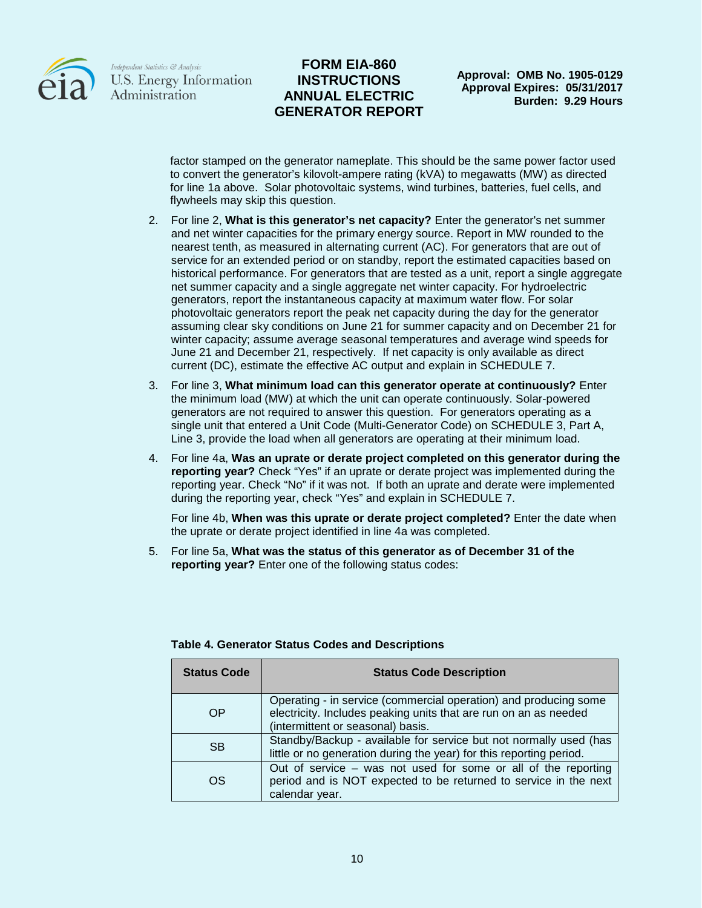factor stamped on the generator nameplate. This should be the same power factor used to convert the generator's kilovolt-ampere rating (kVA) to megawatts (MW) as directed for line 1a above. Solar photovoltaic systems, wind turbines, batteries, fuel cells, and flywheels may skip this question.

2. For line 2, **What is this generator's net capacity?** Enter the generator's net summer and net winter capacities for the primary energy source. Report in MW rounded to the nearest tenth, as measured in alternating current (AC). For generators that are out of service for an extended period or on standby, report the estimated capacities based on historical performance. For generators that are tested as a unit, report a single aggregate net summer capacity and a single aggregate net winter capacity. For hydroelectric generators, report the instantaneous capacity at maximum water flow. For solar photovoltaic generators report the peak net capacity during the day for the generator assuming clear sky conditions on June 21 for summer capacity and on December 21 for winter capacity; assume average seasonal temperatures and average wind speeds for June 21 and December 21, respectively. If net capacity is only available as direct current (DC), estimate the effective AC output and explain in SCHEDULE 7.

3. For line 3, **What minimum load can this generator operate at continuously?** Enter the minimum load (MW) at which the unit can operate continuously. Solar-powered generators are not required to answer this question. For generators operating as a single unit that entered a Unit Code (Multi-Generator Code) on SCHEDULE 3, Part A, Line 3, provide the load when all generators are operating at their minimum load.

4. For line 4a, **Was an uprate or derate project completed on this generator during the reporting year?** Check "Yes" if an uprate or derate project was implemented during the reporting year. Check "No" if it was not. If both an uprate and derate were implemented during the reporting year, check "Yes" and explain in SCHEDULE 7.

   For line 4b, **When was this uprate or derate project completed?** Enter the date when the uprate or derate project identified in line 4a was completed.

5. For line 5a, **What was the status of this generator as of December 31 of the reporting year?** Enter one of the following status codes:

**Table 4. Generator Status Codes and Descriptions**

| Status Code | Status Code Description |
| --- | --- |
| OP | Operating - in service (commercial operation) and producing some electricity. Includes peaking units that are run on an as needed (intermittent or seasonal) basis. |
| SB | Standby/Backup - available for service but not normally used (has little or no generation during the year) for this reporting period. |
| OS | Out of service – was not used for some or all of the reporting period and is NOT expected to be returned to service in the next calendar year. |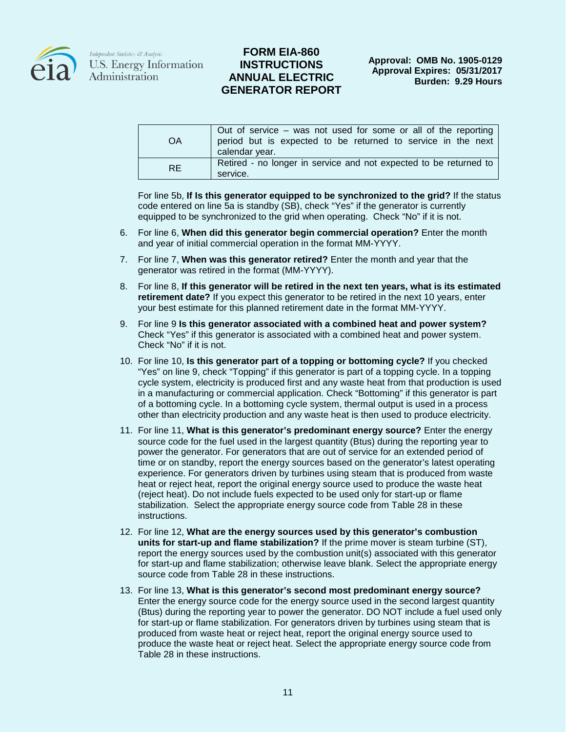| OA | Out of service – was not used for some or all of the reporting period but is expected to be returned to service in the next calendar year. |
|---|---|
| RE | Retired - no longer in service and not expected to be returned to service. |

For line 5b, **If Is this generator equipped to be synchronized to the grid?** If the status code entered on line 5a is standby (SB), check "Yes" if the generator is currently equipped to be synchronized to the grid when operating. Check "No" if it is not.

6. For line 6, **When did this generator begin commercial operation?** Enter the month and year of initial commercial operation in the format MM-YYYY.

7. For line 7, **When was this generator retired?** Enter the month and year that the generator was retired in the format (MM-YYYY).

8. For line 8, **If this generator will be retired in the next ten years, what is its estimated retirement date?** If you expect this generator to be retired in the next 10 years, enter your best estimate for this planned retirement date in the format MM-YYYY.

9. For line 9 **Is this generator associated with a combined heat and power system?** Check "Yes" if this generator is associated with a combined heat and power system. Check "No" if it is not.

10. For line 10, **Is this generator part of a topping or bottoming cycle?** If you checked "Yes" on line 9, check "Topping" if this generator is part of a topping cycle. In a topping cycle system, electricity is produced first and any waste heat from that production is used in a manufacturing or commercial application. Check "Bottoming" if this generator is part of a bottoming cycle. In a bottoming cycle system, thermal output is used in a process other than electricity production and any waste heat is then used to produce electricity.

11. For line 11, **What is this generator's predominant energy source?** Enter the energy source code for the fuel used in the largest quantity (Btus) during the reporting year to power the generator. For generators that are out of service for an extended period of time or on standby, report the energy sources based on the generator's latest operating experience. For generators driven by turbines using steam that is produced from waste heat or reject heat, report the original energy source used to produce the waste heat (reject heat). Do not include fuels expected to be used only for start-up or flame stabilization. Select the appropriate energy source code from Table 28 in these instructions.

12. For line 12, **What are the energy sources used by this generator's combustion units for start-up and flame stabilization?** If the prime mover is steam turbine (ST), report the energy sources used by the combustion unit(s) associated with this generator for start-up and flame stabilization; otherwise leave blank. Select the appropriate energy source code from Table 28 in these instructions.

13. For line 13, **What is this generator's second most predominant energy source?** Enter the energy source code for the energy source used in the second largest quantity (Btus) during the reporting year to power the generator. DO NOT include a fuel used only for start-up or flame stabilization. For generators driven by turbines using steam that is produced from waste heat or reject heat, report the original energy source used to produce the waste heat or reject heat. Select the appropriate energy source code from Table 28 in these instructions.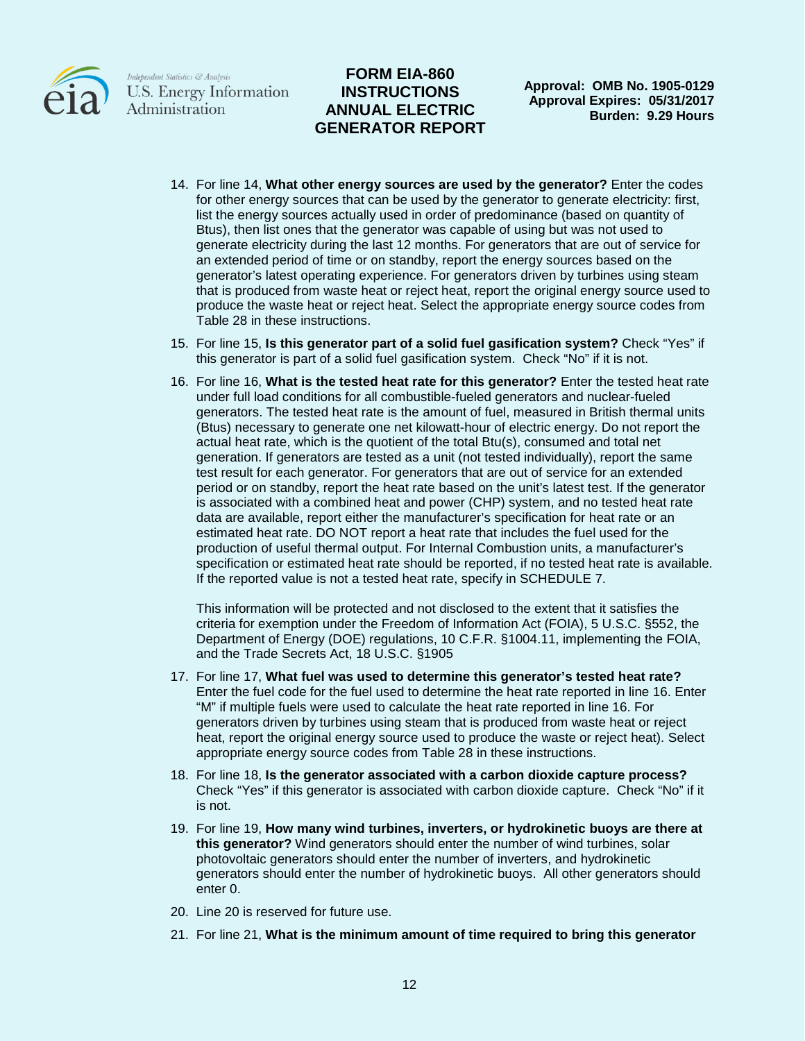14. For line 14, **What other energy sources are used by the generator?** Enter the codes for other energy sources that can be used by the generator to generate electricity: first, list the energy sources actually used in order of predominance (based on quantity of Btus), then list ones that the generator was capable of using but was not used to generate electricity during the last 12 months. For generators that are out of service for an extended period of time or on standby, report the energy sources based on the generator's latest operating experience. For generators driven by turbines using steam that is produced from waste heat or reject heat, report the original energy source used to produce the waste heat or reject heat. Select the appropriate energy source codes from Table 28 in these instructions.

15. For line 15, **Is this generator part of a solid fuel gasification system?** Check "Yes" if this generator is part of a solid fuel gasification system. Check "No" if it is not.

16. For line 16, **What is the tested heat rate for this generator?** Enter the tested heat rate under full load conditions for all combustible-fueled generators and nuclear-fueled generators. The tested heat rate is the amount of fuel, measured in British thermal units (Btus) necessary to generate one net kilowatt-hour of electric energy. Do not report the actual heat rate, which is the quotient of the total Btu(s), consumed and total net generation. If generators are tested as a unit (not tested individually), report the same test result for each generator. For generators that are out of service for an extended period or on standby, report the heat rate based on the unit's latest test. If the generator is associated with a combined heat and power (CHP) system, and no tested heat rate data are available, report either the manufacturer's specification for heat rate or an estimated heat rate. DO NOT report a heat rate that includes the fuel used for the production of useful thermal output. For Internal Combustion units, a manufacturer's specification or estimated heat rate should be reported, if no tested heat rate is available. If the reported value is not a tested heat rate, specify in SCHEDULE 7.

    This information will be protected and not disclosed to the extent that it satisfies the criteria for exemption under the Freedom of Information Act (FOIA), 5 U.S.C. §552, the Department of Energy (DOE) regulations, 10 C.F.R. §1004.11, implementing the FOIA, and the Trade Secrets Act, 18 U.S.C. §1905

17. For line 17, **What fuel was used to determine this generator's tested heat rate?** Enter the fuel code for the fuel used to determine the heat rate reported in line 16. Enter "M" if multiple fuels were used to calculate the heat rate reported in line 16. For generators driven by turbines using steam that is produced from waste heat or reject heat, report the original energy source used to produce the waste or reject heat). Select appropriate energy source codes from Table 28 in these instructions.

18. For line 18, **Is the generator associated with a carbon dioxide capture process?** Check "Yes" if this generator is associated with carbon dioxide capture. Check "No" if it is not.

19. For line 19, **How many wind turbines, inverters, or hydrokinetic buoys are there at this generator?** Wind generators should enter the number of wind turbines, solar photovoltaic generators should enter the number of inverters, and hydrokinetic generators should enter the number of hydrokinetic buoys. All other generators should enter 0.

20. Line 20 is reserved for future use.

21. For line 21, **What is the minimum amount of time required to bring this generator**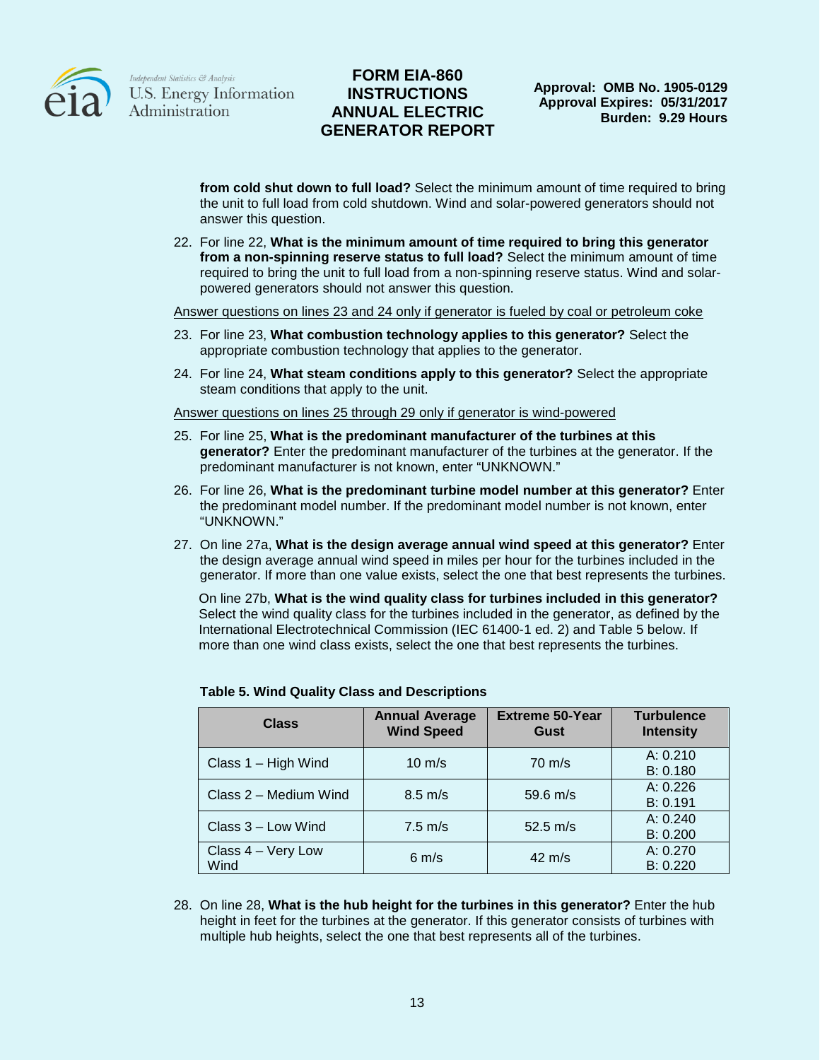**from cold shut down to full load?** Select the minimum amount of time required to bring the unit to full load from cold shutdown. Wind and solar-powered generators should not answer this question.

22. For line 22, **What is the minimum amount of time required to bring this generator from a non-spinning reserve status to full load?** Select the minimum amount of time required to bring the unit to full load from a non-spinning reserve status. Wind and solar-powered generators should not answer this question.

<u>Answer questions on lines 23 and 24 only if generator is fueled by coal or petroleum coke</u>

23. For line 23, **What combustion technology applies to this generator?** Select the appropriate combustion technology that applies to the generator.

24. For line 24, **What steam conditions apply to this generator?** Select the appropriate steam conditions that apply to the unit.

<u>Answer questions on lines 25 through 29 only if generator is wind-powered</u>

25. For line 25, **What is the predominant manufacturer of the turbines at this generator?** Enter the predominant manufacturer of the turbines at the generator. If the predominant manufacturer is not known, enter "UNKNOWN."

26. For line 26, **What is the predominant turbine model number at this generator?** Enter the predominant model number. If the predominant model number is not known, enter "UNKNOWN."

27. On line 27a, **What is the design average annual wind speed at this generator?** Enter the design average annual wind speed in miles per hour for the turbines included in the generator. If more than one value exists, select the one that best represents the turbines.

    On line 27b, **What is the wind quality class for turbines included in this generator?** Select the wind quality class for the turbines included in the generator, as defined by the International Electrotechnical Commission (IEC 61400-1 ed. 2) and Table 5 below. If more than one wind class exists, select the one that best represents the turbines.

**Table 5. Wind Quality Class and Descriptions**

| Class | Annual Average Wind Speed | Extreme 50-Year Gust | Turbulence Intensity |
|---|---|---|---|
| Class 1 – High Wind | 10 m/s | 70 m/s | A: 0.210<br>B: 0.180 |
| Class 2 – Medium Wind | 8.5 m/s | 59.6 m/s | A: 0.226<br>B: 0.191 |
| Class 3 – Low Wind | 7.5 m/s | 52.5 m/s | A: 0.240<br>B: 0.200 |
| Class 4 – Very Low Wind | 6 m/s | 42 m/s | A: 0.270<br>B: 0.220 |

28. On line 28, **What is the hub height for the turbines in this generator?** Enter the hub height in feet for the turbines at the generator. If this generator consists of turbines with multiple hub heights, select the one that best represents all of the turbines.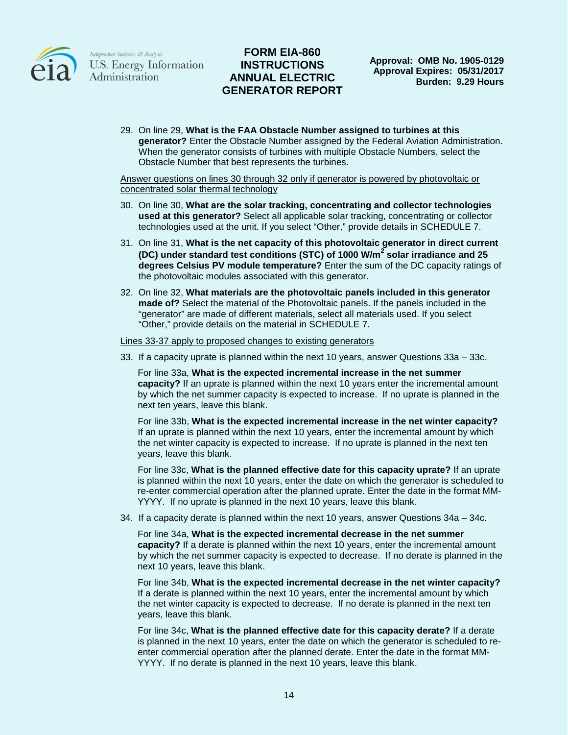29. On line 29, **What is the FAA Obstacle Number assigned to turbines at this generator?** Enter the Obstacle Number assigned by the Federal Aviation Administration. When the generator consists of turbines with multiple Obstacle Numbers, select the Obstacle Number that best represents the turbines.

<u>Answer questions on lines 30 through 32 only if generator is powered by photovoltaic or concentrated solar thermal technology</u>

30. On line 30, **What are the solar tracking, concentrating and collector technologies used at this generator?** Select all applicable solar tracking, concentrating or collector technologies used at the unit. If you select "Other," provide details in SCHEDULE 7.
31. On line 31, **What is the net capacity of this photovoltaic generator in direct current (DC) under standard test conditions (STC) of 1000 W/m$^2$ solar irradiance and 25 degrees Celsius PV module temperature?** Enter the sum of the DC capacity ratings of the photovoltaic modules associated with this generator.
32. On line 32, **What materials are the photovoltaic panels included in this generator made of?** Select the material of the Photovoltaic panels. If the panels included in the "generator" are made of different materials, select all materials used. If you select "Other," provide details on the material in SCHEDULE 7.

<u>Lines 33-37 apply to proposed changes to existing generators</u>

33. If a capacity uprate is planned within the next 10 years, answer Questions 33a – 33c.

    For line 33a, **What is the expected incremental increase in the net summer capacity?** If an uprate is planned within the next 10 years enter the incremental amount by which the net summer capacity is expected to increase. If no uprate is planned in the next ten years, leave this blank.

    For line 33b, **What is the expected incremental increase in the net winter capacity?** If an uprate is planned within the next 10 years, enter the incremental amount by which the net winter capacity is expected to increase. If no uprate is planned in the next ten years, leave this blank.

    For line 33c, **What is the planned effective date for this capacity uprate?** If an uprate is planned within the next 10 years, enter the date on which the generator is scheduled to re-enter commercial operation after the planned uprate. Enter the date in the format MM-YYYY. If no uprate is planned in the next 10 years, leave this blank.

34. If a capacity derate is planned within the next 10 years, answer Questions 34a – 34c.

    For line 34a, **What is the expected incremental decrease in the net summer capacity?** If a derate is planned within the next 10 years, enter the incremental amount by which the net summer capacity is expected to decrease. If no derate is planned in the next 10 years, leave this blank.

    For line 34b, **What is the expected incremental decrease in the net winter capacity?** If a derate is planned within the next 10 years, enter the incremental amount by which the net winter capacity is expected to decrease. If no derate is planned in the next ten years, leave this blank.

    For line 34c, **What is the planned effective date for this capacity derate?** If a derate is planned in the next 10 years, enter the date on which the generator is scheduled to re-enter commercial operation after the planned derate. Enter the date in the format MM-YYYY. If no derate is planned in the next 10 years, leave this blank.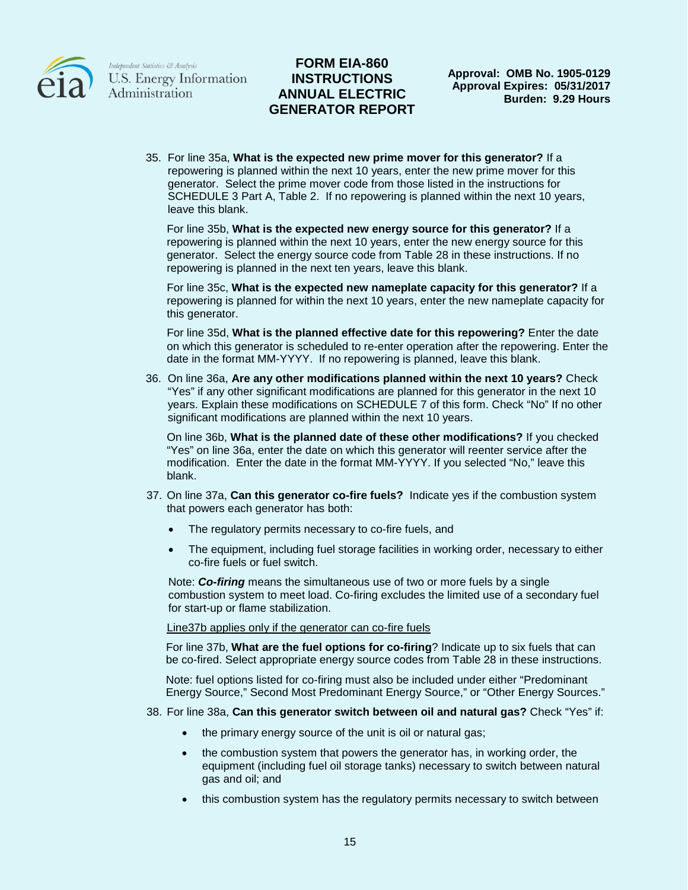35. For line 35a, **What is the expected new prime mover for this generator?** If a repowering is planned within the next 10 years, enter the new prime mover for this generator. Select the prime mover code from those listed in the instructions for SCHEDULE 3 Part A, Table 2. If no repowering is planned within the next 10 years, leave this blank.

    For line 35b, **What is the expected new energy source for this generator?** If a repowering is planned within the next 10 years, enter the new energy source for this generator. Select the energy source code from Table 28 in these instructions. If no repowering is planned in the next ten years, leave this blank.

    For line 35c, **What is the expected new nameplate capacity for this generator?** If a repowering is planned for within the next 10 years, enter the new nameplate capacity for this generator.

    For line 35d, **What is the planned effective date for this repowering?** Enter the date on which this generator is scheduled to re-enter operation after the repowering. Enter the date in the format MM-YYYY. If no repowering is planned, leave this blank.

36. On line 36a, **Are any other modifications planned within the next 10 years?** Check "Yes" if any other significant modifications are planned for this generator in the next 10 years. Explain these modifications on SCHEDULE 7 of this form. Check "No" If no other significant modifications are planned within the next 10 years.

    On line 36b, **What is the planned date of these other modifications?** If you checked "Yes" on line 36a, enter the date on which this generator will reenter service after the modification. Enter the date in the format MM-YYYY. If you selected "No," leave this blank.

37. On line 37a, **Can this generator co-fire fuels?** Indicate yes if the combustion system that powers each generator has both:

    - The regulatory permits necessary to co-fire fuels, and
    - The equipment, including fuel storage facilities in working order, necessary to either co-fire fuels or fuel switch.

    Note: ***Co-firing*** means the simultaneous use of two or more fuels by a single combustion system to meet load. Co-firing excludes the limited use of a secondary fuel for start-up or flame stabilization.

    <u>Line37b applies only if the generator can co-fire fuels</u>

    For line 37b, **What are the fuel options for co-firing**? Indicate up to six fuels that can be co-fired. Select appropriate energy source codes from Table 28 in these instructions.

    Note: fuel options listed for co-firing must also be included under either "Predominant Energy Source," Second Most Predominant Energy Source," or "Other Energy Sources."

38. For line 38a, **Can this generator switch between oil and natural gas?** Check "Yes" if:

    - the primary energy source of the unit is oil or natural gas;
    - the combustion system that powers the generator has, in working order, the equipment (including fuel oil storage tanks) necessary to switch between natural gas and oil; and
    - this combustion system has the regulatory permits necessary to switch between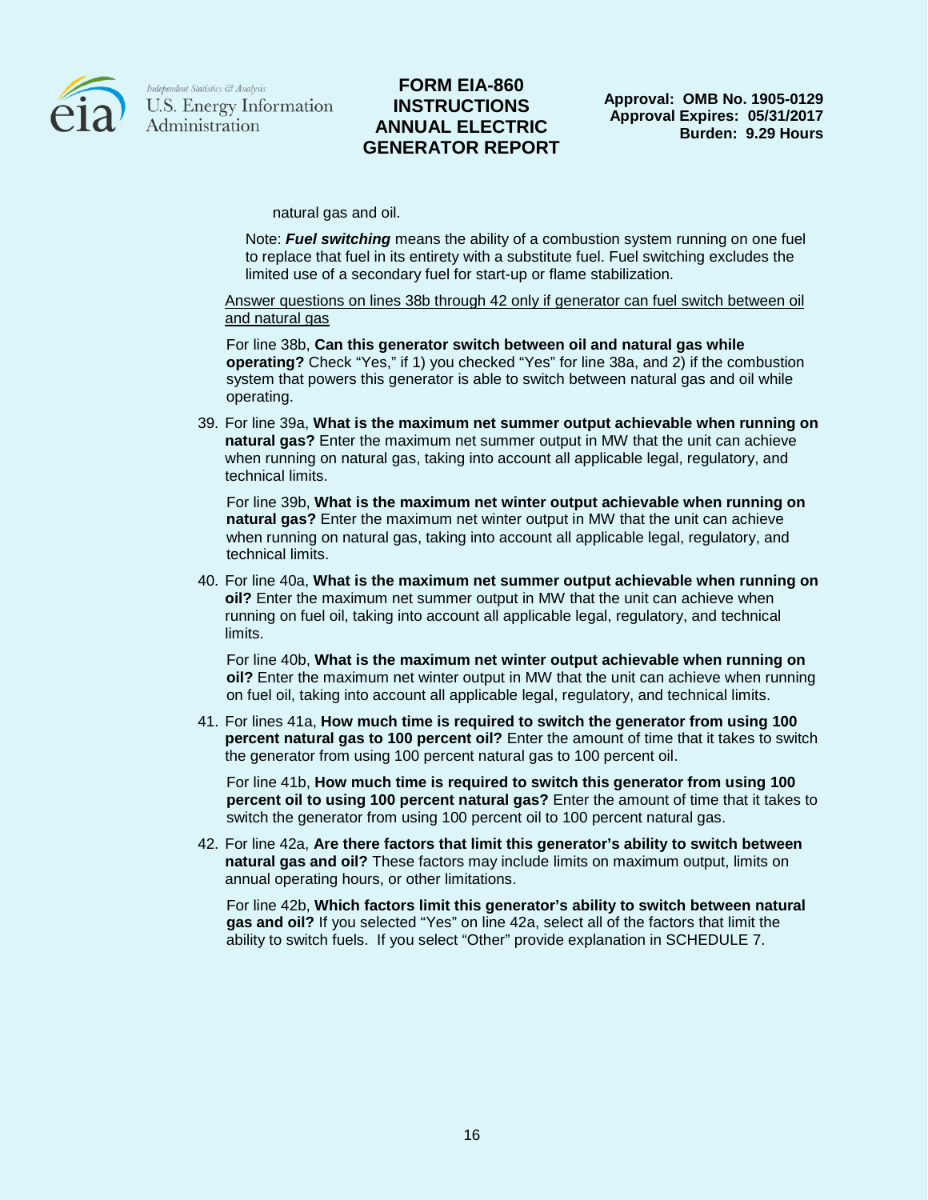natural gas and oil.

Note: ***Fuel switching*** means the ability of a combustion system running on one fuel to replace that fuel in its entirety with a substitute fuel. Fuel switching excludes the limited use of a secondary fuel for start-up or flame stabilization.

<u>Answer questions on lines 38b through 42 only if generator can fuel switch between oil and natural gas</u>

For line 38b, **Can this generator switch between oil and natural gas while operating?** Check "Yes," if 1) you checked "Yes" for line 38a, and 2) if the combustion system that powers this generator is able to switch between natural gas and oil while operating.

39. For line 39a, **What is the maximum net summer output achievable when running on natural gas?** Enter the maximum net summer output in MW that the unit can achieve when running on natural gas, taking into account all applicable legal, regulatory, and technical limits.

    For line 39b, **What is the maximum net winter output achievable when running on natural gas?** Enter the maximum net winter output in MW that the unit can achieve when running on natural gas, taking into account all applicable legal, regulatory, and technical limits.

40. For line 40a, **What is the maximum net summer output achievable when running on oil?** Enter the maximum net summer output in MW that the unit can achieve when running on fuel oil, taking into account all applicable legal, regulatory, and technical limits.

    For line 40b, **What is the maximum net winter output achievable when running on oil?** Enter the maximum net winter output in MW that the unit can achieve when running on fuel oil, taking into account all applicable legal, regulatory, and technical limits.

41. For lines 41a, **How much time is required to switch the generator from using 100 percent natural gas to 100 percent oil?** Enter the amount of time that it takes to switch the generator from using 100 percent natural gas to 100 percent oil.

    For line 41b, **How much time is required to switch this generator from using 100 percent oil to using 100 percent natural gas?** Enter the amount of time that it takes to switch the generator from using 100 percent oil to 100 percent natural gas.

42. For line 42a, **Are there factors that limit this generator's ability to switch between natural gas and oil?** These factors may include limits on maximum output, limits on annual operating hours, or other limitations.

    For line 42b, **Which factors limit this generator's ability to switch between natural gas and oil?** If you selected "Yes" on line 42a, select all of the factors that limit the ability to switch fuels. If you select "Other" provide explanation in SCHEDULE 7.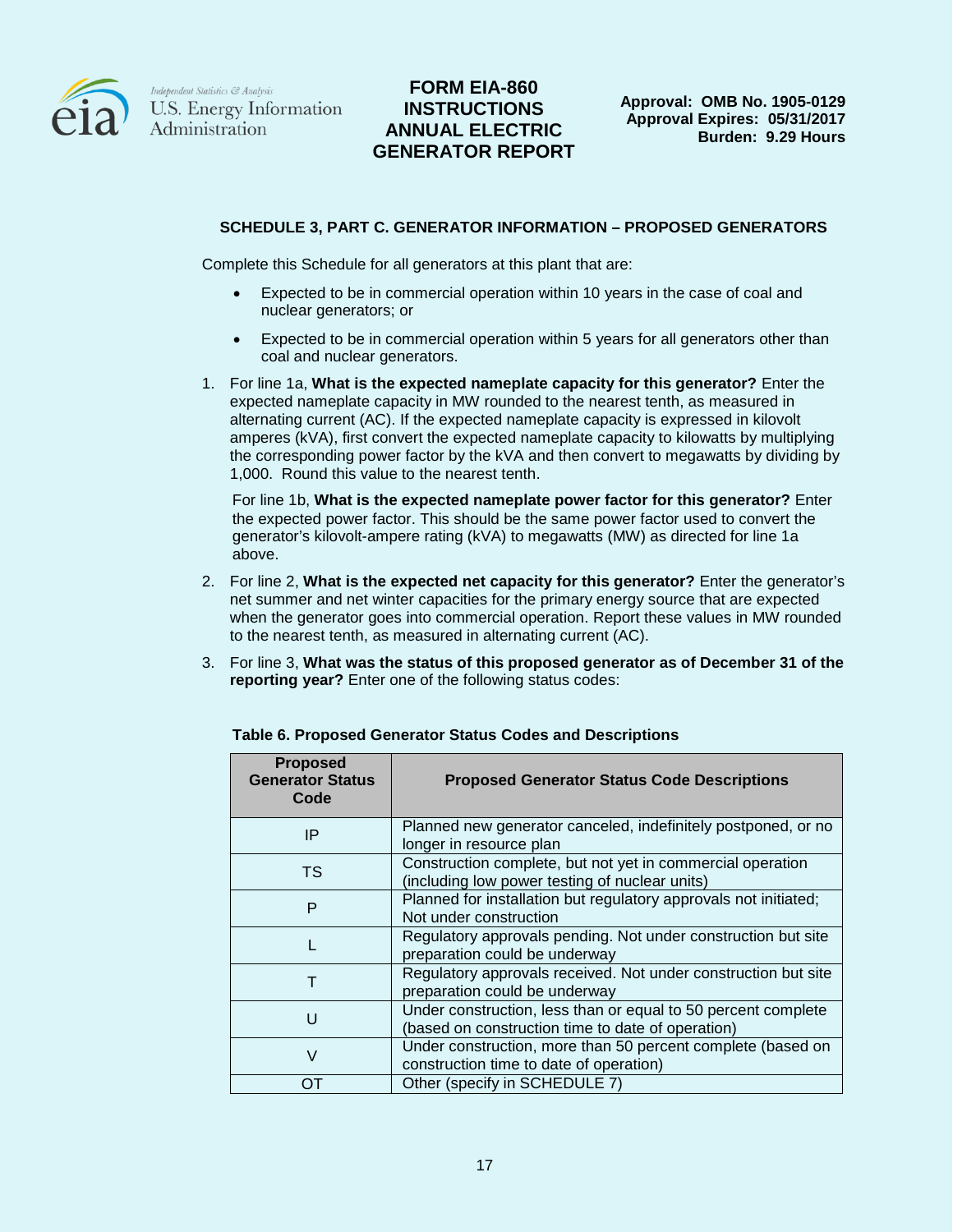### SCHEDULE 3, PART C. GENERATOR INFORMATION – PROPOSED GENERATORS

Complete this Schedule for all generators at this plant that are:

- Expected to be in commercial operation within 10 years in the case of coal and nuclear generators; or
- Expected to be in commercial operation within 5 years for all generators other than coal and nuclear generators.

1. For line 1a, **What is the expected nameplate capacity for this generator?** Enter the expected nameplate capacity in MW rounded to the nearest tenth, as measured in alternating current (AC). If the expected nameplate capacity is expressed in kilovolt amperes (kVA), first convert the expected nameplate capacity to kilowatts by multiplying the corresponding power factor by the kVA and then convert to megawatts by dividing by 1,000. Round this value to the nearest tenth.

   For line 1b, **What is the expected nameplate power factor for this generator?** Enter the expected power factor. This should be the same power factor used to convert the generator's kilovolt-ampere rating (kVA) to megawatts (MW) as directed for line 1a above.

2. For line 2, **What is the expected net capacity for this generator?** Enter the generator's net summer and net winter capacities for the primary energy source that are expected when the generator goes into commercial operation. Report these values in MW rounded to the nearest tenth, as measured in alternating current (AC).

3. For line 3, **What was the status of this proposed generator as of December 31 of the reporting year?** Enter one of the following status codes:

**Table 6. Proposed Generator Status Codes and Descriptions**

| Proposed Generator Status Code | Proposed Generator Status Code Descriptions |
|---|---|
| IP | Planned new generator canceled, indefinitely postponed, or no longer in resource plan |
| TS | Construction complete, but not yet in commercial operation (including low power testing of nuclear units) |
| P | Planned for installation but regulatory approvals not initiated; Not under construction |
| L | Regulatory approvals pending. Not under construction but site preparation could be underway |
| T | Regulatory approvals received. Not under construction but site preparation could be underway |
| U | Under construction, less than or equal to 50 percent complete (based on construction time to date of operation) |
| V | Under construction, more than 50 percent complete (based on construction time to date of operation) |
| OT | Other (specify in SCHEDULE 7) |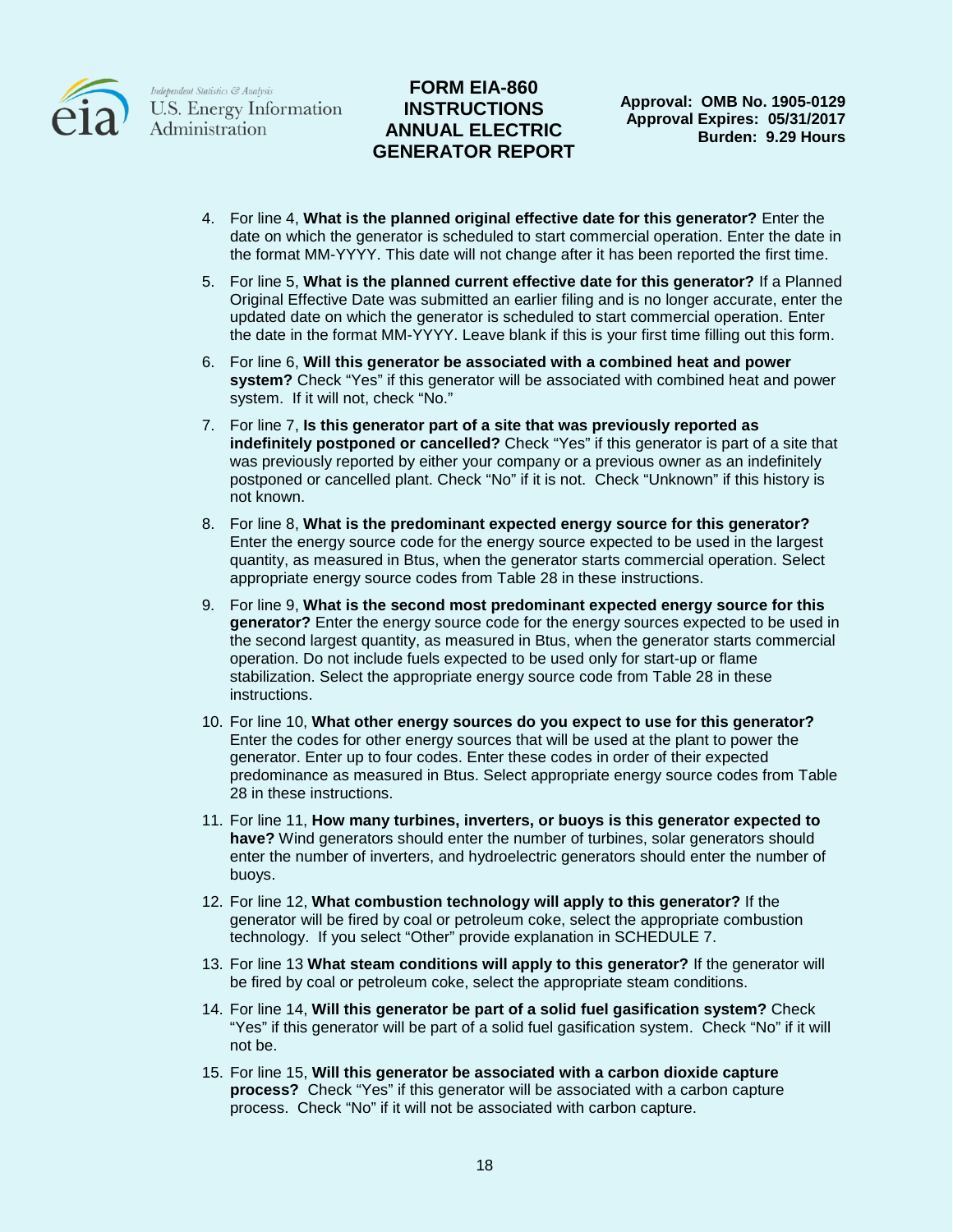4. For line 4, **What is the planned original effective date for this generator?** Enter the date on which the generator is scheduled to start commercial operation. Enter the date in the format MM-YYYY. This date will not change after it has been reported the first time.
5. For line 5, **What is the planned current effective date for this generator?** If a Planned Original Effective Date was submitted an earlier filing and is no longer accurate, enter the updated date on which the generator is scheduled to start commercial operation. Enter the date in the format MM-YYYY. Leave blank if this is your first time filling out this form.
6. For line 6, **Will this generator be associated with a combined heat and power system?** Check "Yes" if this generator will be associated with combined heat and power system. If it will not, check "No."
7. For line 7, **Is this generator part of a site that was previously reported as indefinitely postponed or cancelled?** Check "Yes" if this generator is part of a site that was previously reported by either your company or a previous owner as an indefinitely postponed or cancelled plant. Check "No" if it is not. Check "Unknown" if this history is not known.
8. For line 8, **What is the predominant expected energy source for this generator?** Enter the energy source code for the energy source expected to be used in the largest quantity, as measured in Btus, when the generator starts commercial operation. Select appropriate energy source codes from Table 28 in these instructions.
9. For line 9, **What is the second most predominant expected energy source for this generator?** Enter the energy source code for the energy sources expected to be used in the second largest quantity, as measured in Btus, when the generator starts commercial operation. Do not include fuels expected to be used only for start-up or flame stabilization. Select the appropriate energy source code from Table 28 in these instructions.
10. For line 10, **What other energy sources do you expect to use for this generator?** Enter the codes for other energy sources that will be used at the plant to power the generator. Enter up to four codes. Enter these codes in order of their expected predominance as measured in Btus. Select appropriate energy source codes from Table 28 in these instructions.
11. For line 11, **How many turbines, inverters, or buoys is this generator expected to have?** Wind generators should enter the number of turbines, solar generators should enter the number of inverters, and hydroelectric generators should enter the number of buoys.
12. For line 12, **What combustion technology will apply to this generator?** If the generator will be fired by coal or petroleum coke, select the appropriate combustion technology. If you select "Other" provide explanation in SCHEDULE 7.
13. For line 13 **What steam conditions will apply to this generator?** If the generator will be fired by coal or petroleum coke, select the appropriate steam conditions.
14. For line 14, **Will this generator be part of a solid fuel gasification system?** Check "Yes" if this generator will be part of a solid fuel gasification system. Check "No" if it will not be.
15. For line 15, **Will this generator be associated with a carbon dioxide capture process?** Check "Yes" if this generator will be associated with a carbon capture process. Check "No" if it will not be associated with carbon capture.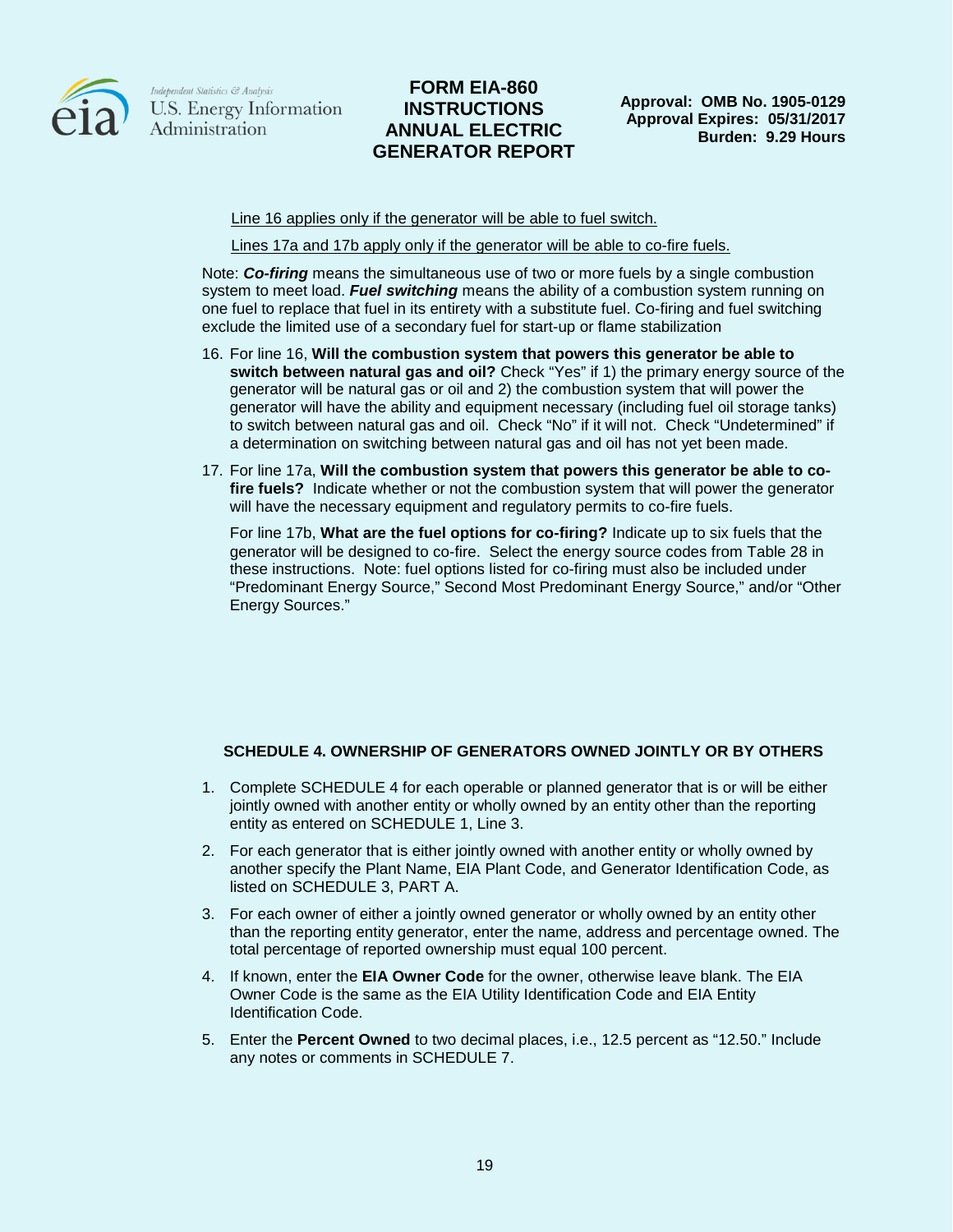Line 16 applies only if the generator will be able to fuel switch.

Lines 17a and 17b apply only if the generator will be able to co-fire fuels.

Note: ***Co-firing*** means the simultaneous use of two or more fuels by a single combustion system to meet load. ***Fuel switching*** means the ability of a combustion system running on one fuel to replace that fuel in its entirety with a substitute fuel. Co-firing and fuel switching exclude the limited use of a secondary fuel for start-up or flame stabilization

16. For line 16, **Will the combustion system that powers this generator be able to switch between natural gas and oil?** Check "Yes" if 1) the primary energy source of the generator will be natural gas or oil and 2) the combustion system that will power the generator will have the ability and equipment necessary (including fuel oil storage tanks) to switch between natural gas and oil. Check "No" if it will not. Check "Undetermined" if a determination on switching between natural gas and oil has not yet been made.

17. For line 17a, **Will the combustion system that powers this generator be able to co-fire fuels?** Indicate whether or not the combustion system that will power the generator will have the necessary equipment and regulatory permits to co-fire fuels.

    For line 17b, **What are the fuel options for co-firing?** Indicate up to six fuels that the generator will be designed to co-fire. Select the energy source codes from Table 28 in these instructions. Note: fuel options listed for co-firing must also be included under "Predominant Energy Source," Second Most Predominant Energy Source," and/or "Other Energy Sources."

## SCHEDULE 4. OWNERSHIP OF GENERATORS OWNED JOINTLY OR BY OTHERS

1. Complete SCHEDULE 4 for each operable or planned generator that is or will be either jointly owned with another entity or wholly owned by an entity other than the reporting entity as entered on SCHEDULE 1, Line 3.

2. For each generator that is either jointly owned with another entity or wholly owned by another specify the Plant Name, EIA Plant Code, and Generator Identification Code, as listed on SCHEDULE 3, PART A.

3. For each owner of either a jointly owned generator or wholly owned by an entity other than the reporting entity generator, enter the name, address and percentage owned. The total percentage of reported ownership must equal 100 percent.

4. If known, enter the **EIA Owner Code** for the owner, otherwise leave blank. The EIA Owner Code is the same as the EIA Utility Identification Code and EIA Entity Identification Code.

5. Enter the **Percent Owned** to two decimal places, i.e., 12.5 percent as "12.50." Include any notes or comments in SCHEDULE 7.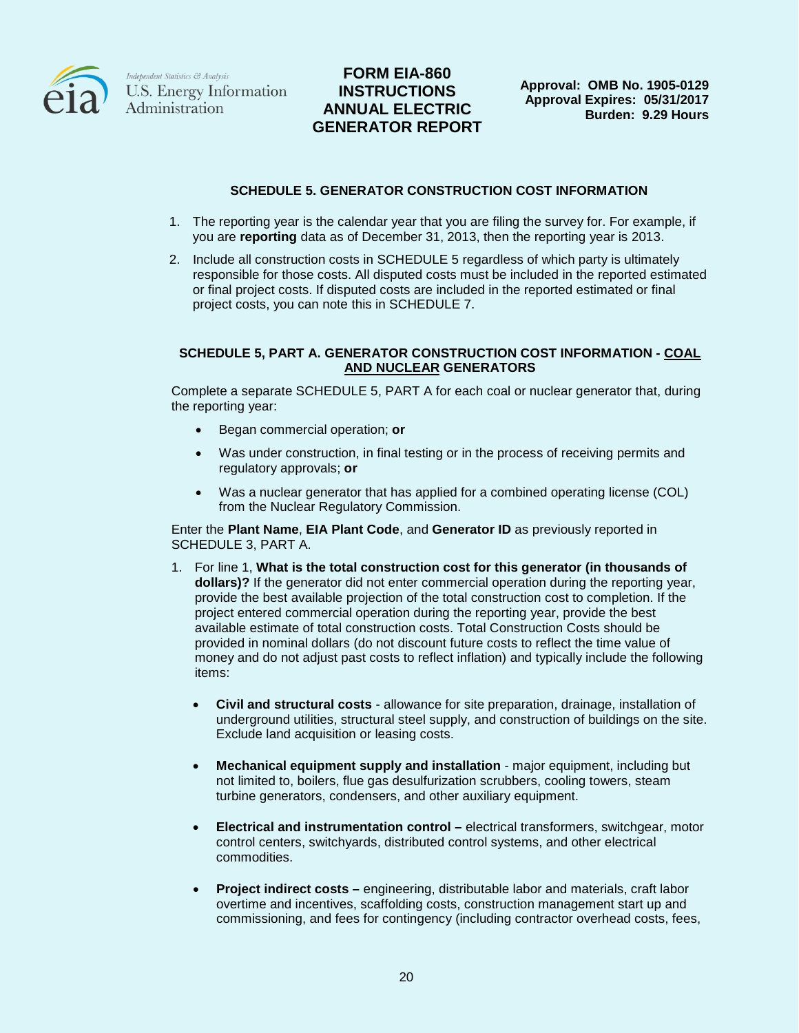### SCHEDULE 5. GENERATOR CONSTRUCTION COST INFORMATION

1. The reporting year is the calendar year that you are filing the survey for. For example, if you are **reporting** data as of December 31, 2013, then the reporting year is 2013.
2. Include all construction costs in SCHEDULE 5 regardless of which party is ultimately responsible for those costs. All disputed costs must be included in the reported estimated or final project costs. If disputed costs are included in the reported estimated or final project costs, you can note this in SCHEDULE 7.

#### SCHEDULE 5, PART A. GENERATOR CONSTRUCTION COST INFORMATION - COAL AND NUCLEAR GENERATORS

Complete a separate SCHEDULE 5, PART A for each coal or nuclear generator that, during the reporting year:

- Began commercial operation; **or**
- Was under construction, in final testing or in the process of receiving permits and regulatory approvals; **or**
- Was a nuclear generator that has applied for a combined operating license (COL) from the Nuclear Regulatory Commission.

Enter the **Plant Name**, **EIA Plant Code**, and **Generator ID** as previously reported in SCHEDULE 3, PART A.

1. For line 1, **What is the total construction cost for this generator (in thousands of dollars)?** If the generator did not enter commercial operation during the reporting year, provide the best available projection of the total construction cost to completion. If the project entered commercial operation during the reporting year, provide the best available estimate of total construction costs. Total Construction Costs should be provided in nominal dollars (do not discount future costs to reflect the time value of money and do not adjust past costs to reflect inflation) and typically include the following items:

   - **Civil and structural costs** - allowance for site preparation, drainage, installation of underground utilities, structural steel supply, and construction of buildings on the site. Exclude land acquisition or leasing costs.
   - **Mechanical equipment supply and installation** - major equipment, including but not limited to, boilers, flue gas desulfurization scrubbers, cooling towers, steam turbine generators, condensers, and other auxiliary equipment.
   - **Electrical and instrumentation control –** electrical transformers, switchgear, motor control centers, switchyards, distributed control systems, and other electrical commodities.
   - **Project indirect costs –** engineering, distributable labor and materials, craft labor overtime and incentives, scaffolding costs, construction management start up and commissioning, and fees for contingency (including contractor overhead costs, fees,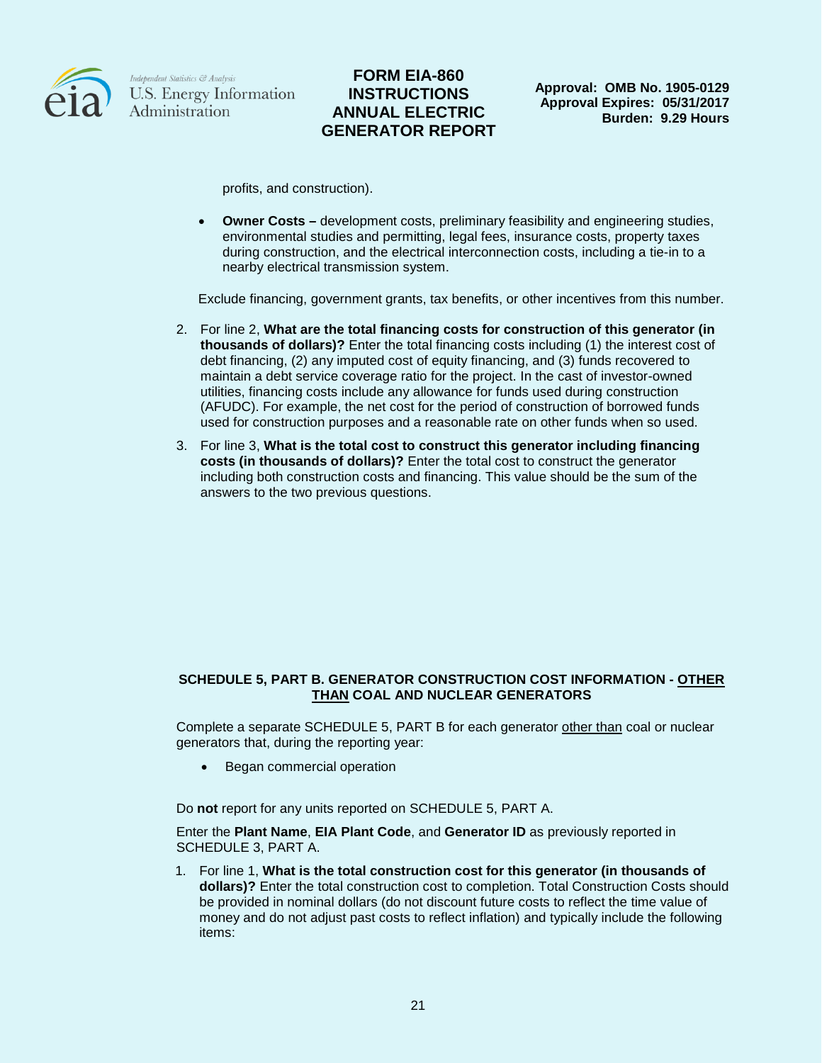profits, and construction).

- **Owner Costs –** development costs, preliminary feasibility and engineering studies, environmental studies and permitting, legal fees, insurance costs, property taxes during construction, and the electrical interconnection costs, including a tie-in to a nearby electrical transmission system.

Exclude financing, government grants, tax benefits, or other incentives from this number.

2. For line 2, **What are the total financing costs for construction of this generator (in thousands of dollars)?** Enter the total financing costs including (1) the interest cost of debt financing, (2) any imputed cost of equity financing, and (3) funds recovered to maintain a debt service coverage ratio for the project. In the cast of investor-owned utilities, financing costs include any allowance for funds used during construction (AFUDC). For example, the net cost for the period of construction of borrowed funds used for construction purposes and a reasonable rate on other funds when so used.
3. For line 3, **What is the total cost to construct this generator including financing costs (in thousands of dollars)?** Enter the total cost to construct the generator including both construction costs and financing. This value should be the sum of the answers to the two previous questions.

## SCHEDULE 5, PART B. GENERATOR CONSTRUCTION COST INFORMATION - OTHER THAN COAL AND NUCLEAR GENERATORS

Complete a separate SCHEDULE 5, PART B for each generator other than coal or nuclear generators that, during the reporting year:

- Began commercial operation

Do **not** report for any units reported on SCHEDULE 5, PART A.

Enter the **Plant Name**, **EIA Plant Code**, and **Generator ID** as previously reported in SCHEDULE 3, PART A.

1. For line 1, **What is the total construction cost for this generator (in thousands of dollars)?** Enter the total construction cost to completion. Total Construction Costs should be provided in nominal dollars (do not discount future costs to reflect the time value of money and do not adjust past costs to reflect inflation) and typically include the following items: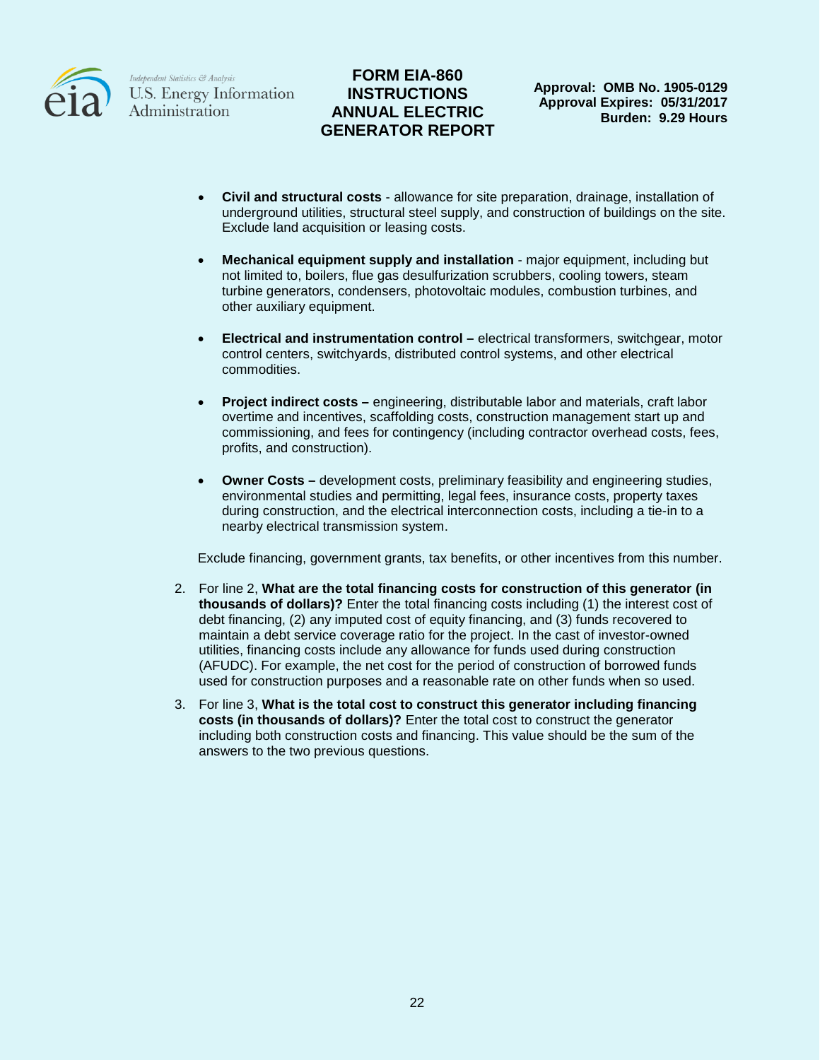- **Civil and structural costs** - allowance for site preparation, drainage, installation of underground utilities, structural steel supply, and construction of buildings on the site. Exclude land acquisition or leasing costs.

- **Mechanical equipment supply and installation** - major equipment, including but not limited to, boilers, flue gas desulfurization scrubbers, cooling towers, steam turbine generators, condensers, photovoltaic modules, combustion turbines, and other auxiliary equipment.

- **Electrical and instrumentation control –** electrical transformers, switchgear, motor control centers, switchyards, distributed control systems, and other electrical commodities.

- **Project indirect costs –** engineering, distributable labor and materials, craft labor overtime and incentives, scaffolding costs, construction management start up and commissioning, and fees for contingency (including contractor overhead costs, fees, profits, and construction).

- **Owner Costs –** development costs, preliminary feasibility and engineering studies, environmental studies and permitting, legal fees, insurance costs, property taxes during construction, and the electrical interconnection costs, including a tie-in to a nearby electrical transmission system.

Exclude financing, government grants, tax benefits, or other incentives from this number.

2. For line 2, **What are the total financing costs for construction of this generator (in thousands of dollars)?** Enter the total financing costs including (1) the interest cost of debt financing, (2) any imputed cost of equity financing, and (3) funds recovered to maintain a debt service coverage ratio for the project. In the cast of investor-owned utilities, financing costs include any allowance for funds used during construction (AFUDC). For example, the net cost for the period of construction of borrowed funds used for construction purposes and a reasonable rate on other funds when so used.

3. For line 3, **What is the total cost to construct this generator including financing costs (in thousands of dollars)?** Enter the total cost to construct the generator including both construction costs and financing. This value should be the sum of the answers to the two previous questions.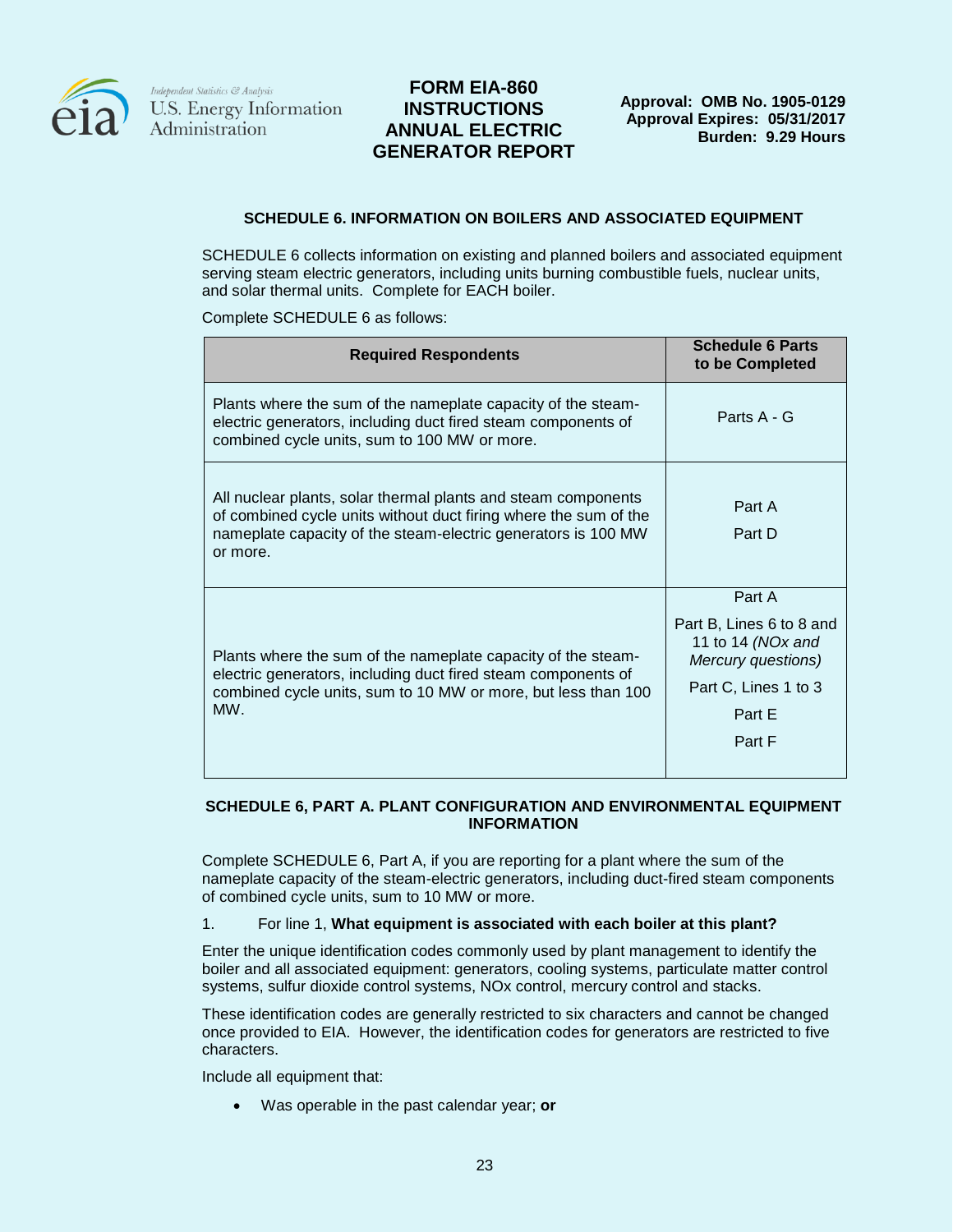### SCHEDULE 6. INFORMATION ON BOILERS AND ASSOCIATED EQUIPMENT

SCHEDULE 6 collects information on existing and planned boilers and associated equipment serving steam electric generators, including units burning combustible fuels, nuclear units, and solar thermal units. Complete for EACH boiler.

Complete SCHEDULE 6 as follows:

| Required Respondents | Schedule 6 Parts to be Completed |
|---|---|
| Plants where the sum of the nameplate capacity of the steam-electric generators, including duct fired steam components of combined cycle units, sum to 100 MW or more. | Parts A - G |
| All nuclear plants, solar thermal plants and steam components of combined cycle units without duct firing where the sum of the nameplate capacity of the steam-electric generators is 100 MW or more. | Part A<br>Part D |
| Plants where the sum of the nameplate capacity of the steam-electric generators, including duct fired steam components of combined cycle units, sum to 10 MW or more, but less than 100 MW. | Part A<br>Part B, Lines 6 to 8 and 11 to 14 *(NOx and Mercury questions)*<br>Part C, Lines 1 to 3<br>Part E<br>Part F |

### SCHEDULE 6, PART A. PLANT CONFIGURATION AND ENVIRONMENTAL EQUIPMENT INFORMATION

Complete SCHEDULE 6, Part A, if you are reporting for a plant where the sum of the nameplate capacity of the steam-electric generators, including duct-fired steam components of combined cycle units, sum to 10 MW or more.

1. For line 1, **What equipment is associated with each boiler at this plant?**

Enter the unique identification codes commonly used by plant management to identify the boiler and all associated equipment: generators, cooling systems, particulate matter control systems, sulfur dioxide control systems, NOx control, mercury control and stacks.

These identification codes are generally restricted to six characters and cannot be changed once provided to EIA. However, the identification codes for generators are restricted to five characters.

Include all equipment that:

- Was operable in the past calendar year; **or**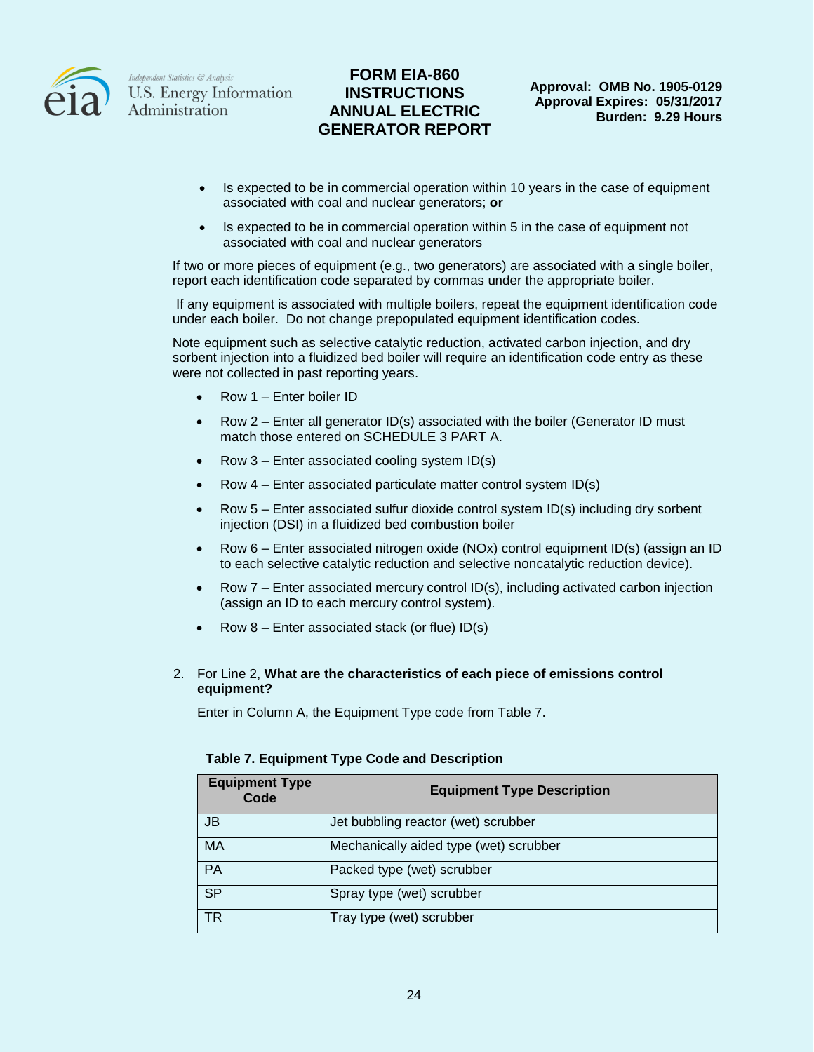- Is expected to be in commercial operation within 10 years in the case of equipment associated with coal and nuclear generators; **or**
- Is expected to be in commercial operation within 5 in the case of equipment not associated with coal and nuclear generators

If two or more pieces of equipment (e.g., two generators) are associated with a single boiler, report each identification code separated by commas under the appropriate boiler.

If any equipment is associated with multiple boilers, repeat the equipment identification code under each boiler. Do not change prepopulated equipment identification codes.

Note equipment such as selective catalytic reduction, activated carbon injection, and dry sorbent injection into a fluidized bed boiler will require an identification code entry as these were not collected in past reporting years.

- Row 1 – Enter boiler ID
- Row 2 – Enter all generator ID(s) associated with the boiler (Generator ID must match those entered on SCHEDULE 3 PART A.
- Row 3 – Enter associated cooling system ID(s)
- Row 4 – Enter associated particulate matter control system ID(s)
- Row 5 – Enter associated sulfur dioxide control system ID(s) including dry sorbent injection (DSI) in a fluidized bed combustion boiler
- Row 6 – Enter associated nitrogen oxide (NOx) control equipment ID(s) (assign an ID to each selective catalytic reduction and selective noncatalytic reduction device).
- Row 7 – Enter associated mercury control ID(s), including activated carbon injection (assign an ID to each mercury control system).
- Row 8 – Enter associated stack (or flue) ID(s)

2. For Line 2, **What are the characteristics of each piece of emissions control equipment?**

   Enter in Column A, the Equipment Type code from Table 7.

**Table 7. Equipment Type Code and Description**

| Equipment Type Code | Equipment Type Description |
|---|---|
| JB | Jet bubbling reactor (wet) scrubber |
| MA | Mechanically aided type (wet) scrubber |
| PA | Packed type (wet) scrubber |
| SP | Spray type (wet) scrubber |
| TR | Tray type (wet) scrubber |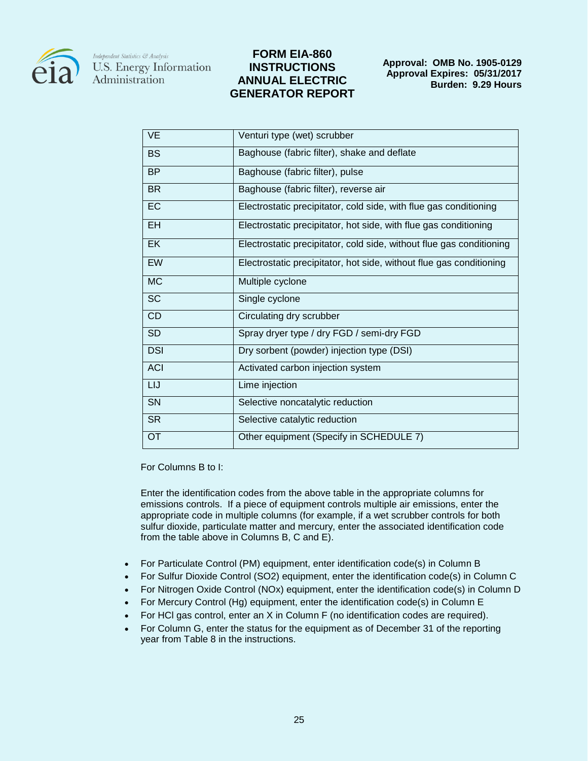| VE | Venturi type (wet) scrubber |
|---|---|
| BS | Baghouse (fabric filter), shake and deflate |
| BP | Baghouse (fabric filter), pulse |
| BR | Baghouse (fabric filter), reverse air |
| EC | Electrostatic precipitator, cold side, with flue gas conditioning |
| EH | Electrostatic precipitator, hot side, with flue gas conditioning |
| EK | Electrostatic precipitator, cold side, without flue gas conditioning |
| EW | Electrostatic precipitator, hot side, without flue gas conditioning |
| MC | Multiple cyclone |
| SC | Single cyclone |
| CD | Circulating dry scrubber |
| SD | Spray dryer type / dry FGD / semi-dry FGD |
| DSI | Dry sorbent (powder) injection type (DSI) |
| ACI | Activated carbon injection system |
| LIJ | Lime injection |
| SN | Selective noncatalytic reduction |
| SR | Selective catalytic reduction |
| OT | Other equipment (Specify in SCHEDULE 7) |

For Columns B to I:

Enter the identification codes from the above table in the appropriate columns for emissions controls. If a piece of equipment controls multiple air emissions, enter the appropriate code in multiple columns (for example, if a wet scrubber controls for both sulfur dioxide, particulate matter and mercury, enter the associated identification code from the table above in Columns B, C and E).

- For Particulate Control (PM) equipment, enter identification code(s) in Column B
- For Sulfur Dioxide Control ($SO_2$) equipment, enter the identification code(s) in Column C
- For Nitrogen Oxide Control ($NO_x$) equipment, enter the identification code(s) in Column D
- For Mercury Control (Hg) equipment, enter the identification code(s) in Column E
- For HCl gas control, enter an X in Column F (no identification codes are required).
- For Column G, enter the status for the equipment as of December 31 of the reporting year from Table 8 in the instructions.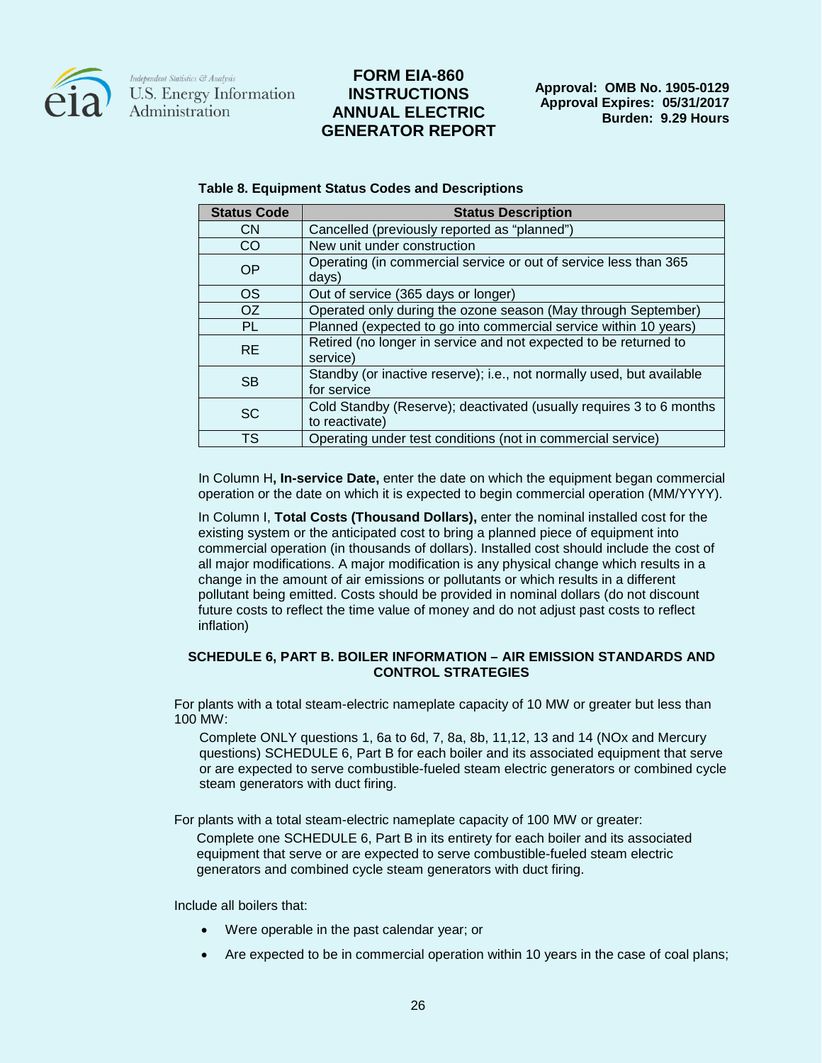**Table 8. Equipment Status Codes and Descriptions**

| Status Code | Status Description |
|---|---|
| CN | Cancelled (previously reported as “planned”) |
| CO | New unit under construction |
| OP | Operating (in commercial service or out of service less than 365 days) |
| OS | Out of service (365 days or longer) |
| OZ | Operated only during the ozone season (May through September) |
| PL | Planned (expected to go into commercial service within 10 years) |
| RE | Retired (no longer in service and not expected to be returned to service) |
| SB | Standby (or inactive reserve); i.e., not normally used, but available for service |
| SC | Cold Standby (Reserve); deactivated (usually requires 3 to 6 months to reactivate) |
| TS | Operating under test conditions (not in commercial service) |

In Column H**, In-service Date,** enter the date on which the equipment began commercial operation or the date on which it is expected to begin commercial operation (MM/YYYY).

In Column I, **Total Costs (Thousand Dollars),** enter the nominal installed cost for the existing system or the anticipated cost to bring a planned piece of equipment into commercial operation (in thousands of dollars). Installed cost should include the cost of all major modifications. A major modification is any physical change which results in a change in the amount of air emissions or pollutants or which results in a different pollutant being emitted. Costs should be provided in nominal dollars (do not discount future costs to reflect the time value of money and do not adjust past costs to reflect inflation)

## SCHEDULE 6, PART B. BOILER INFORMATION – AIR EMISSION STANDARDS AND CONTROL STRATEGIES

For plants with a total steam-electric nameplate capacity of 10 MW or greater but less than 100 MW:

Complete ONLY questions 1, 6a to 6d, 7, 8a, 8b, 11,12, 13 and 14 (NOx and Mercury questions) SCHEDULE 6, Part B for each boiler and its associated equipment that serve or are expected to serve combustible-fueled steam electric generators or combined cycle steam generators with duct firing.

For plants with a total steam-electric nameplate capacity of 100 MW or greater:

Complete one SCHEDULE 6, Part B in its entirety for each boiler and its associated equipment that serve or are expected to serve combustible-fueled steam electric generators and combined cycle steam generators with duct firing.

Include all boilers that:

- Were operable in the past calendar year; or
- Are expected to be in commercial operation within 10 years in the case of coal plans;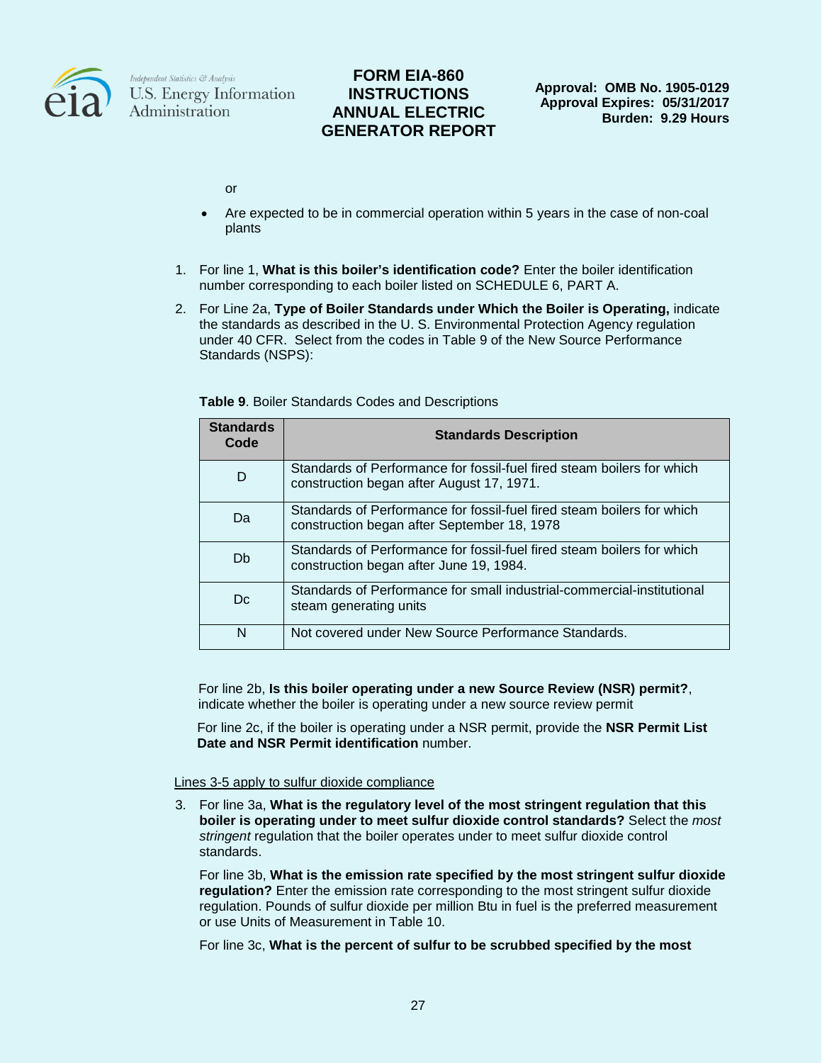or

- Are expected to be in commercial operation within 5 years in the case of non-coal plants

1. For line 1, **What is this boiler's identification code?** Enter the boiler identification number corresponding to each boiler listed on SCHEDULE 6, PART A.

2. For Line 2a, **Type of Boiler Standards under Which the Boiler is Operating,** indicate the standards as described in the U. S. Environmental Protection Agency regulation under 40 CFR. Select from the codes in Table 9 of the New Source Performance Standards (NSPS):

**Table 9**. Boiler Standards Codes and Descriptions

| Standards Code | Standards Description |
| --- | --- |
| D | Standards of Performance for fossil-fuel fired steam boilers for which construction began after August 17, 1971. |
| Da | Standards of Performance for fossil-fuel fired steam boilers for which construction began after September 18, 1978 |
| Db | Standards of Performance for fossil-fuel fired steam boilers for which construction began after June 19, 1984. |
| Dc | Standards of Performance for small industrial-commercial-institutional steam generating units |
| N | Not covered under New Source Performance Standards. |

For line 2b, **Is this boiler operating under a new Source Review (NSR) permit?**, indicate whether the boiler is operating under a new source review permit

For line 2c, if the boiler is operating under a NSR permit, provide the **NSR Permit List Date and NSR Permit identification** number.

Lines 3-5 apply to sulfur dioxide compliance

3. For line 3a, **What is the regulatory level of the most stringent regulation that this boiler is operating under to meet sulfur dioxide control standards?** Select the *most stringent* regulation that the boiler operates under to meet sulfur dioxide control standards.

   For line 3b, **What is the emission rate specified by the most stringent sulfur dioxide regulation?** Enter the emission rate corresponding to the most stringent sulfur dioxide regulation. Pounds of sulfur dioxide per million Btu in fuel is the preferred measurement or use Units of Measurement in Table 10.

   For line 3c, **What is the percent of sulfur to be scrubbed specified by the most**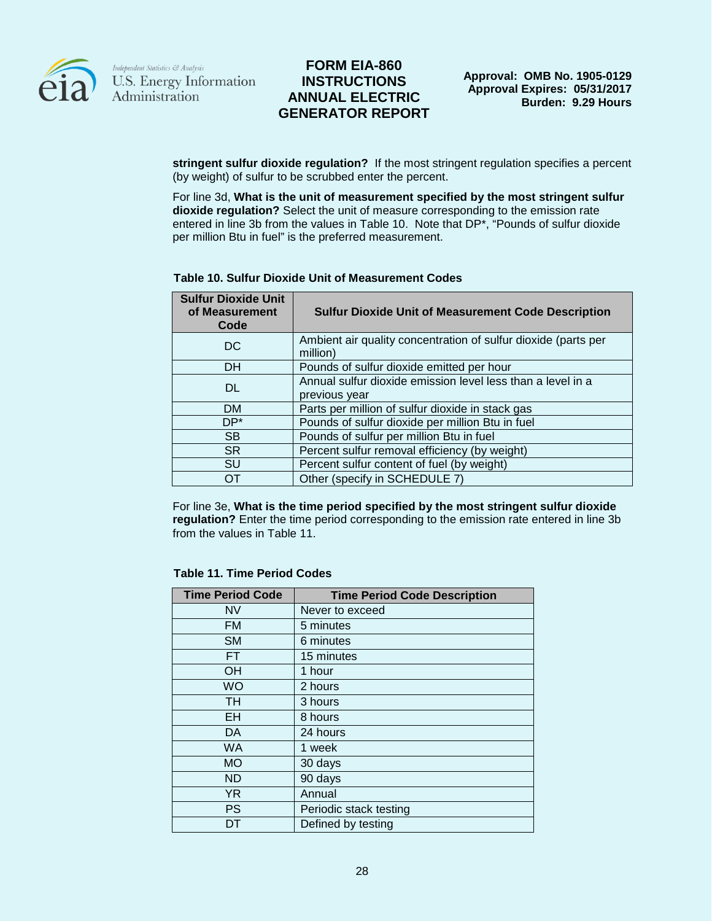**stringent sulfur dioxide regulation?** If the most stringent regulation specifies a percent (by weight) of sulfur to be scrubbed enter the percent.

For line 3d, **What is the unit of measurement specified by the most stringent sulfur dioxide regulation?** Select the unit of measure corresponding to the emission rate entered in line 3b from the values in Table 10. Note that DP*, "Pounds of sulfur dioxide per million Btu in fuel" is the preferred measurement.

**Table 10. Sulfur Dioxide Unit of Measurement Codes**

| Sulfur Dioxide Unit of Measurement Code | Sulfur Dioxide Unit of Measurement Code Description |
|---|---|
| DC | Ambient air quality concentration of sulfur dioxide (parts per million) |
| DH | Pounds of sulfur dioxide emitted per hour |
| DL | Annual sulfur dioxide emission level less than a level in a previous year |
| DM | Parts per million of sulfur dioxide in stack gas |
| DP* | Pounds of sulfur dioxide per million Btu in fuel |
| SB | Pounds of sulfur per million Btu in fuel |
| SR | Percent sulfur removal efficiency (by weight) |
| SU | Percent sulfur content of fuel (by weight) |
| OT | Other (specify in SCHEDULE 7) |

For line 3e, **What is the time period specified by the most stringent sulfur dioxide regulation?** Enter the time period corresponding to the emission rate entered in line 3b from the values in Table 11.

**Table 11. Time Period Codes**

| Time Period Code | Time Period Code Description |
|---|---|
| NV | Never to exceed |
| FM | 5 minutes |
| SM | 6 minutes |
| FT | 15 minutes |
| OH | 1 hour |
| WO | 2 hours |
| TH | 3 hours |
| EH | 8 hours |
| DA | 24 hours |
| WA | 1 week |
| MO | 30 days |
| ND | 90 days |
| YR | Annual |
| PS | Periodic stack testing |
| DT | Defined by testing |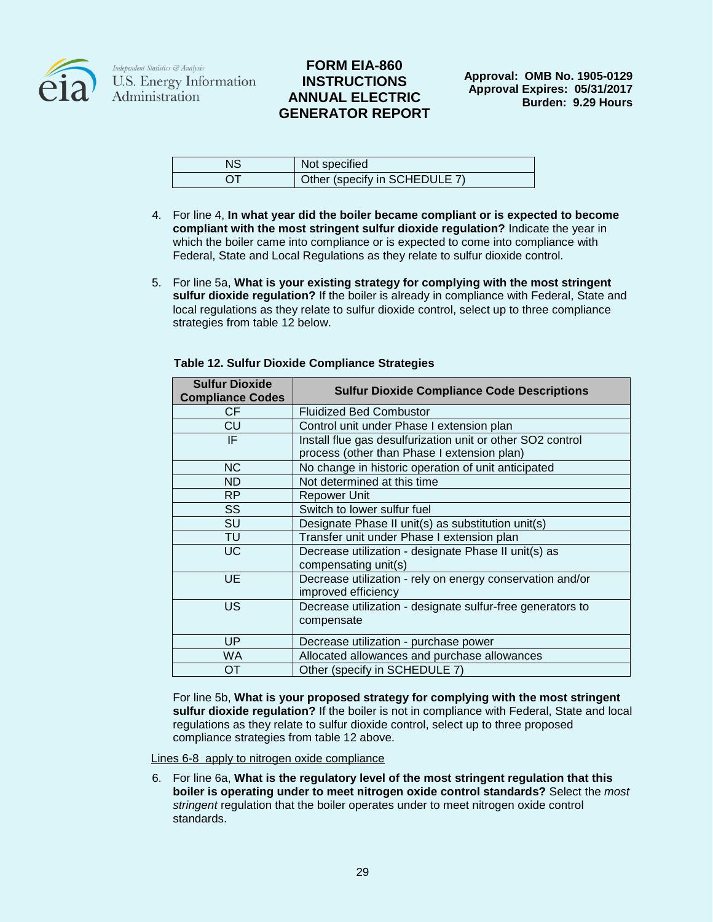| NS | Not specified |
|---|---|
| OT | Other (specify in SCHEDULE 7) |

4. For line 4, **In what year did the boiler became compliant or is expected to become compliant with the most stringent sulfur dioxide regulation?** Indicate the year in which the boiler came into compliance or is expected to come into compliance with Federal, State and Local Regulations as they relate to sulfur dioxide control.

5. For line 5a, **What is your existing strategy for complying with the most stringent sulfur dioxide regulation?** If the boiler is already in compliance with Federal, State and local regulations as they relate to sulfur dioxide control, select up to three compliance strategies from table 12 below.

**Table 12. Sulfur Dioxide Compliance Strategies**

| Sulfur Dioxide Compliance Codes | Sulfur Dioxide Compliance Code Descriptions |
|---|---|
| CF | Fluidized Bed Combustor |
| CU | Control unit under Phase I extension plan |
| IF | Install flue gas desulfurization unit or other SO2 control process (other than Phase I extension plan) |
| NC | No change in historic operation of unit anticipated |
| ND | Not determined at this time |
| RP | Repower Unit |
| SS | Switch to lower sulfur fuel |
| SU | Designate Phase II unit(s) as substitution unit(s) |
| TU | Transfer unit under Phase I extension plan |
| UC | Decrease utilization - designate Phase II unit(s) as compensating unit(s) |
| UE | Decrease utilization - rely on energy conservation and/or improved efficiency |
| US | Decrease utilization - designate sulfur-free generators to compensate |
| UP | Decrease utilization - purchase power |
| WA | Allocated allowances and purchase allowances |
| OT | Other (specify in SCHEDULE 7) |

For line 5b, **What is your proposed strategy for complying with the most stringent sulfur dioxide regulation?** If the boiler is not in compliance with Federal, State and local regulations as they relate to sulfur dioxide control, select up to three proposed compliance strategies from table 12 above.

<u>Lines 6-8 apply to nitrogen oxide compliance</u>

6. For line 6a, **What is the regulatory level of the most stringent regulation that this boiler is operating under to meet nitrogen oxide control standards?** Select the *most stringent* regulation that the boiler operates under to meet nitrogen oxide control standards.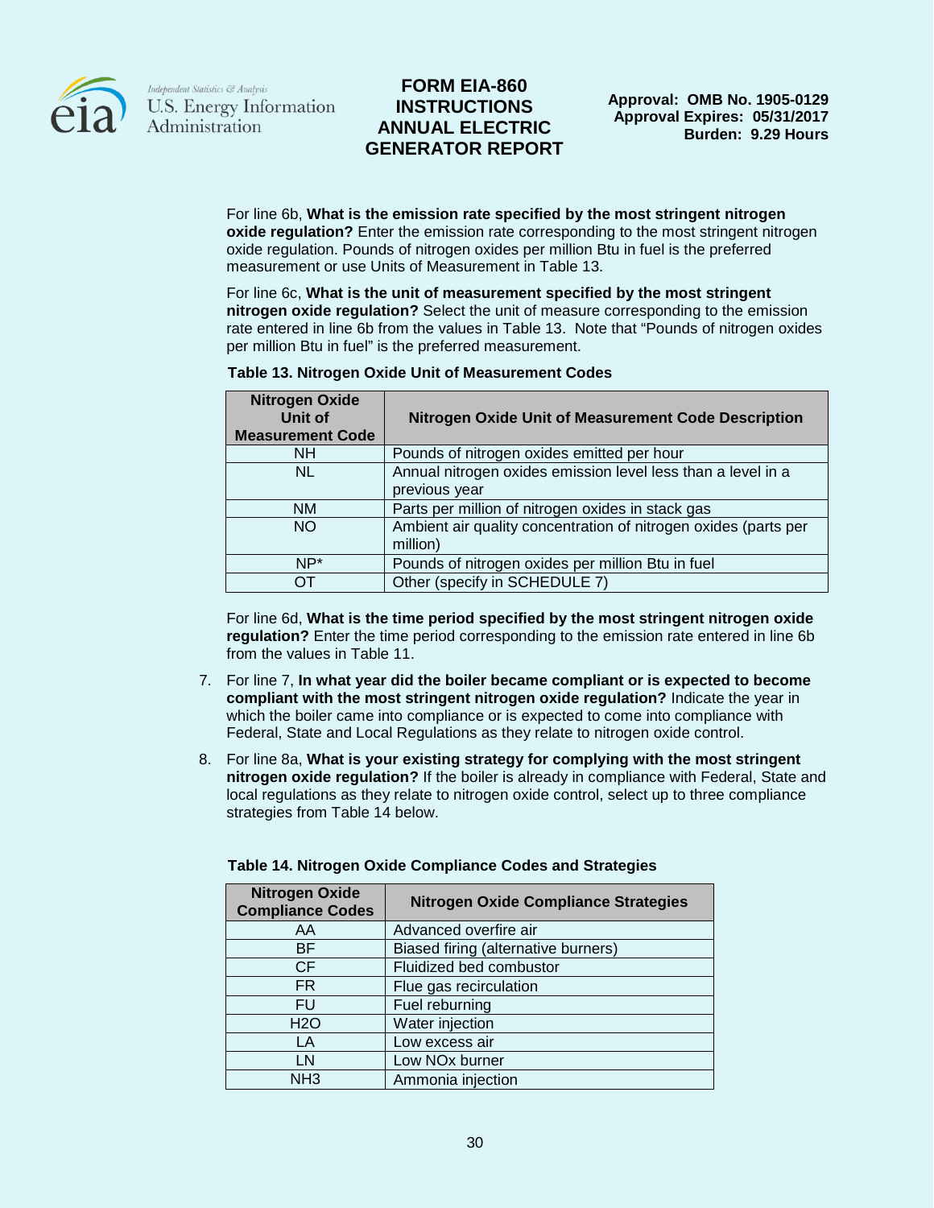For line 6b, **What is the emission rate specified by the most stringent nitrogen oxide regulation?** Enter the emission rate corresponding to the most stringent nitrogen oxide regulation. Pounds of nitrogen oxides per million Btu in fuel is the preferred measurement or use Units of Measurement in Table 13.

For line 6c, **What is the unit of measurement specified by the most stringent nitrogen oxide regulation?** Select the unit of measure corresponding to the emission rate entered in line 6b from the values in Table 13. Note that "Pounds of nitrogen oxides per million Btu in fuel" is the preferred measurement.

**Table 13. Nitrogen Oxide Unit of Measurement Codes**

| Nitrogen Oxide Unit of Measurement Code | Nitrogen Oxide Unit of Measurement Code Description |
|---|---|
| NH | Pounds of nitrogen oxides emitted per hour |
| NL | Annual nitrogen oxides emission level less than a level in a previous year |
| NM | Parts per million of nitrogen oxides in stack gas |
| NO | Ambient air quality concentration of nitrogen oxides (parts per million) |
| NP* | Pounds of nitrogen oxides per million Btu in fuel |
| OT | Other (specify in SCHEDULE 7) |

For line 6d, **What is the time period specified by the most stringent nitrogen oxide regulation?** Enter the time period corresponding to the emission rate entered in line 6b from the values in Table 11.

7. For line 7, **In what year did the boiler became compliant or is expected to become compliant with the most stringent nitrogen oxide regulation?** Indicate the year in which the boiler came into compliance or is expected to come into compliance with Federal, State and Local Regulations as they relate to nitrogen oxide control.

8. For line 8a, **What is your existing strategy for complying with the most stringent nitrogen oxide regulation?** If the boiler is already in compliance with Federal, State and local regulations as they relate to nitrogen oxide control, select up to three compliance strategies from Table 14 below.

**Table 14. Nitrogen Oxide Compliance Codes and Strategies**

| Nitrogen Oxide Compliance Codes | Nitrogen Oxide Compliance Strategies |
|---|---|
| AA | Advanced overfire air |
| BF | Biased firing (alternative burners) |
| CF | Fluidized bed combustor |
| FR | Flue gas recirculation |
| FU | Fuel reburning |
| H2O | Water injection |
| LA | Low excess air |
| LN | Low NOx burner |
| NH3 | Ammonia injection |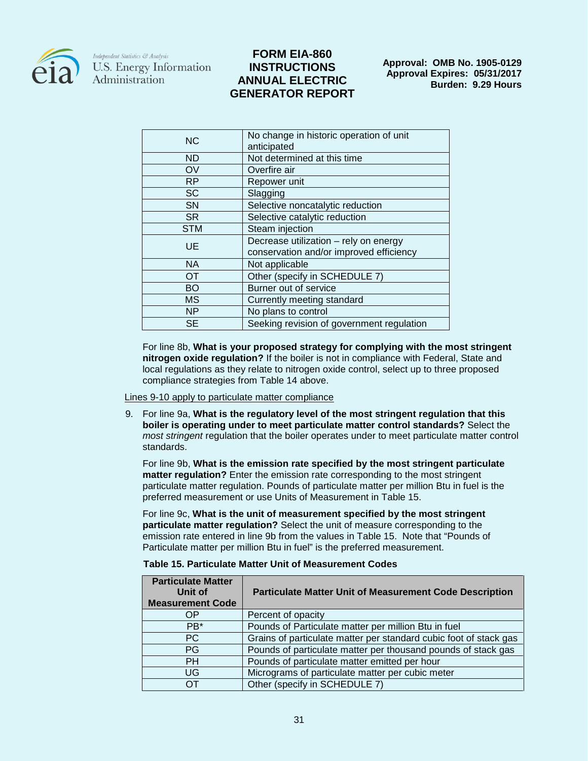| | |
|---|---|
| NC | No change in historic operation of unit anticipated |
| ND | Not determined at this time |
| OV | Overfire air |
| RP | Repower unit |
| SC | Slagging |
| SN | Selective noncatalytic reduction |
| SR | Selective catalytic reduction |
| STM | Steam injection |
| UE | Decrease utilization – rely on energy conservation and/or improved efficiency |
| NA | Not applicable |
| OT | Other (specify in SCHEDULE 7) |
| BO | Burner out of service |
| MS | Currently meeting standard |
| NP | No plans to control |
| SE | Seeking revision of government regulation |

For line 8b, **What is your proposed strategy for complying with the most stringent nitrogen oxide regulation?** If the boiler is not in compliance with Federal, State and local regulations as they relate to nitrogen oxide control, select up to three proposed compliance strategies from Table 14 above.

Lines 9-10 apply to particulate matter compliance

9. For line 9a, **What is the regulatory level of the most stringent regulation that this boiler is operating under to meet particulate matter control standards?** Select the *most stringent* regulation that the boiler operates under to meet particulate matter control standards.

   For line 9b, **What is the emission rate specified by the most stringent particulate matter regulation?** Enter the emission rate corresponding to the most stringent particulate matter regulation. Pounds of particulate matter per million Btu in fuel is the preferred measurement or use Units of Measurement in Table 15.

   For line 9c, **What is the unit of measurement specified by the most stringent particulate matter regulation?** Select the unit of measure corresponding to the emission rate entered in line 9b from the values in Table 15. Note that "Pounds of Particulate matter per million Btu in fuel" is the preferred measurement.

**Table 15. Particulate Matter Unit of Measurement Codes**

| Particulate Matter Unit of Measurement Code | Particulate Matter Unit of Measurement Code Description |
|---|---|
| OP | Percent of opacity |
| PB* | Pounds of Particulate matter per million Btu in fuel |
| PC | Grains of particulate matter per standard cubic foot of stack gas |
| PG | Pounds of particulate matter per thousand pounds of stack gas |
| PH | Pounds of particulate matter emitted per hour |
| UG | Micrograms of particulate matter per cubic meter |
| OT | Other (specify in SCHEDULE 7) |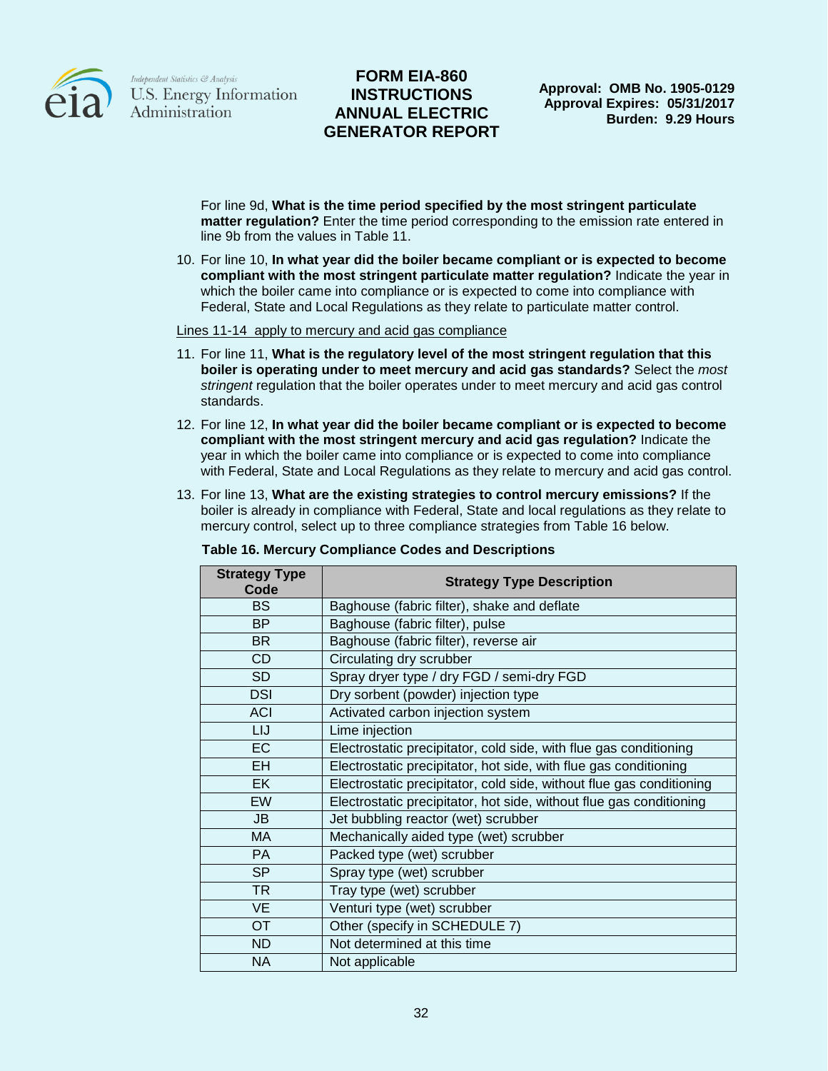For line 9d, **What is the time period specified by the most stringent particulate matter regulation?** Enter the time period corresponding to the emission rate entered in line 9b from the values in Table 11.

10. For line 10, **In what year did the boiler became compliant or is expected to become compliant with the most stringent particulate matter regulation?** Indicate the year in which the boiler came into compliance or is expected to come into compliance with Federal, State and Local Regulations as they relate to particulate matter control.

Lines 11-14 apply to mercury and acid gas compliance

11. For line 11, **What is the regulatory level of the most stringent regulation that this boiler is operating under to meet mercury and acid gas standards?** Select the *most stringent* regulation that the boiler operates under to meet mercury and acid gas control standards.

12. For line 12, **In what year did the boiler became compliant or is expected to become compliant with the most stringent mercury and acid gas regulation?** Indicate the year in which the boiler came into compliance or is expected to come into compliance with Federal, State and Local Regulations as they relate to mercury and acid gas control.

13. For line 13, **What are the existing strategies to control mercury emissions?** If the boiler is already in compliance with Federal, State and local regulations as they relate to mercury control, select up to three compliance strategies from Table 16 below.

**Table 16. Mercury Compliance Codes and Descriptions**

| Strategy Type Code | Strategy Type Description |
|---|---|
| BS | Baghouse (fabric filter), shake and deflate |
| BP | Baghouse (fabric filter), pulse |
| BR | Baghouse (fabric filter), reverse air |
| CD | Circulating dry scrubber |
| SD | Spray dryer type / dry FGD / semi-dry FGD |
| DSI | Dry sorbent (powder) injection type |
| ACI | Activated carbon injection system |
| LIJ | Lime injection |
| EC | Electrostatic precipitator, cold side, with flue gas conditioning |
| EH | Electrostatic precipitator, hot side, with flue gas conditioning |
| EK | Electrostatic precipitator, cold side, without flue gas conditioning |
| EW | Electrostatic precipitator, hot side, without flue gas conditioning |
| JB | Jet bubbling reactor (wet) scrubber |
| MA | Mechanically aided type (wet) scrubber |
| PA | Packed type (wet) scrubber |
| SP | Spray type (wet) scrubber |
| TR | Tray type (wet) scrubber |
| VE | Venturi type (wet) scrubber |
| OT | Other (specify in SCHEDULE 7) |
| ND | Not determined at this time |
| NA | Not applicable |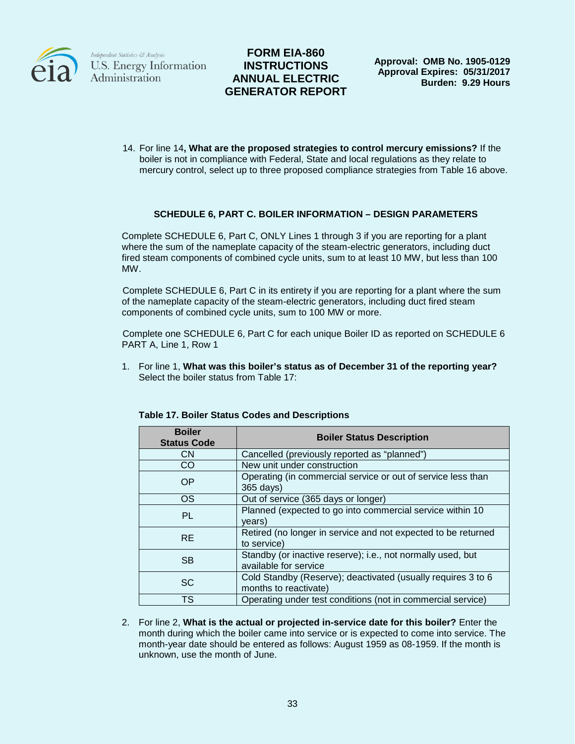14. For line 14**, What are the proposed strategies to control mercury emissions?** If the boiler is not in compliance with Federal, State and local regulations as they relate to mercury control, select up to three proposed compliance strategies from Table 16 above.

### SCHEDULE 6, PART C. BOILER INFORMATION – DESIGN PARAMETERS

Complete SCHEDULE 6, Part C, ONLY Lines 1 through 3 if you are reporting for a plant where the sum of the nameplate capacity of the steam-electric generators, including duct fired steam components of combined cycle units, sum to at least 10 MW, but less than 100 MW.

Complete SCHEDULE 6, Part C in its entirety if you are reporting for a plant where the sum of the nameplate capacity of the steam-electric generators, including duct fired steam components of combined cycle units, sum to 100 MW or more.

Complete one SCHEDULE 6, Part C for each unique Boiler ID as reported on SCHEDULE 6 PART A, Line 1, Row 1

1. For line 1, **What was this boiler's status as of December 31 of the reporting year?** Select the boiler status from Table 17:

**Table 17. Boiler Status Codes and Descriptions**

| Boiler Status Code | Boiler Status Description |
|---|---|
| CN | Cancelled (previously reported as "planned") |
| CO | New unit under construction |
| OP | Operating (in commercial service or out of service less than 365 days) |
| OS | Out of service (365 days or longer) |
| PL | Planned (expected to go into commercial service within 10 years) |
| RE | Retired (no longer in service and not expected to be returned to service) |
| SB | Standby (or inactive reserve); i.e., not normally used, but available for service |
| SC | Cold Standby (Reserve); deactivated (usually requires 3 to 6 months to reactivate) |
| TS | Operating under test conditions (not in commercial service) |

2. For line 2, **What is the actual or projected in-service date for this boiler?** Enter the month during which the boiler came into service or is expected to come into service. The month-year date should be entered as follows: August 1959 as 08-1959. If the month is unknown, use the month of June.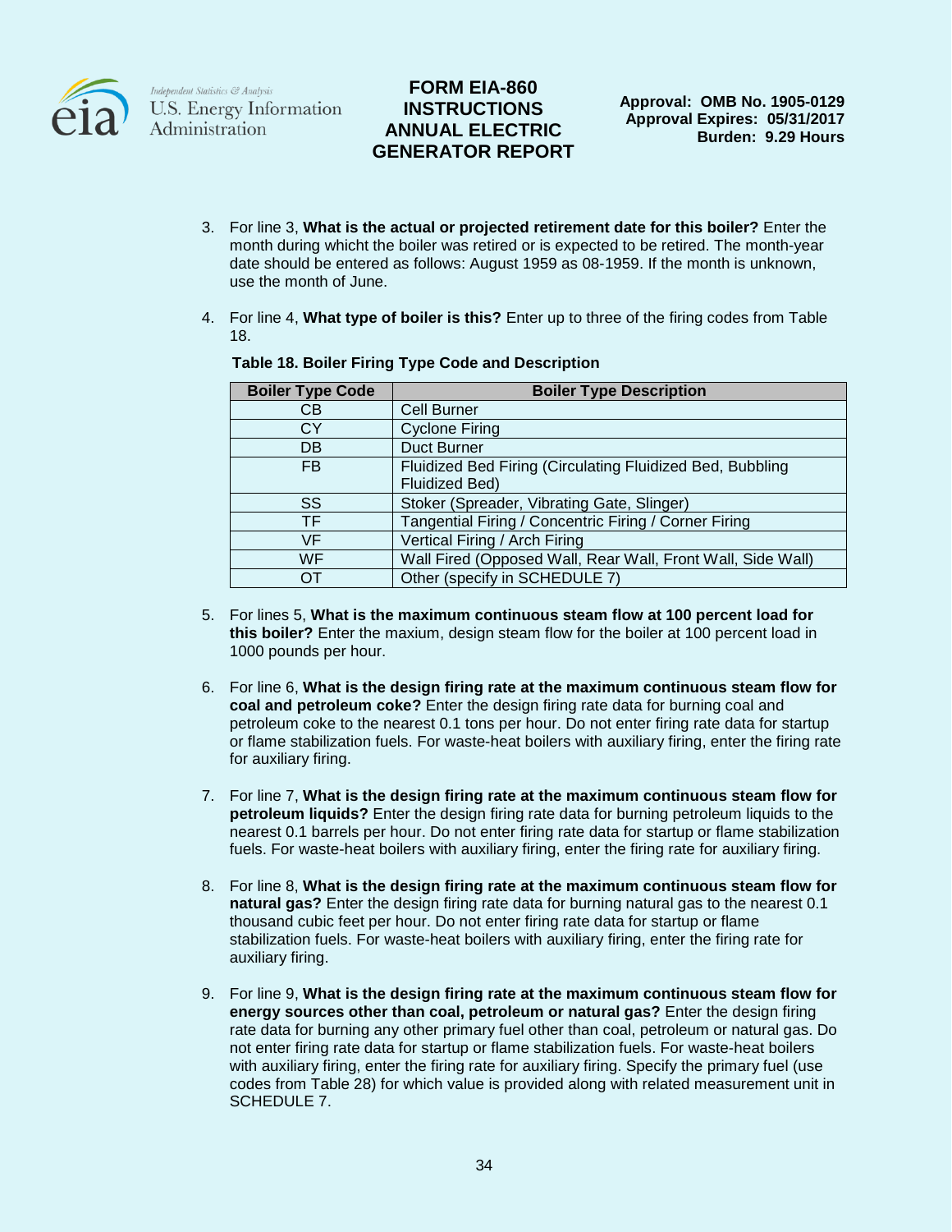3. For line 3, **What is the actual or projected retirement date for this boiler?** Enter the month during whicht the boiler was retired or is expected to be retired. The month-year date should be entered as follows: August 1959 as 08-1959. If the month is unknown, use the month of June.

4. For line 4, **What type of boiler is this?** Enter up to three of the firing codes from Table 18.

**Table 18. Boiler Firing Type Code and Description**

| Boiler Type Code | Boiler Type Description |
|---|---|
| CB | Cell Burner |
| CY | Cyclone Firing |
| DB | Duct Burner |
| FB | Fluidized Bed Firing (Circulating Fluidized Bed, Bubbling Fluidized Bed) |
| SS | Stoker (Spreader, Vibrating Gate, Slinger) |
| TF | Tangential Firing / Concentric Firing / Corner Firing |
| VF | Vertical Firing / Arch Firing |
| WF | Wall Fired (Opposed Wall, Rear Wall, Front Wall, Side Wall) |
| OT | Other (specify in SCHEDULE 7) |

5. For lines 5, **What is the maximum continuous steam flow at 100 percent load for this boiler?** Enter the maxium, design steam flow for the boiler at 100 percent load in 1000 pounds per hour.

6. For line 6, **What is the design firing rate at the maximum continuous steam flow for coal and petroleum coke?** Enter the design firing rate data for burning coal and petroleum coke to the nearest 0.1 tons per hour. Do not enter firing rate data for startup or flame stabilization fuels. For waste-heat boilers with auxiliary firing, enter the firing rate for auxiliary firing.

7. For line 7, **What is the design firing rate at the maximum continuous steam flow for petroleum liquids?** Enter the design firing rate data for burning petroleum liquids to the nearest 0.1 barrels per hour. Do not enter firing rate data for startup or flame stabilization fuels. For waste-heat boilers with auxiliary firing, enter the firing rate for auxiliary firing.

8. For line 8, **What is the design firing rate at the maximum continuous steam flow for natural gas?** Enter the design firing rate data for burning natural gas to the nearest 0.1 thousand cubic feet per hour. Do not enter firing rate data for startup or flame stabilization fuels. For waste-heat boilers with auxiliary firing, enter the firing rate for auxiliary firing.

9. For line 9, **What is the design firing rate at the maximum continuous steam flow for energy sources other than coal, petroleum or natural gas?** Enter the design firing rate data for burning any other primary fuel other than coal, petroleum or natural gas. Do not enter firing rate data for startup or flame stabilization fuels. For waste-heat boilers with auxiliary firing, enter the firing rate for auxiliary firing. Specify the primary fuel (use codes from Table 28) for which value is provided along with related measurement unit in SCHEDULE 7.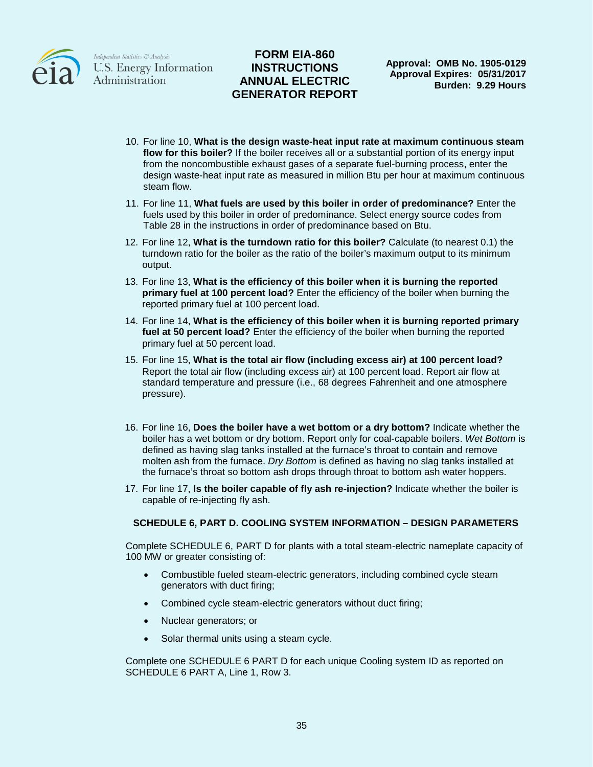10. For line 10, **What is the design waste-heat input rate at maximum continuous steam flow for this boiler?** If the boiler receives all or a substantial portion of its energy input from the noncombustible exhaust gases of a separate fuel-burning process, enter the design waste-heat input rate as measured in million Btu per hour at maximum continuous steam flow.

11. For line 11, **What fuels are used by this boiler in order of predominance?** Enter the fuels used by this boiler in order of predominance. Select energy source codes from Table 28 in the instructions in order of predominance based on Btu.

12. For line 12, **What is the turndown ratio for this boiler?** Calculate (to nearest 0.1) the turndown ratio for the boiler as the ratio of the boiler's maximum output to its minimum output.

13. For line 13, **What is the efficiency of this boiler when it is burning the reported primary fuel at 100 percent load?** Enter the efficiency of the boiler when burning the reported primary fuel at 100 percent load.

14. For line 14, **What is the efficiency of this boiler when it is burning reported primary fuel at 50 percent load?** Enter the efficiency of the boiler when burning the reported primary fuel at 50 percent load.

15. For line 15, **What is the total air flow (including excess air) at 100 percent load?** Report the total air flow (including excess air) at 100 percent load. Report air flow at standard temperature and pressure (i.e., 68 degrees Fahrenheit and one atmosphere pressure).

16. For line 16, **Does the boiler have a wet bottom or a dry bottom?** Indicate whether the boiler has a wet bottom or dry bottom. Report only for coal-capable boilers. *Wet Bottom* is defined as having slag tanks installed at the furnace's throat to contain and remove molten ash from the furnace. *Dry Bottom* is defined as having no slag tanks installed at the furnace's throat so bottom ash drops through throat to bottom ash water hoppers.

17. For line 17, **Is the boiler capable of fly ash re-injection?** Indicate whether the boiler is capable of re-injecting fly ash.

## SCHEDULE 6, PART D. COOLING SYSTEM INFORMATION – DESIGN PARAMETERS

Complete SCHEDULE 6, PART D for plants with a total steam-electric nameplate capacity of 100 MW or greater consisting of:

- Combustible fueled steam-electric generators, including combined cycle steam generators with duct firing;
- Combined cycle steam-electric generators without duct firing;
- Nuclear generators; or
- Solar thermal units using a steam cycle.

Complete one SCHEDULE 6 PART D for each unique Cooling system ID as reported on SCHEDULE 6 PART A, Line 1, Row 3.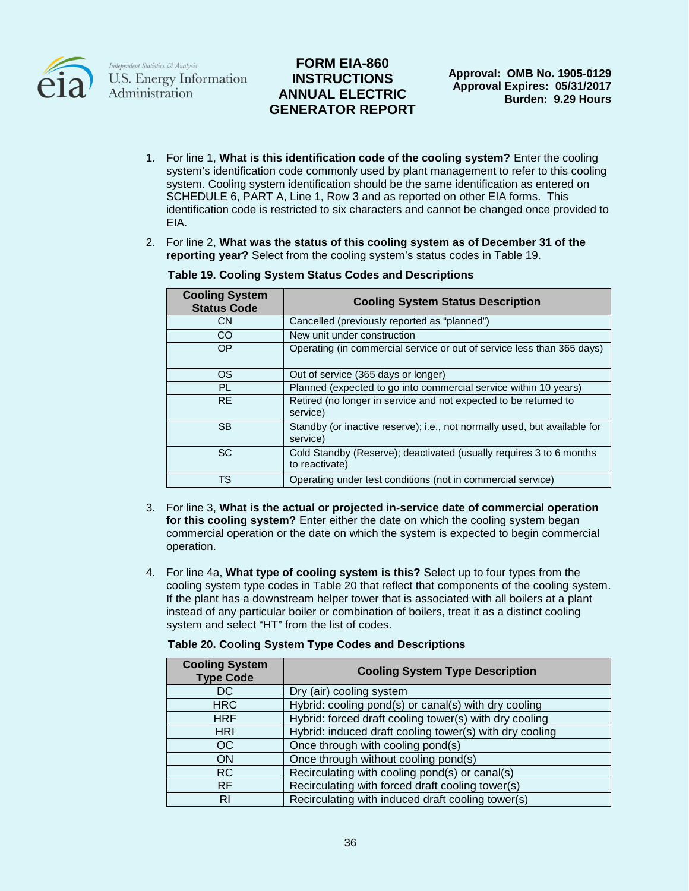1. For line 1, **What is this identification code of the cooling system?** Enter the cooling system's identification code commonly used by plant management to refer to this cooling system. Cooling system identification should be the same identification as entered on SCHEDULE 6, PART A, Line 1, Row 3 and as reported on other EIA forms. This identification code is restricted to six characters and cannot be changed once provided to EIA.

2. For line 2, **What was the status of this cooling system as of December 31 of the reporting year?** Select from the cooling system's status codes in Table 19.

**Table 19. Cooling System Status Codes and Descriptions**

| Cooling System Status Code | Cooling System Status Description |
|---|---|
| CN | Cancelled (previously reported as "planned") |
| CO | New unit under construction |
| OP | Operating (in commercial service or out of service less than 365 days) |
| OS | Out of service (365 days or longer) |
| PL | Planned (expected to go into commercial service within 10 years) |
| RE | Retired (no longer in service and not expected to be returned to service) |
| SB | Standby (or inactive reserve); i.e., not normally used, but available for service) |
| SC | Cold Standby (Reserve); deactivated (usually requires 3 to 6 months to reactivate) |
| TS | Operating under test conditions (not in commercial service) |

3. For line 3, **What is the actual or projected in-service date of commercial operation for this cooling system?** Enter either the date on which the cooling system began commercial operation or the date on which the system is expected to begin commercial operation.

4. For line 4a, **What type of cooling system is this?** Select up to four types from the cooling system type codes in Table 20 that reflect that components of the cooling system. If the plant has a downstream helper tower that is associated with all boilers at a plant instead of any particular boiler or combination of boilers, treat it as a distinct cooling system and select "HT" from the list of codes.

**Table 20. Cooling System Type Codes and Descriptions**

| Cooling System Type Code | Cooling System Type Description |
|---|---|
| DC | Dry (air) cooling system |
| HRC | Hybrid: cooling pond(s) or canal(s) with dry cooling |
| HRF | Hybrid: forced draft cooling tower(s) with dry cooling |
| HRI | Hybrid: induced draft cooling tower(s) with dry cooling |
| OC | Once through with cooling pond(s) |
| ON | Once through without cooling pond(s) |
| RC | Recirculating with cooling pond(s) or canal(s) |
| RF | Recirculating with forced draft cooling tower(s) |
| RI | Recirculating with induced draft cooling tower(s) |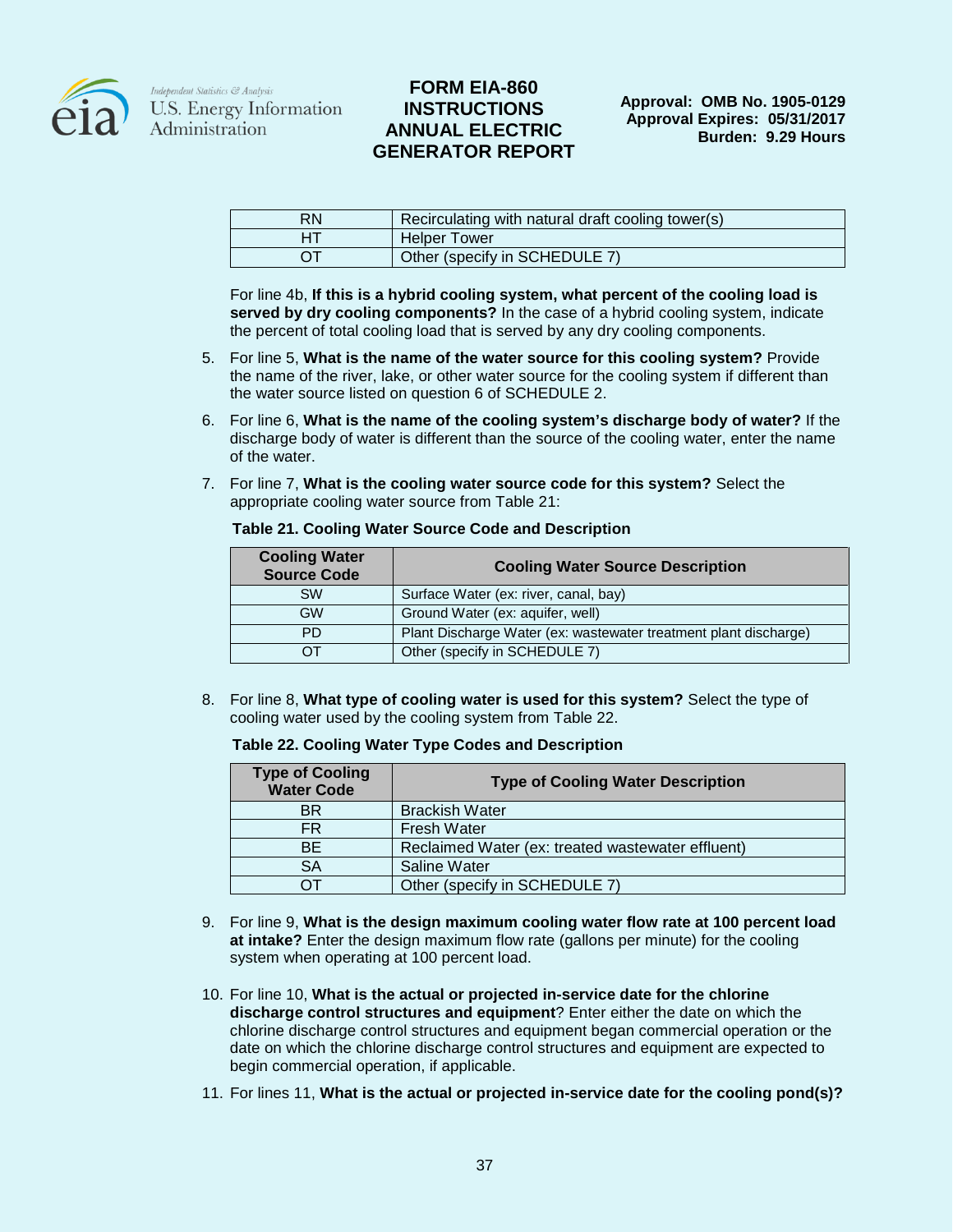| RN | Recirculating with natural draft cooling tower(s) |
|---|---|
| HT | Helper Tower |
| OT | Other (specify in SCHEDULE 7) |

For line 4b, **If this is a hybrid cooling system, what percent of the cooling load is served by dry cooling components?** In the case of a hybrid cooling system, indicate the percent of total cooling load that is served by any dry cooling components.

5. For line 5, **What is the name of the water source for this cooling system?** Provide the name of the river, lake, or other water source for the cooling system if different than the water source listed on question 6 of SCHEDULE 2.

6. For line 6, **What is the name of the cooling system's discharge body of water?** If the discharge body of water is different than the source of the cooling water, enter the name of the water.

7. For line 7, **What is the cooling water source code for this system?** Select the appropriate cooling water source from Table 21:

**Table 21. Cooling Water Source Code and Description**

| Cooling Water Source Code | Cooling Water Source Description |
|---|---|
| SW | Surface Water (ex: river, canal, bay) |
| GW | Ground Water (ex: aquifer, well) |
| PD | Plant Discharge Water (ex: wastewater treatment plant discharge) |
| OT | Other (specify in SCHEDULE 7) |

8. For line 8, **What type of cooling water is used for this system?** Select the type of cooling water used by the cooling system from Table 22.

**Table 22. Cooling Water Type Codes and Description**

| Type of Cooling Water Code | Type of Cooling Water Description |
|---|---|
| BR | Brackish Water |
| FR | Fresh Water |
| BE | Reclaimed Water (ex: treated wastewater effluent) |
| SA | Saline Water |
| OT | Other (specify in SCHEDULE 7) |

9. For line 9, **What is the design maximum cooling water flow rate at 100 percent load at intake?** Enter the design maximum flow rate (gallons per minute) for the cooling system when operating at 100 percent load.

10. For line 10, **What is the actual or projected in-service date for the chlorine discharge control structures and equipment**? Enter either the date on which the chlorine discharge control structures and equipment began commercial operation or the date on which the chlorine discharge control structures and equipment are expected to begin commercial operation, if applicable.

11. For lines 11, **What is the actual or projected in-service date for the cooling pond(s)?**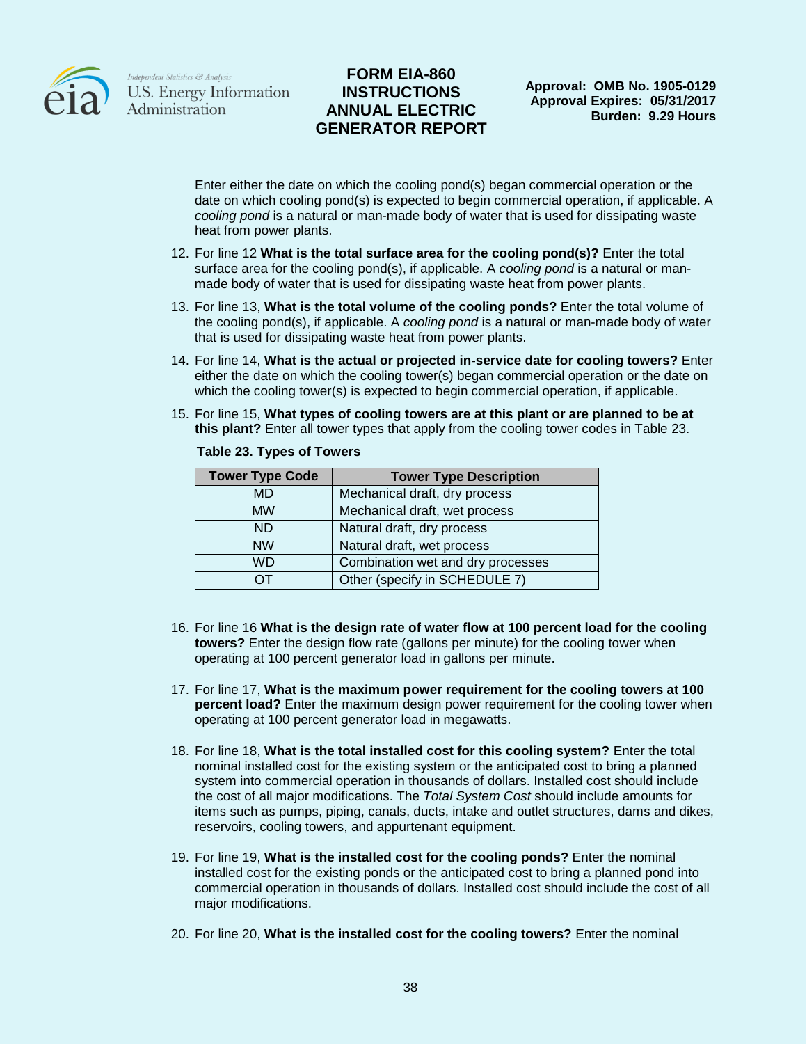Enter either the date on which the cooling pond(s) began commercial operation or the date on which cooling pond(s) is expected to begin commercial operation, if applicable. A *cooling pond* is a natural or man-made body of water that is used for dissipating waste heat from power plants.

12. For line 12 **What is the total surface area for the cooling pond(s)?** Enter the total surface area for the cooling pond(s), if applicable. A *cooling pond* is a natural or man-made body of water that is used for dissipating waste heat from power plants.

13. For line 13, **What is the total volume of the cooling ponds?** Enter the total volume of the cooling pond(s), if applicable. A *cooling pond* is a natural or man-made body of water that is used for dissipating waste heat from power plants.

14. For line 14, **What is the actual or projected in-service date for cooling towers?** Enter either the date on which the cooling tower(s) began commercial operation or the date on which the cooling tower(s) is expected to begin commercial operation, if applicable.

15. For line 15, **What types of cooling towers are at this plant or are planned to be at this plant?** Enter all tower types that apply from the cooling tower codes in Table 23.

**Table 23. Types of Towers**

| Tower Type Code | Tower Type Description |
|---|---|
| MD | Mechanical draft, dry process |
| MW | Mechanical draft, wet process |
| ND | Natural draft, dry process |
| NW | Natural draft, wet process |
| WD | Combination wet and dry processes |
| OT | Other (specify in SCHEDULE 7) |

16. For line 16 **What is the design rate of water flow at 100 percent load for the cooling towers?** Enter the design flow rate (gallons per minute) for the cooling tower when operating at 100 percent generator load in gallons per minute.

17. For line 17, **What is the maximum power requirement for the cooling towers at 100 percent load?** Enter the maximum design power requirement for the cooling tower when operating at 100 percent generator load in megawatts.

18. For line 18, **What is the total installed cost for this cooling system?** Enter the total nominal installed cost for the existing system or the anticipated cost to bring a planned system into commercial operation in thousands of dollars. Installed cost should include the cost of all major modifications. The *Total System Cost* should include amounts for items such as pumps, piping, canals, ducts, intake and outlet structures, dams and dikes, reservoirs, cooling towers, and appurtenant equipment.

19. For line 19, **What is the installed cost for the cooling ponds?** Enter the nominal installed cost for the existing ponds or the anticipated cost to bring a planned pond into commercial operation in thousands of dollars. Installed cost should include the cost of all major modifications.

20. For line 20, **What is the installed cost for the cooling towers?** Enter the nominal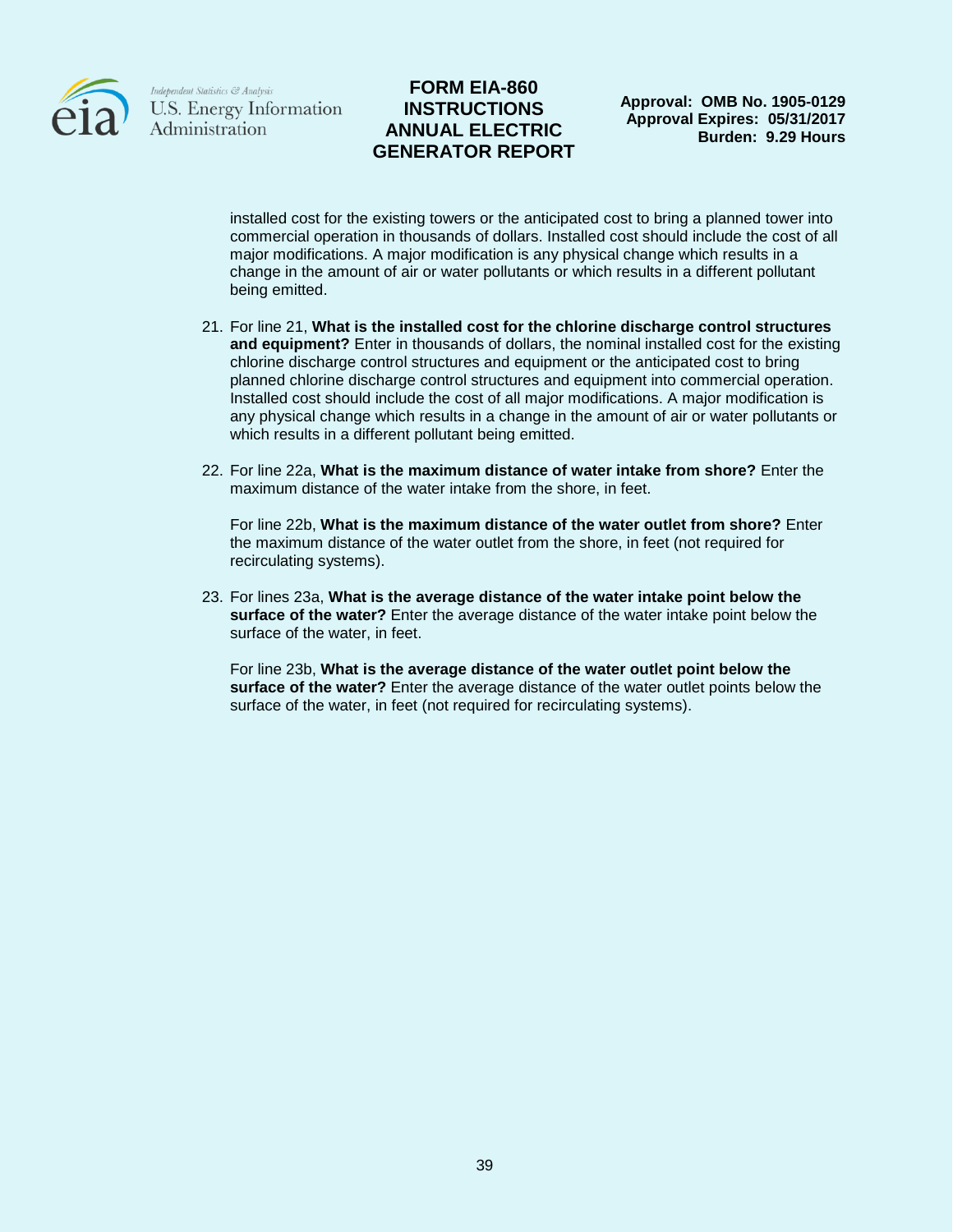installed cost for the existing towers or the anticipated cost to bring a planned tower into commercial operation in thousands of dollars. Installed cost should include the cost of all major modifications. A major modification is any physical change which results in a change in the amount of air or water pollutants or which results in a different pollutant being emitted.

21. For line 21, **What is the installed cost for the chlorine discharge control structures and equipment?** Enter in thousands of dollars, the nominal installed cost for the existing chlorine discharge control structures and equipment or the anticipated cost to bring planned chlorine discharge control structures and equipment into commercial operation. Installed cost should include the cost of all major modifications. A major modification is any physical change which results in a change in the amount of air or water pollutants or which results in a different pollutant being emitted.

22. For line 22a, **What is the maximum distance of water intake from shore?** Enter the maximum distance of the water intake from the shore, in feet.

    For line 22b, **What is the maximum distance of the water outlet from shore?** Enter the maximum distance of the water outlet from the shore, in feet (not required for recirculating systems).

23. For lines 23a, **What is the average distance of the water intake point below the surface of the water?** Enter the average distance of the water intake point below the surface of the water, in feet.

    For line 23b, **What is the average distance of the water outlet point below the surface of the water?** Enter the average distance of the water outlet points below the surface of the water, in feet (not required for recirculating systems).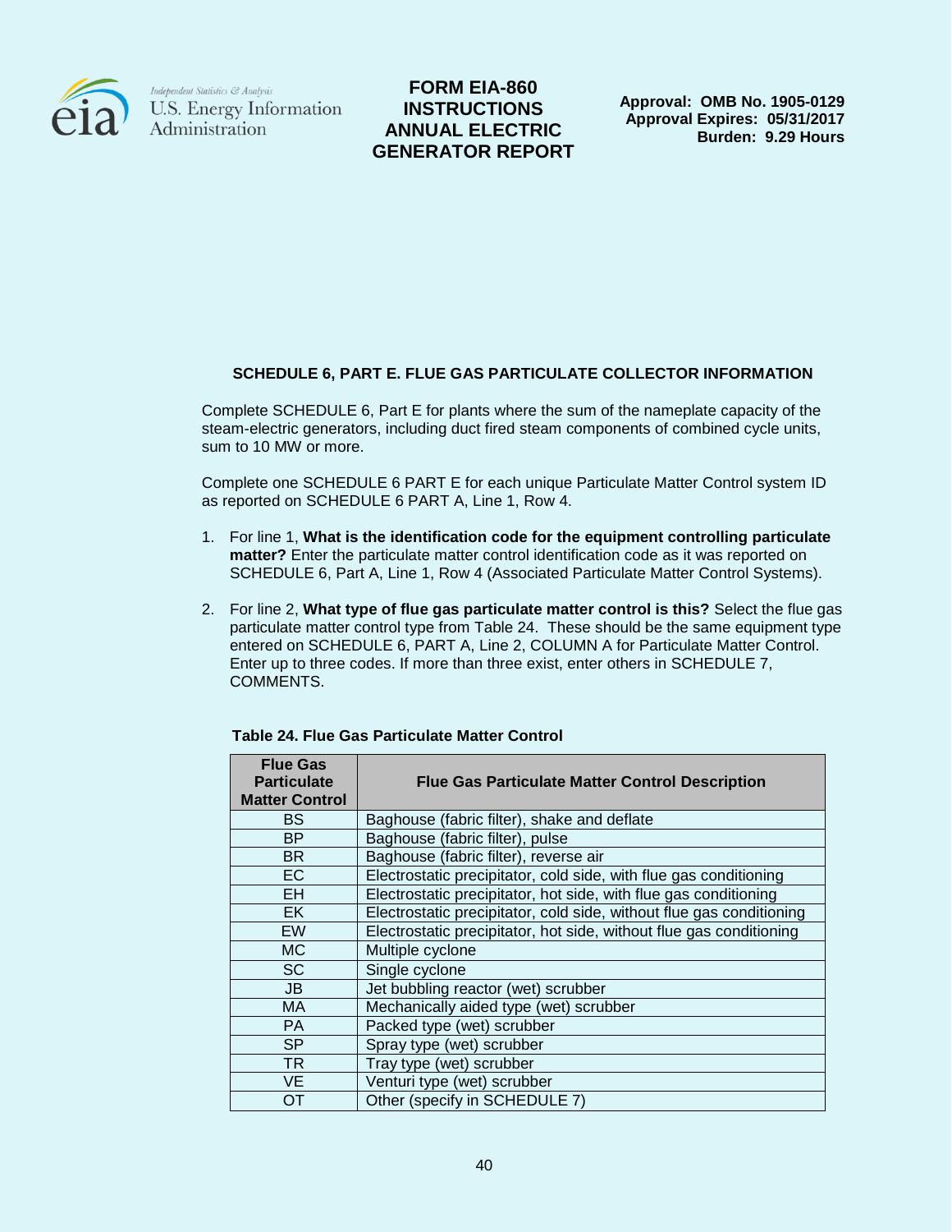### SCHEDULE 6, PART E. FLUE GAS PARTICULATE COLLECTOR INFORMATION

Complete SCHEDULE 6, Part E for plants where the sum of the nameplate capacity of the steam-electric generators, including duct fired steam components of combined cycle units, sum to 10 MW or more.

Complete one SCHEDULE 6 PART E for each unique Particulate Matter Control system ID as reported on SCHEDULE 6 PART A, Line 1, Row 4.

1. For line 1, **What is the identification code for the equipment controlling particulate matter?** Enter the particulate matter control identification code as it was reported on SCHEDULE 6, Part A, Line 1, Row 4 (Associated Particulate Matter Control Systems).

2. For line 2, **What type of flue gas particulate matter control is this?** Select the flue gas particulate matter control type from Table 24. These should be the same equipment type entered on SCHEDULE 6, PART A, Line 2, COLUMN A for Particulate Matter Control. Enter up to three codes. If more than three exist, enter others in SCHEDULE 7, COMMENTS.

**Table 24. Flue Gas Particulate Matter Control**

| Flue Gas Particulate Matter Control | Flue Gas Particulate Matter Control Description |
|---|---|
| BS | Baghouse (fabric filter), shake and deflate |
| BP | Baghouse (fabric filter), pulse |
| BR | Baghouse (fabric filter), reverse air |
| EC | Electrostatic precipitator, cold side, with flue gas conditioning |
| EH | Electrostatic precipitator, hot side, with flue gas conditioning |
| EK | Electrostatic precipitator, cold side, without flue gas conditioning |
| EW | Electrostatic precipitator, hot side, without flue gas conditioning |
| MC | Multiple cyclone |
| SC | Single cyclone |
| JB | Jet bubbling reactor (wet) scrubber |
| MA | Mechanically aided type (wet) scrubber |
| PA | Packed type (wet) scrubber |
| SP | Spray type (wet) scrubber |
| TR | Tray type (wet) scrubber |
| VE | Venturi type (wet) scrubber |
| OT | Other (specify in SCHEDULE 7) |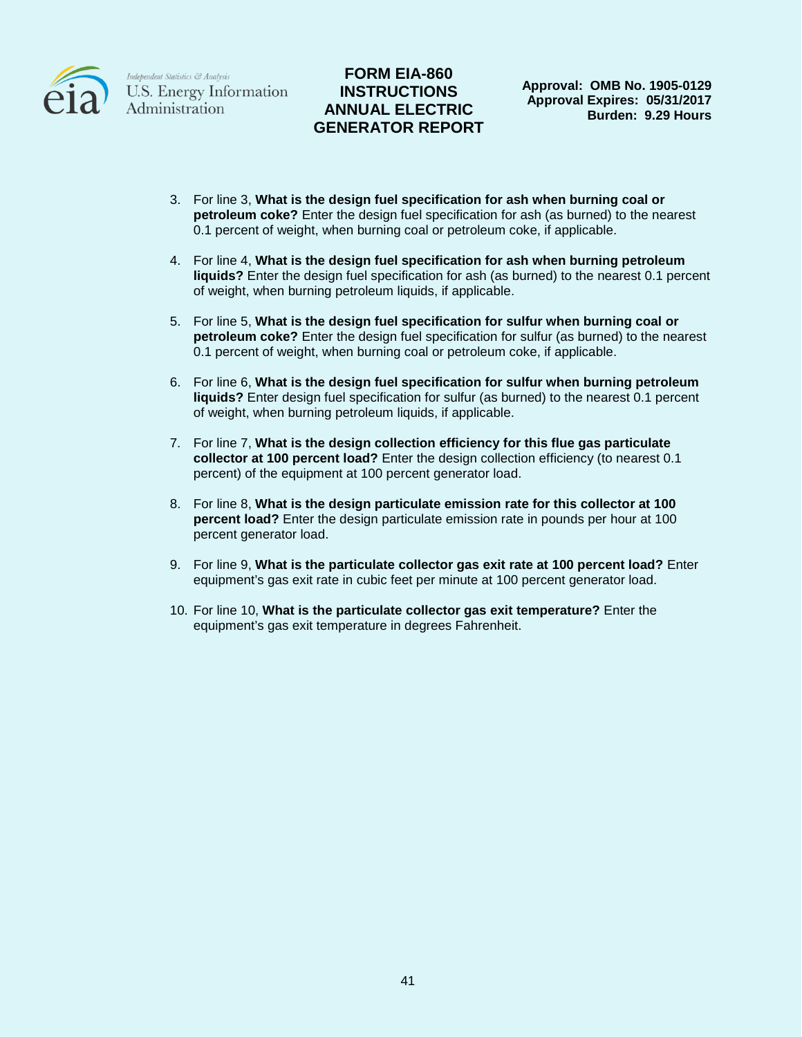3. For line 3, **What is the design fuel specification for ash when burning coal or petroleum coke?** Enter the design fuel specification for ash (as burned) to the nearest 0.1 percent of weight, when burning coal or petroleum coke, if applicable.

4. For line 4, **What is the design fuel specification for ash when burning petroleum liquids?** Enter the design fuel specification for ash (as burned) to the nearest 0.1 percent of weight, when burning petroleum liquids, if applicable.

5. For line 5, **What is the design fuel specification for sulfur when burning coal or petroleum coke?** Enter the design fuel specification for sulfur (as burned) to the nearest 0.1 percent of weight, when burning coal or petroleum coke, if applicable.

6. For line 6, **What is the design fuel specification for sulfur when burning petroleum liquids?** Enter design fuel specification for sulfur (as burned) to the nearest 0.1 percent of weight, when burning petroleum liquids, if applicable.

7. For line 7, **What is the design collection efficiency for this flue gas particulate collector at 100 percent load?** Enter the design collection efficiency (to nearest 0.1 percent) of the equipment at 100 percent generator load.

8. For line 8, **What is the design particulate emission rate for this collector at 100 percent load?** Enter the design particulate emission rate in pounds per hour at 100 percent generator load.

9. For line 9, **What is the particulate collector gas exit rate at 100 percent load?** Enter equipment's gas exit rate in cubic feet per minute at 100 percent generator load.

10. For line 10, **What is the particulate collector gas exit temperature?** Enter the equipment's gas exit temperature in degrees Fahrenheit.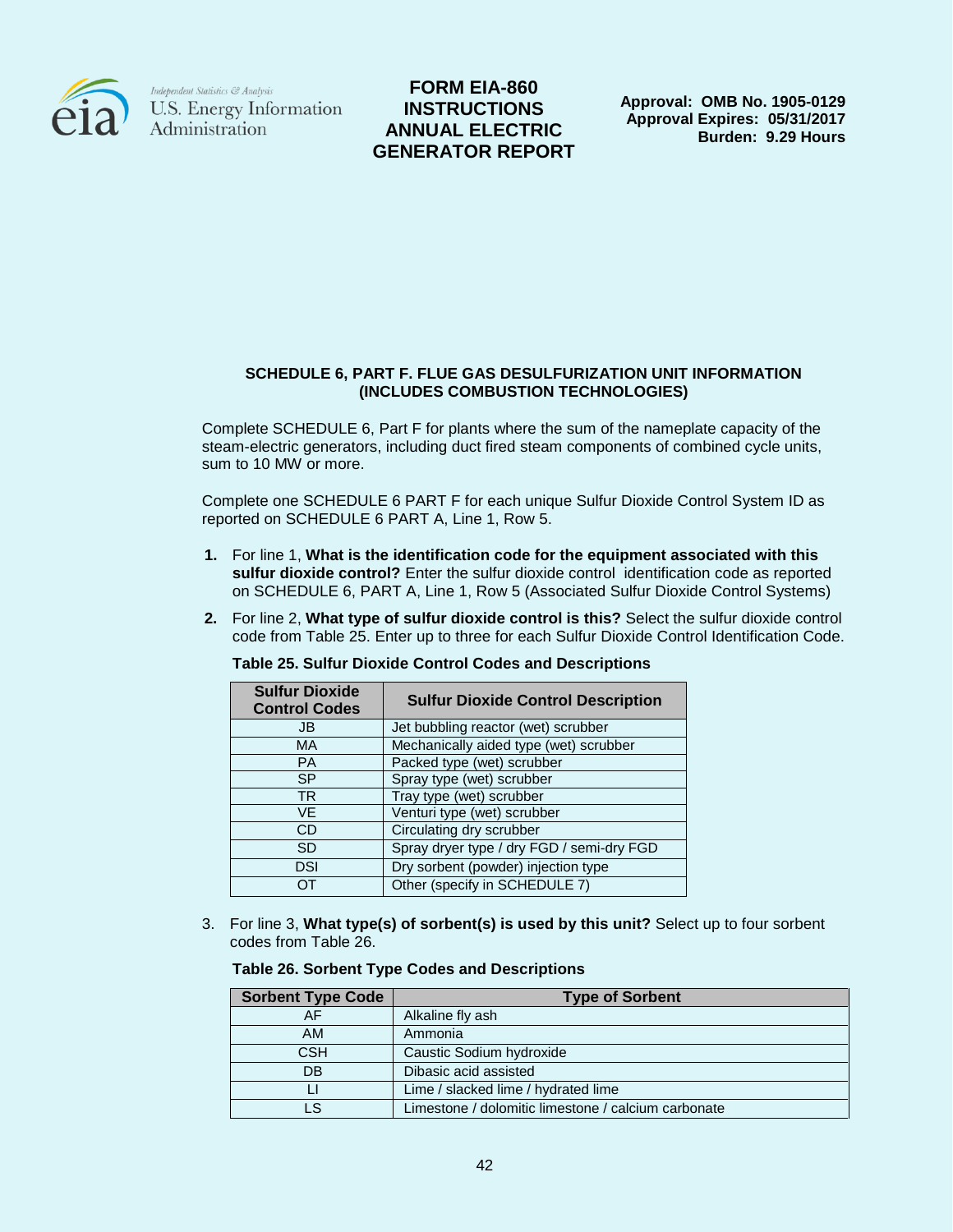FORM EIA-860 INSTRUCTIONS ANNUAL ELECTRIC GENERATOR REPORT

Approval: OMB No. 1905-0129
Approval Expires: 05/31/2017
Burden: 9.29 Hours

### SCHEDULE 6, PART F. FLUE GAS DESULFURIZATION UNIT INFORMATION (INCLUDES COMBUSTION TECHNOLOGIES)

Complete SCHEDULE 6, Part F for plants where the sum of the nameplate capacity of the steam-electric generators, including duct fired steam components of combined cycle units, sum to 10 MW or more.

Complete one SCHEDULE 6 PART F for each unique Sulfur Dioxide Control System ID as reported on SCHEDULE 6 PART A, Line 1, Row 5.

1. For line 1, **What is the identification code for the equipment associated with this sulfur dioxide control?** Enter the sulfur dioxide control identification code as reported on SCHEDULE 6, PART A, Line 1, Row 5 (Associated Sulfur Dioxide Control Systems)
2. For line 2, **What type of sulfur dioxide control is this?** Select the sulfur dioxide control code from Table 25. Enter up to three for each Sulfur Dioxide Control Identification Code.

**Table 25. Sulfur Dioxide Control Codes and Descriptions**

| Sulfur Dioxide Control Codes | Sulfur Dioxide Control Description |
|---|---|
| JB | Jet bubbling reactor (wet) scrubber |
| MA | Mechanically aided type (wet) scrubber |
| PA | Packed type (wet) scrubber |
| SP | Spray type (wet) scrubber |
| TR | Tray type (wet) scrubber |
| VE | Venturi type (wet) scrubber |
| CD | Circulating dry scrubber |
| SD | Spray dryer type / dry FGD / semi-dry FGD |
| DSI | Dry sorbent (powder) injection type |
| OT | Other (specify in SCHEDULE 7) |

3. For line 3, **What type(s) of sorbent(s) is used by this unit?** Select up to four sorbent codes from Table 26.

**Table 26. Sorbent Type Codes and Descriptions**

| Sorbent Type Code | Type of Sorbent |
|---|---|
| AF | Alkaline fly ash |
| AM | Ammonia |
| CSH | Caustic Sodium hydroxide |
| DB | Dibasic acid assisted |
| LI | Lime / slacked lime / hydrated lime |
| LS | Limestone / dolomitic limestone / calcium carbonate |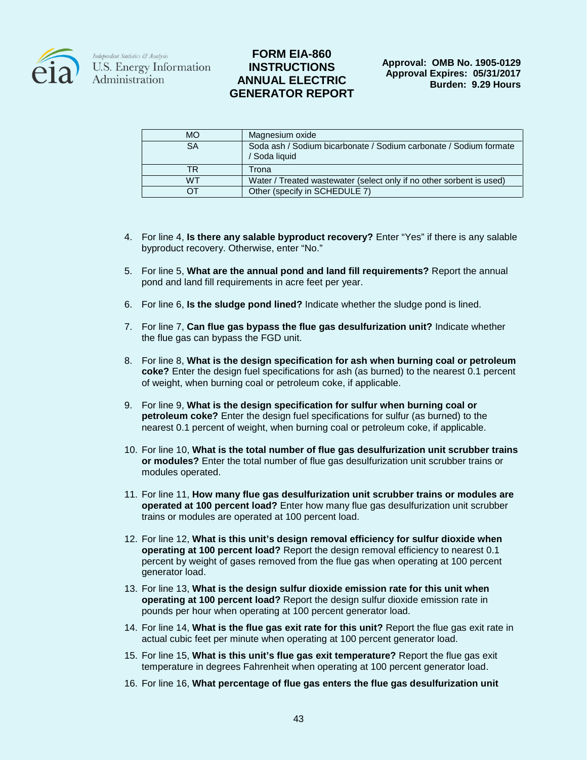| MO | Magnesium oxide |
|---|---|
| SA | Soda ash / Sodium bicarbonate / Sodium carbonate / Sodium formate / Soda liquid |
| TR | Trona |
| WT | Water / Treated wastewater (select only if no other sorbent is used) |
| OT | Other (specify in SCHEDULE 7) |

4. For line 4, **Is there any salable byproduct recovery?** Enter "Yes" if there is any salable byproduct recovery. Otherwise, enter "No."

5. For line 5, **What are the annual pond and land fill requirements?** Report the annual pond and land fill requirements in acre feet per year.

6. For line 6, **Is the sludge pond lined?** Indicate whether the sludge pond is lined.

7. For line 7, **Can flue gas bypass the flue gas desulfurization unit?** Indicate whether the flue gas can bypass the FGD unit.

8. For line 8, **What is the design specification for ash when burning coal or petroleum coke?** Enter the design fuel specifications for ash (as burned) to the nearest 0.1 percent of weight, when burning coal or petroleum coke, if applicable.

9. For line 9, **What is the design specification for sulfur when burning coal or petroleum coke?** Enter the design fuel specifications for sulfur (as burned) to the nearest 0.1 percent of weight, when burning coal or petroleum coke, if applicable.

10. For line 10, **What is the total number of flue gas desulfurization unit scrubber trains or modules?** Enter the total number of flue gas desulfurization unit scrubber trains or modules operated.

11. For line 11, **How many flue gas desulfurization unit scrubber trains or modules are operated at 100 percent load?** Enter how many flue gas desulfurization unit scrubber trains or modules are operated at 100 percent load.

12. For line 12, **What is this unit's design removal efficiency for sulfur dioxide when operating at 100 percent load?** Report the design removal efficiency to nearest 0.1 percent by weight of gases removed from the flue gas when operating at 100 percent generator load.

13. For line 13, **What is the design sulfur dioxide emission rate for this unit when operating at 100 percent load?** Report the design sulfur dioxide emission rate in pounds per hour when operating at 100 percent generator load.

14. For line 14, **What is the flue gas exit rate for this unit?** Report the flue gas exit rate in actual cubic feet per minute when operating at 100 percent generator load.

15. For line 15, **What is this unit's flue gas exit temperature?** Report the flue gas exit temperature in degrees Fahrenheit when operating at 100 percent generator load.

16. For line 16, **What percentage of flue gas enters the flue gas desulfurization unit**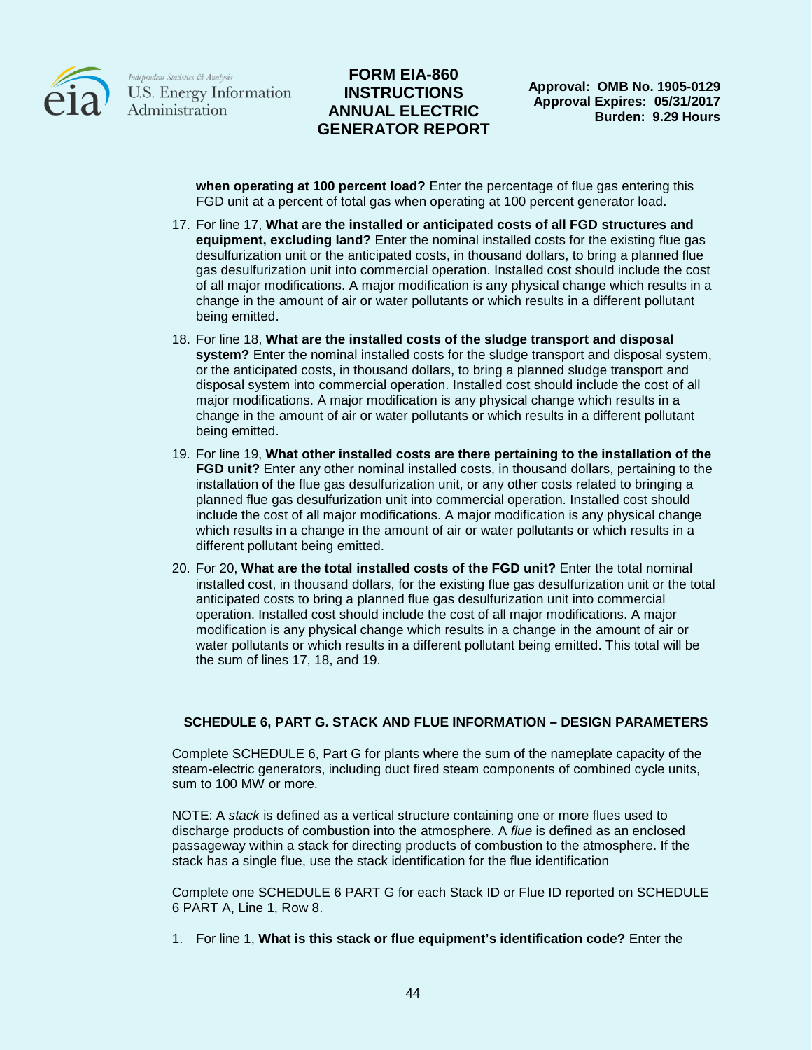**when operating at 100 percent load?** Enter the percentage of flue gas entering this FGD unit at a percent of total gas when operating at 100 percent generator load.

17. For line 17, **What are the installed or anticipated costs of all FGD structures and equipment, excluding land?** Enter the nominal installed costs for the existing flue gas desulfurization unit or the anticipated costs, in thousand dollars, to bring a planned flue gas desulfurization unit into commercial operation. Installed cost should include the cost of all major modifications. A major modification is any physical change which results in a change in the amount of air or water pollutants or which results in a different pollutant being emitted.
18. For line 18, **What are the installed costs of the sludge transport and disposal system?** Enter the nominal installed costs for the sludge transport and disposal system, or the anticipated costs, in thousand dollars, to bring a planned sludge transport and disposal system into commercial operation. Installed cost should include the cost of all major modifications. A major modification is any physical change which results in a change in the amount of air or water pollutants or which results in a different pollutant being emitted.
19. For line 19, **What other installed costs are there pertaining to the installation of the FGD unit?** Enter any other nominal installed costs, in thousand dollars, pertaining to the installation of the flue gas desulfurization unit, or any other costs related to bringing a planned flue gas desulfurization unit into commercial operation. Installed cost should include the cost of all major modifications. A major modification is any physical change which results in a change in the amount of air or water pollutants or which results in a different pollutant being emitted.
20. For 20, **What are the total installed costs of the FGD unit?** Enter the total nominal installed cost, in thousand dollars, for the existing flue gas desulfurization unit or the total anticipated costs to bring a planned flue gas desulfurization unit into commercial operation. Installed cost should include the cost of all major modifications. A major modification is any physical change which results in a change in the amount of air or water pollutants or which results in a different pollutant being emitted. This total will be the sum of lines 17, 18, and 19.

## SCHEDULE 6, PART G. STACK AND FLUE INFORMATION – DESIGN PARAMETERS

Complete SCHEDULE 6, Part G for plants where the sum of the nameplate capacity of the steam-electric generators, including duct fired steam components of combined cycle units, sum to 100 MW or more.

NOTE: A *stack* is defined as a vertical structure containing one or more flues used to discharge products of combustion into the atmosphere. A *flue* is defined as an enclosed passageway within a stack for directing products of combustion to the atmosphere. If the stack has a single flue, use the stack identification for the flue identification

Complete one SCHEDULE 6 PART G for each Stack ID or Flue ID reported on SCHEDULE 6 PART A, Line 1, Row 8.

1. For line 1, **What is this stack or flue equipment's identification code?** Enter the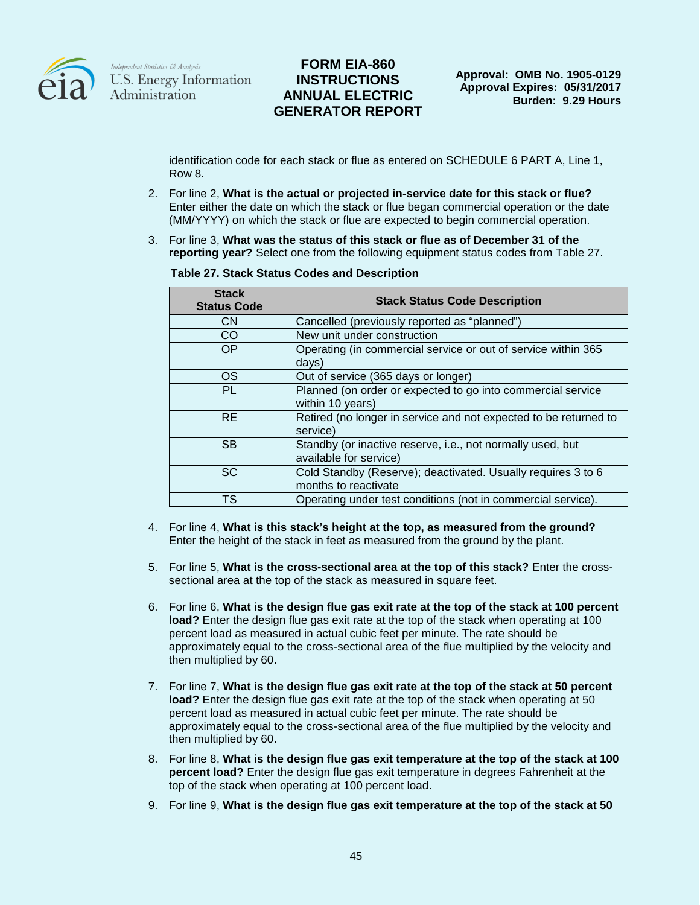identification code for each stack or flue as entered on SCHEDULE 6 PART A, Line 1, Row 8.

2. For line 2, **What is the actual or projected in-service date for this stack or flue?** Enter either the date on which the stack or flue began commercial operation or the date (MM/YYYY) on which the stack or flue are expected to begin commercial operation.

3. For line 3, **What was the status of this stack or flue as of December 31 of the reporting year?** Select one from the following equipment status codes from Table 27.

**Table 27. Stack Status Codes and Description**

| Stack Status Code | Stack Status Code Description |
|---|---|
| CN | Cancelled (previously reported as "planned") |
| CO | New unit under construction |
| OP | Operating (in commercial service or out of service within 365 days) |
| OS | Out of service (365 days or longer) |
| PL | Planned (on order or expected to go into commercial service within 10 years) |
| RE | Retired (no longer in service and not expected to be returned to service) |
| SB | Standby (or inactive reserve, i.e., not normally used, but available for service) |
| SC | Cold Standby (Reserve); deactivated. Usually requires 3 to 6 months to reactivate |
| TS | Operating under test conditions (not in commercial service). |

4. For line 4, **What is this stack's height at the top, as measured from the ground?** Enter the height of the stack in feet as measured from the ground by the plant.

5. For line 5, **What is the cross-sectional area at the top of this stack?** Enter the cross-sectional area at the top of the stack as measured in square feet.

6. For line 6, **What is the design flue gas exit rate at the top of the stack at 100 percent load?** Enter the design flue gas exit rate at the top of the stack when operating at 100 percent load as measured in actual cubic feet per minute. The rate should be approximately equal to the cross-sectional area of the flue multiplied by the velocity and then multiplied by 60.

7. For line 7, **What is the design flue gas exit rate at the top of the stack at 50 percent load?** Enter the design flue gas exit rate at the top of the stack when operating at 50 percent load as measured in actual cubic feet per minute. The rate should be approximately equal to the cross-sectional area of the flue multiplied by the velocity and then multiplied by 60.

8. For line 8, **What is the design flue gas exit temperature at the top of the stack at 100 percent load?** Enter the design flue gas exit temperature in degrees Fahrenheit at the top of the stack when operating at 100 percent load.

9. For line 9, **What is the design flue gas exit temperature at the top of the stack at 50**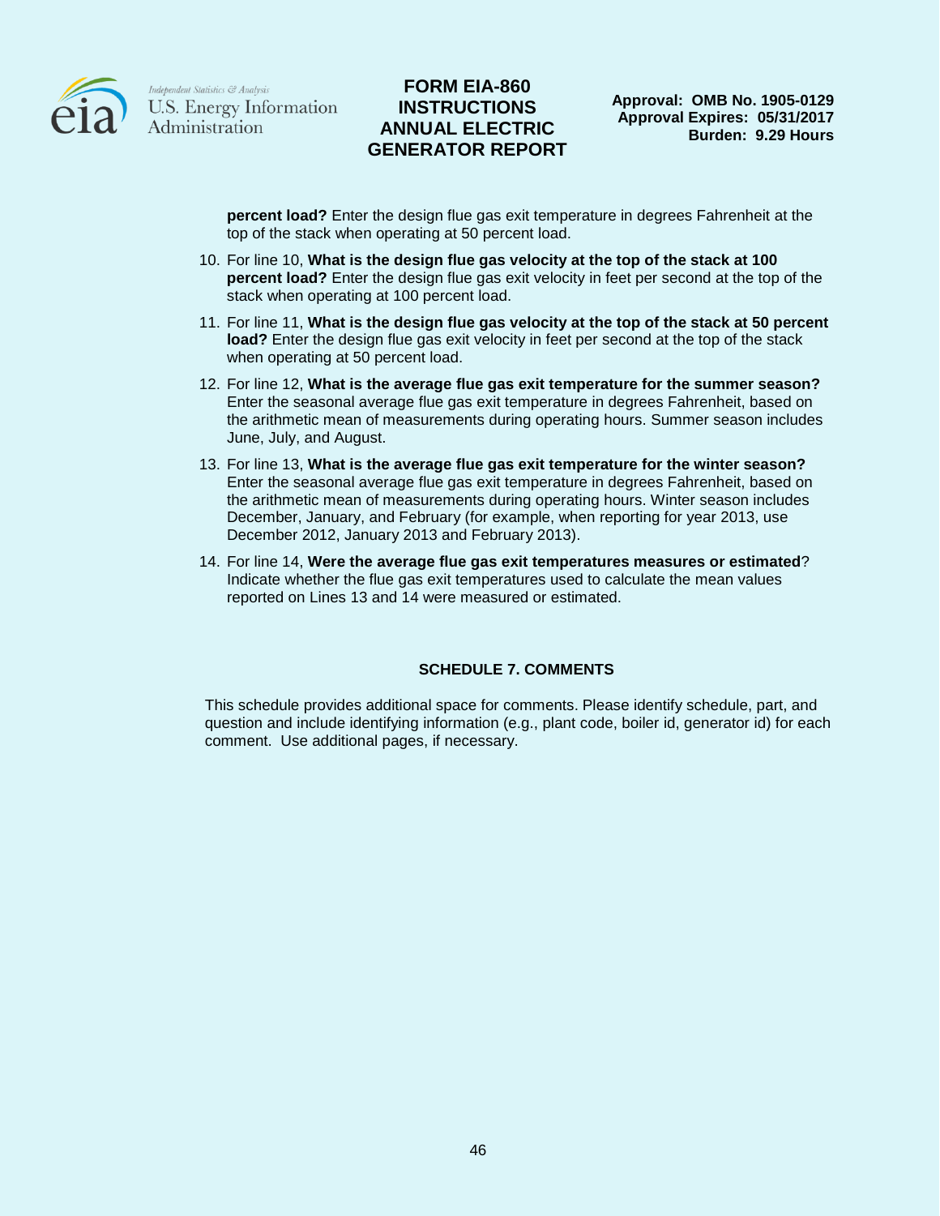**percent load?** Enter the design flue gas exit temperature in degrees Fahrenheit at the top of the stack when operating at 50 percent load.

10. For line 10, **What is the design flue gas velocity at the top of the stack at 100 percent load?** Enter the design flue gas exit velocity in feet per second at the top of the stack when operating at 100 percent load.
11. For line 11, **What is the design flue gas velocity at the top of the stack at 50 percent load?** Enter the design flue gas exit velocity in feet per second at the top of the stack when operating at 50 percent load.
12. For line 12, **What is the average flue gas exit temperature for the summer season?** Enter the seasonal average flue gas exit temperature in degrees Fahrenheit, based on the arithmetic mean of measurements during operating hours. Summer season includes June, July, and August.
13. For line 13, **What is the average flue gas exit temperature for the winter season?** Enter the seasonal average flue gas exit temperature in degrees Fahrenheit, based on the arithmetic mean of measurements during operating hours. Winter season includes December, January, and February (for example, when reporting for year 2013, use December 2012, January 2013 and February 2013).
14. For line 14, **Were the average flue gas exit temperatures measures or estimated**? Indicate whether the flue gas exit temperatures used to calculate the mean values reported on Lines 13 and 14 were measured or estimated.

## SCHEDULE 7. COMMENTS

This schedule provides additional space for comments. Please identify schedule, part, and question and include identifying information (e.g., plant code, boiler id, generator id) for each comment. Use additional pages, if necessary.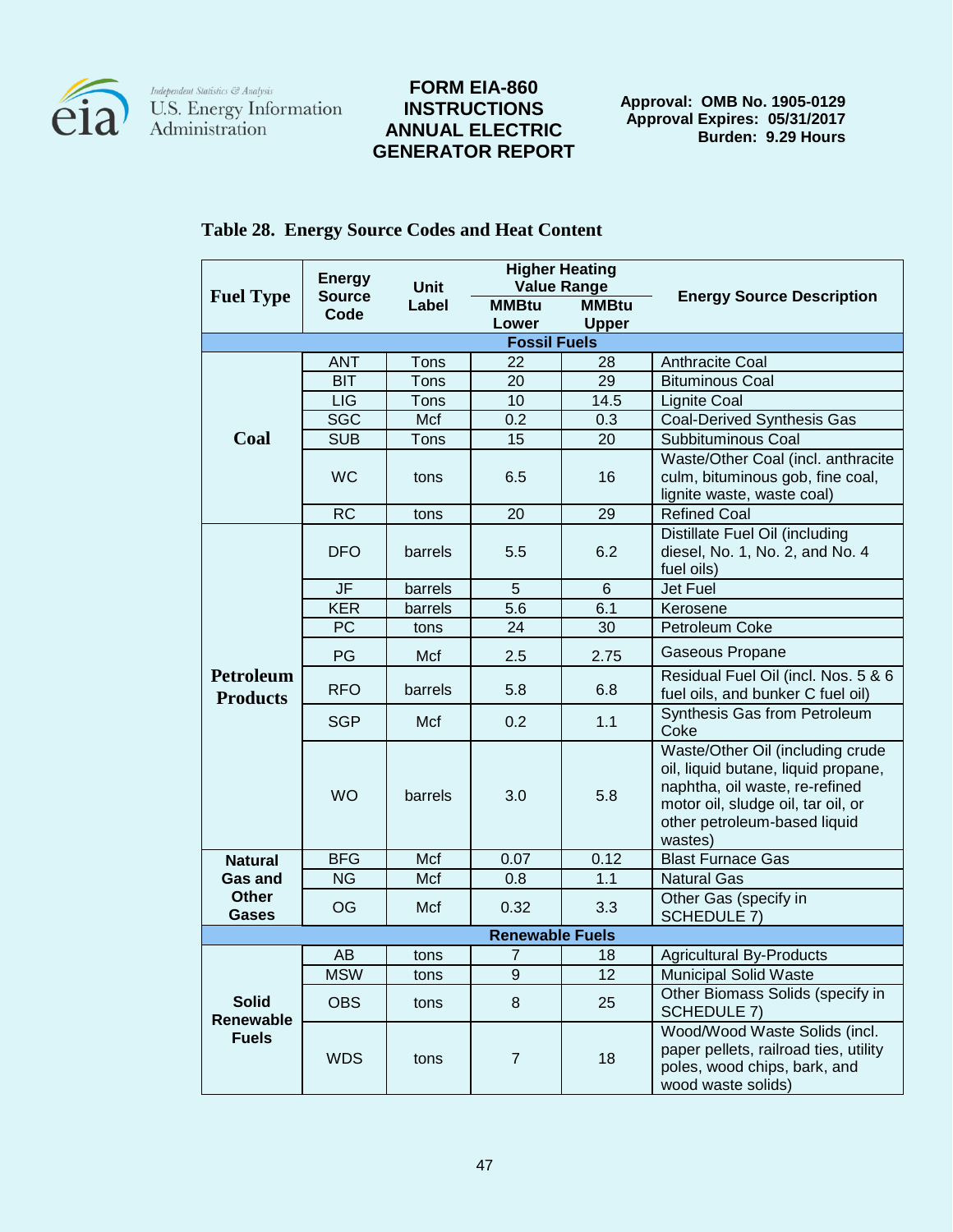**FORM EIA-860 INSTRUCTIONS ANNUAL ELECTRIC GENERATOR REPORT**

**Approval: OMB No. 1905-0129**
**Approval Expires: 05/31/2017**
**Burden: 9.29 Hours**

## Table 28. Energy Source Codes and Heat Content

| Fuel Type | Energy Source Code | Unit Label | Higher Heating Value Range MMBtu Lower | Higher Heating Value Range MMBtu Upper | Energy Source Description |
|---|---|---|---|---|---|
| **Fossil Fuels** | | | | | |
| Coal | ANT | Tons | 22 | 28 | Anthracite Coal |
| | BIT | Tons | 20 | 29 | Bituminous Coal |
| | LIG | Tons | 10 | 14.5 | Lignite Coal |
| | SGC | Mcf | 0.2 | 0.3 | Coal-Derived Synthesis Gas |
| | SUB | Tons | 15 | 20 | Subbituminous Coal |
| | WC | tons | 6.5 | 16 | Waste/Other Coal (incl. anthracite culm, bituminous gob, fine coal, lignite waste, waste coal) |
| | RC | tons | 20 | 29 | Refined Coal |
| Petroleum Products | DFO | barrels | 5.5 | 6.2 | Distillate Fuel Oil (including diesel, No. 1, No. 2, and No. 4 fuel oils) |
| | JF | barrels | 5 | 6 | Jet Fuel |
| | KER | barrels | 5.6 | 6.1 | Kerosene |
| | PC | tons | 24 | 30 | Petroleum Coke |
| | PG | Mcf | 2.5 | 2.75 | Gaseous Propane |
| | RFO | barrels | 5.8 | 6.8 | Residual Fuel Oil (incl. Nos. 5 & 6 fuel oils, and bunker C fuel oil) |
| | SGP | Mcf | 0.2 | 1.1 | Synthesis Gas from Petroleum Coke |
| | WO | barrels | 3.0 | 5.8 | Waste/Other Oil (including crude oil, liquid butane, liquid propane, naphtha, oil waste, re-refined motor oil, sludge oil, tar oil, or other petroleum-based liquid wastes) |
| Natural Gas and Other Gases | BFG | Mcf | 0.07 | 0.12 | Blast Furnace Gas |
| | NG | Mcf | 0.8 | 1.1 | Natural Gas |
| | OG | Mcf | 0.32 | 3.3 | Other Gas (specify in SCHEDULE 7) |
| **Renewable Fuels** | | | | | |
| Solid Renewable Fuels | AB | tons | 7 | 18 | Agricultural By-Products |
| | MSW | tons | 9 | 12 | Municipal Solid Waste |
| | OBS | tons | 8 | 25 | Other Biomass Solids (specify in SCHEDULE 7) |
| | WDS | tons | 7 | 18 | Wood/Wood Waste Solids (incl. paper pellets, railroad ties, utility poles, wood chips, bark, and wood waste solids) |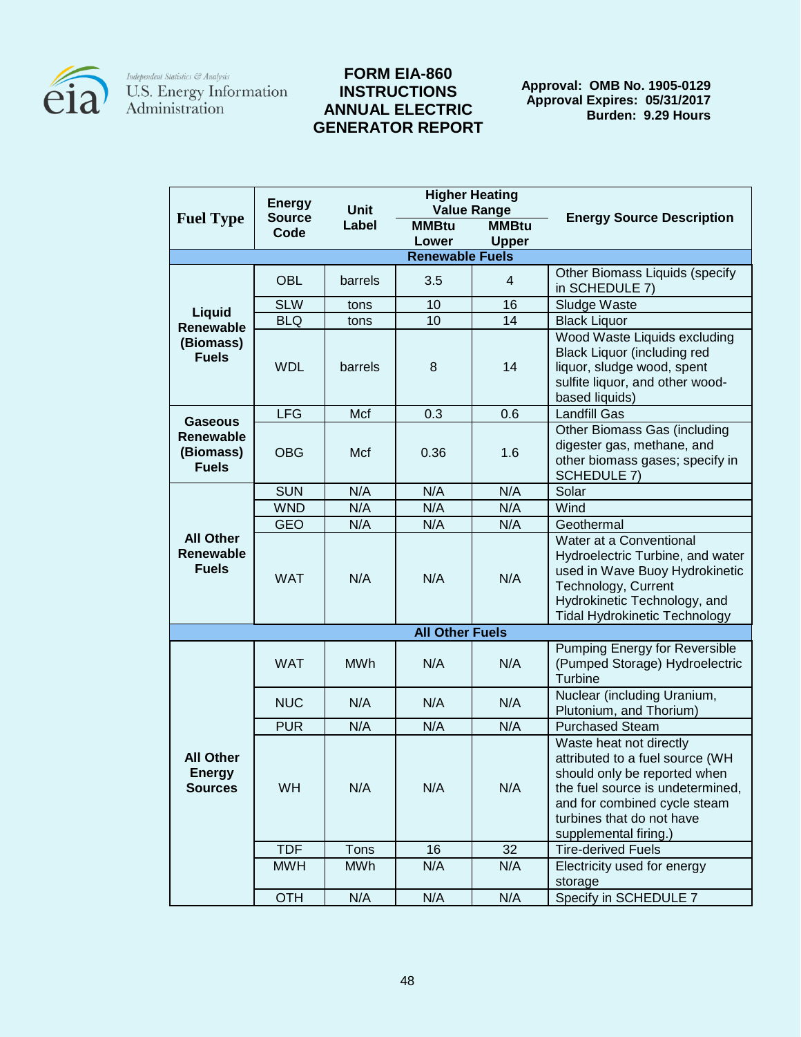| Fuel Type | Energy Source Code | Unit Label | Higher Heating Value Range | | Energy Source Description |
|---|---|---|---|---|---|
| | | | MMBtu Lower | MMBtu Upper | |
| **Renewable Fuels** | | | | | |
| Liquid Renewable (Biomass) Fuels | OBL | barrels | 3.5 | 4 | Other Biomass Liquids (specify in SCHEDULE 7) |
| | SLW | tons | 10 | 16 | Sludge Waste |
| | BLQ | tons | 10 | 14 | Black Liquor |
| | WDL | barrels | 8 | 14 | Wood Waste Liquids excluding Black Liquor (including red liquor, sludge wood, spent sulfite liquor, and other wood-based liquids) |
| Gaseous Renewable (Biomass) Fuels | LFG | Mcf | 0.3 | 0.6 | Landfill Gas |
| | OBG | Mcf | 0.36 | 1.6 | Other Biomass Gas (including digester gas, methane, and other biomass gases; specify in SCHEDULE 7) |
| All Other Renewable Fuels | SUN | N/A | N/A | N/A | Solar |
| | WND | N/A | N/A | N/A | Wind |
| | GEO | N/A | N/A | N/A | Geothermal |
| | WAT | N/A | N/A | N/A | Water at a Conventional Hydroelectric Turbine, and water used in Wave Buoy Hydrokinetic Technology, Current Hydrokinetic Technology, and Tidal Hydrokinetic Technology |
| **All Other Fuels** | | | | | |
| All Other Energy Sources | WAT | MWh | N/A | N/A | Pumping Energy for Reversible (Pumped Storage) Hydroelectric Turbine |
| | NUC | N/A | N/A | N/A | Nuclear (including Uranium, Plutonium, and Thorium) |
| | PUR | N/A | N/A | N/A | Purchased Steam |
| | WH | N/A | N/A | N/A | Waste heat not directly attributed to a fuel source (WH should only be reported when the fuel source is undetermined, and for combined cycle steam turbines that do not have supplemental firing.) |
| | TDF | Tons | 16 | 32 | Tire-derived Fuels |
| | MWH | MWh | N/A | N/A | Electricity used for energy storage |
| | OTH | N/A | N/A | N/A | Specify in SCHEDULE 7 |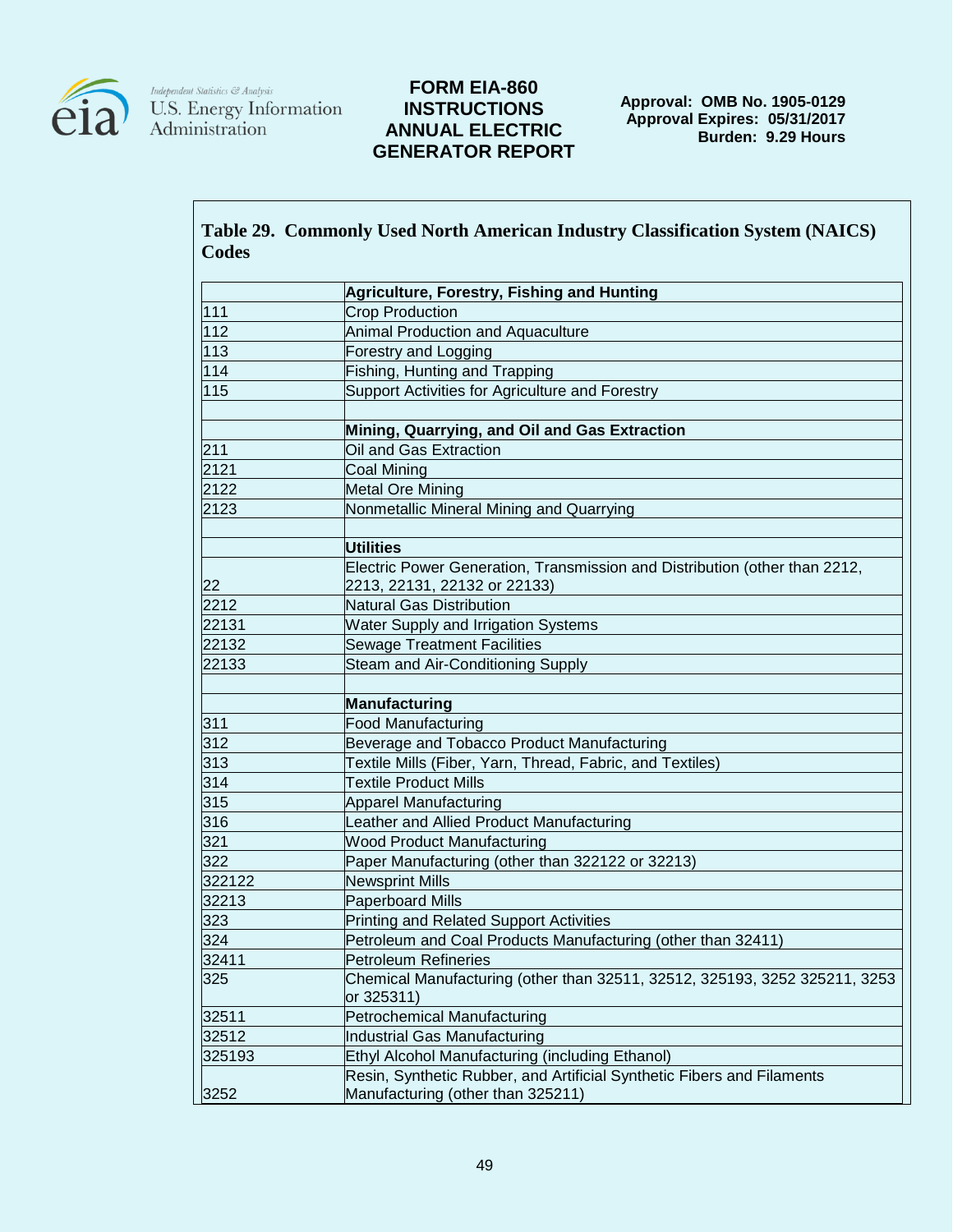**Table 29. Commonly Used North American Industry Classification System (NAICS) Codes**

| | **Agriculture, Forestry, Fishing and Hunting** |
|---|---|
| 111 | Crop Production |
| 112 | Animal Production and Aquaculture |
| 113 | Forestry and Logging |
| 114 | Fishing, Hunting and Trapping |
| 115 | Support Activities for Agriculture and Forestry |
| | |
| | **Mining, Quarrying, and Oil and Gas Extraction** |
| 211 | Oil and Gas Extraction |
| 2121 | Coal Mining |
| 2122 | Metal Ore Mining |
| 2123 | Nonmetallic Mineral Mining and Quarrying |
| | |
| | **Utilities** |
| 22 | Electric Power Generation, Transmission and Distribution (other than 2212, 2213, 22131, 22132 or 22133) |
| 2212 | Natural Gas Distribution |
| 22131 | Water Supply and Irrigation Systems |
| 22132 | Sewage Treatment Facilities |
| 22133 | Steam and Air-Conditioning Supply |
| | |
| | **Manufacturing** |
| 311 | Food Manufacturing |
| 312 | Beverage and Tobacco Product Manufacturing |
| 313 | Textile Mills (Fiber, Yarn, Thread, Fabric, and Textiles) |
| 314 | Textile Product Mills |
| 315 | Apparel Manufacturing |
| 316 | Leather and Allied Product Manufacturing |
| 321 | Wood Product Manufacturing |
| 322 | Paper Manufacturing (other than 322122 or 32213) |
| 322122 | Newsprint Mills |
| 32213 | Paperboard Mills |
| 323 | Printing and Related Support Activities |
| 324 | Petroleum and Coal Products Manufacturing (other than 32411) |
| 32411 | Petroleum Refineries |
| 325 | Chemical Manufacturing (other than 32511, 32512, 325193, 3252 325211, 3253 or 325311) |
| 32511 | Petrochemical Manufacturing |
| 32512 | Industrial Gas Manufacturing |
| 325193 | Ethyl Alcohol Manufacturing (including Ethanol) |
| 3252 | Resin, Synthetic Rubber, and Artificial Synthetic Fibers and Filaments Manufacturing (other than 325211) |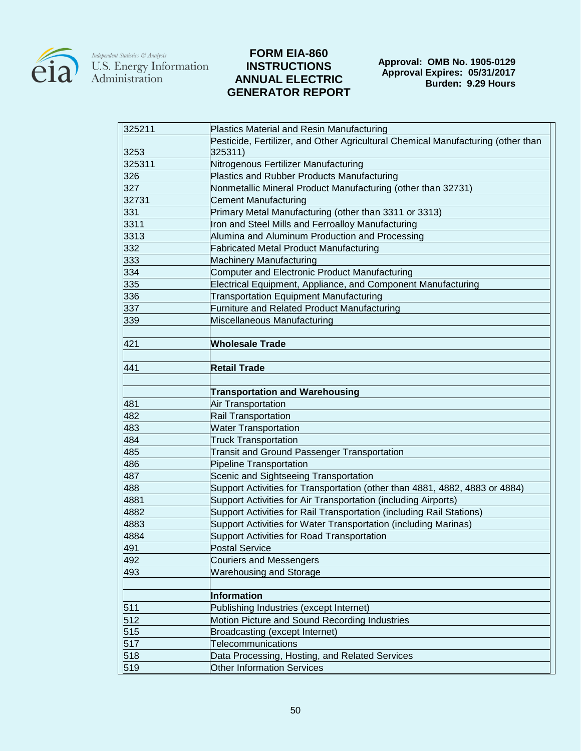| | |
|---|---|
| 325211 | Plastics Material and Resin Manufacturing |
| 3253 | Pesticide, Fertilizer, and Other Agricultural Chemical Manufacturing (other than 325311) |
| 325311 | Nitrogenous Fertilizer Manufacturing |
| 326 | Plastics and Rubber Products Manufacturing |
| 327 | Nonmetallic Mineral Product Manufacturing (other than 32731) |
| 32731 | Cement Manufacturing |
| 331 | Primary Metal Manufacturing (other than 3311 or 3313) |
| 3311 | Iron and Steel Mills and Ferroalloy Manufacturing |
| 3313 | Alumina and Aluminum Production and Processing |
| 332 | Fabricated Metal Product Manufacturing |
| 333 | Machinery Manufacturing |
| 334 | Computer and Electronic Product Manufacturing |
| 335 | Electrical Equipment, Appliance, and Component Manufacturing |
| 336 | Transportation Equipment Manufacturing |
| 337 | Furniture and Related Product Manufacturing |
| 339 | Miscellaneous Manufacturing |
| | |
| 421 | **Wholesale Trade** |
| | |
| 441 | **Retail Trade** |
| | |
| | **Transportation and Warehousing** |
| 481 | Air Transportation |
| 482 | Rail Transportation |
| 483 | Water Transportation |
| 484 | Truck Transportation |
| 485 | Transit and Ground Passenger Transportation |
| 486 | Pipeline Transportation |
| 487 | Scenic and Sightseeing Transportation |
| 488 | Support Activities for Transportation (other than 4881, 4882, 4883 or 4884) |
| 4881 | Support Activities for Air Transportation (including Airports) |
| 4882 | Support Activities for Rail Transportation (including Rail Stations) |
| 4883 | Support Activities for Water Transportation (including Marinas) |
| 4884 | Support Activities for Road Transportation |
| 491 | Postal Service |
| 492 | Couriers and Messengers |
| 493 | Warehousing and Storage |
| | |
| | **Information** |
| 511 | Publishing Industries (except Internet) |
| 512 | Motion Picture and Sound Recording Industries |
| 515 | Broadcasting (except Internet) |
| 517 | Telecommunications |
| 518 | Data Processing, Hosting, and Related Services |
| 519 | Other Information Services |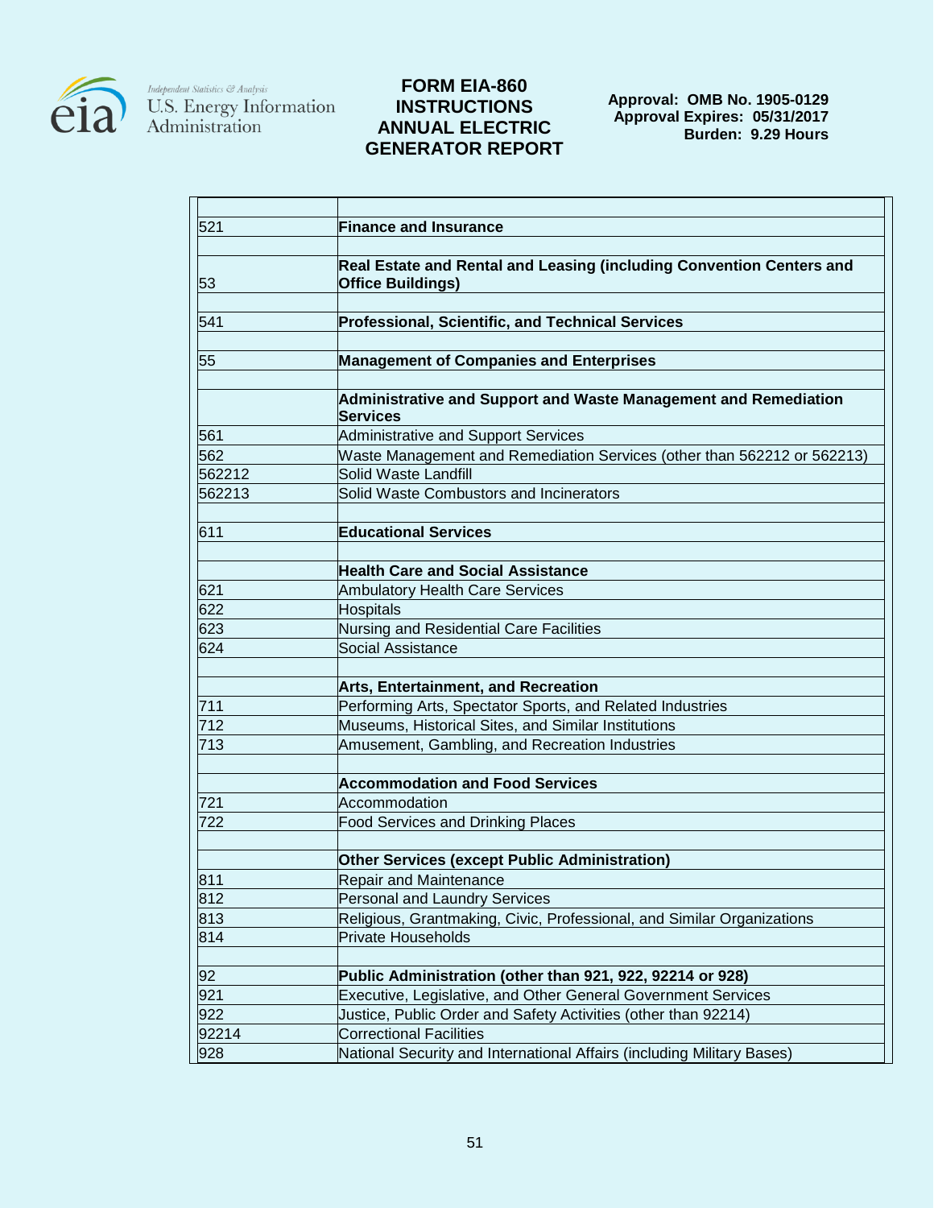| | |
|---|---|
| 521 | **Finance and Insurance** |
| | |
| 53 | **Real Estate and Rental and Leasing (including Convention Centers and Office Buildings)** |
| | |
| 541 | **Professional, Scientific, and Technical Services** |
| | |
| 55 | **Management of Companies and Enterprises** |
| | |
| | **Administrative and Support and Waste Management and Remediation Services** |
| 561 | Administrative and Support Services |
| 562 | Waste Management and Remediation Services (other than 562212 or 562213) |
| 562212 | Solid Waste Landfill |
| 562213 | Solid Waste Combustors and Incinerators |
| | |
| 611 | **Educational Services** |
| | |
| | **Health Care and Social Assistance** |
| 621 | Ambulatory Health Care Services |
| 622 | Hospitals |
| 623 | Nursing and Residential Care Facilities |
| 624 | Social Assistance |
| | |
| | **Arts, Entertainment, and Recreation** |
| 711 | Performing Arts, Spectator Sports, and Related Industries |
| 712 | Museums, Historical Sites, and Similar Institutions |
| 713 | Amusement, Gambling, and Recreation Industries |
| | |
| | **Accommodation and Food Services** |
| 721 | Accommodation |
| 722 | Food Services and Drinking Places |
| | |
| | **Other Services (except Public Administration)** |
| 811 | Repair and Maintenance |
| 812 | Personal and Laundry Services |
| 813 | Religious, Grantmaking, Civic, Professional, and Similar Organizations |
| 814 | Private Households |
| | |
| 92 | **Public Administration (other than 921, 922, 92214 or 928)** |
| 921 | Executive, Legislative, and Other General Government Services |
| 922 | Justice, Public Order and Safety Activities (other than 92214) |
| 92214 | Correctional Facilities |
| 928 | National Security and International Affairs (including Military Bases) |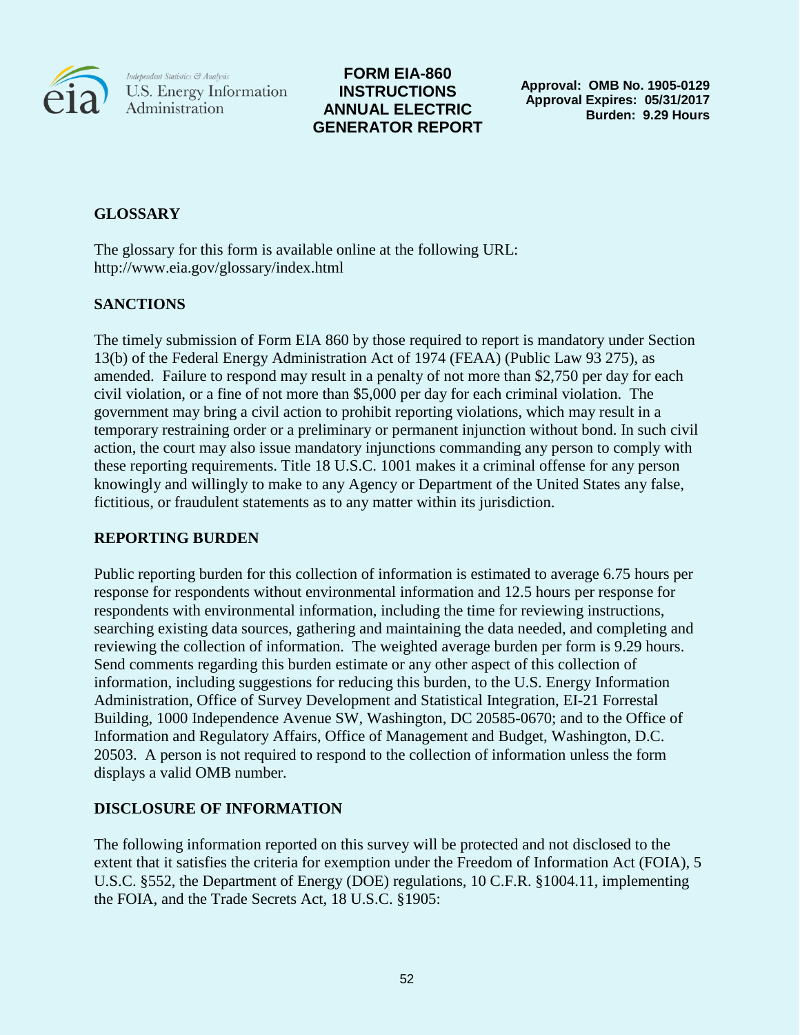**FORM EIA-860 INSTRUCTIONS ANNUAL ELECTRIC GENERATOR REPORT**

**Approval: OMB No. 1905-0129**
**Approval Expires: 05/31/2017**
**Burden: 9.29 Hours**

## GLOSSARY

The glossary for this form is available online at the following URL: http://www.eia.gov/glossary/index.html

## SANCTIONS

The timely submission of Form EIA 860 by those required to report is mandatory under Section 13(b) of the Federal Energy Administration Act of 1974 (FEAA) (Public Law 93 275), as amended. Failure to respond may result in a penalty of not more than $2,750 per day for each civil violation, or a fine of not more than $5,000 per day for each criminal violation. The government may bring a civil action to prohibit reporting violations, which may result in a temporary restraining order or a preliminary or permanent injunction without bond. In such civil action, the court may also issue mandatory injunctions commanding any person to comply with these reporting requirements. Title 18 U.S.C. 1001 makes it a criminal offense for any person knowingly and willingly to make to any Agency or Department of the United States any false, fictitious, or fraudulent statements as to any matter within its jurisdiction.

## REPORTING BURDEN

Public reporting burden for this collection of information is estimated to average 6.75 hours per response for respondents without environmental information and 12.5 hours per response for respondents with environmental information, including the time for reviewing instructions, searching existing data sources, gathering and maintaining the data needed, and completing and reviewing the collection of information. The weighted average burden per form is 9.29 hours. Send comments regarding this burden estimate or any other aspect of this collection of information, including suggestions for reducing this burden, to the U.S. Energy Information Administration, Office of Survey Development and Statistical Integration, EI-21 Forrestal Building, 1000 Independence Avenue SW, Washington, DC 20585-0670; and to the Office of Information and Regulatory Affairs, Office of Management and Budget, Washington, D.C. 20503. A person is not required to respond to the collection of information unless the form displays a valid OMB number.

## DISCLOSURE OF INFORMATION

The following information reported on this survey will be protected and not disclosed to the extent that it satisfies the criteria for exemption under the Freedom of Information Act (FOIA), 5 U.S.C. §552, the Department of Energy (DOE) regulations, 10 C.F.R. §1004.11, implementing the FOIA, and the Trade Secrets Act, 18 U.S.C. §1905: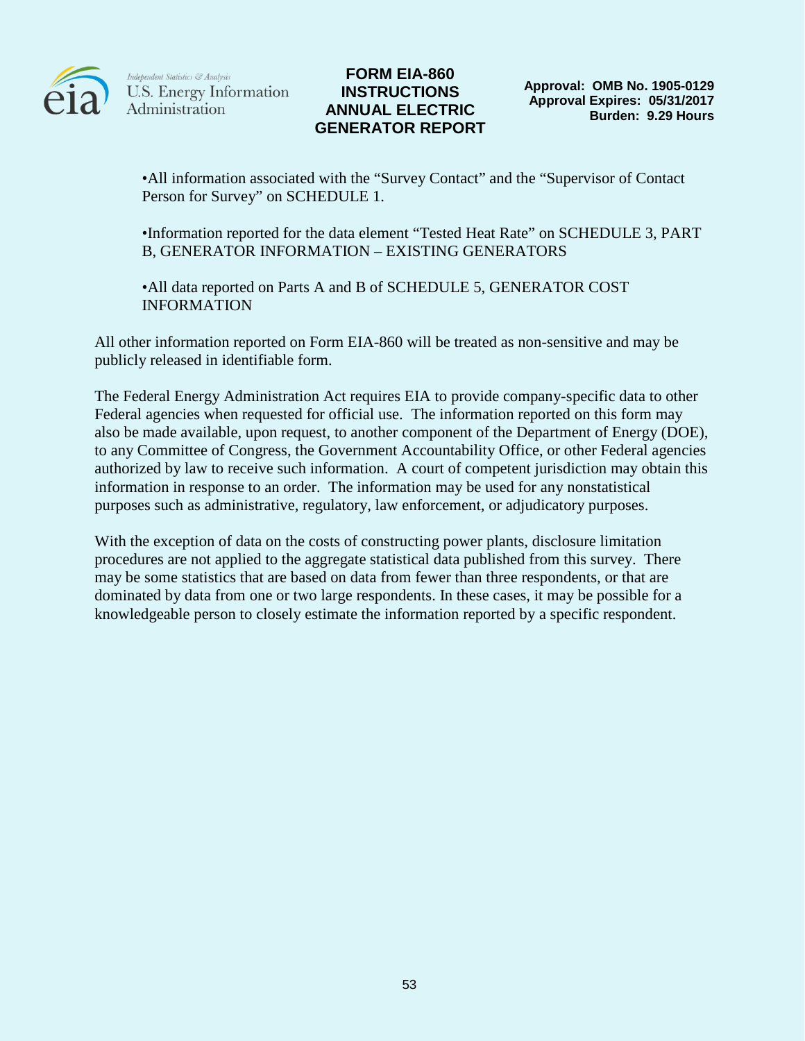- All information associated with the "Survey Contact" and the "Supervisor of Contact Person for Survey" on SCHEDULE 1.

- Information reported for the data element "Tested Heat Rate" on SCHEDULE 3, PART B, GENERATOR INFORMATION – EXISTING GENERATORS

- All data reported on Parts A and B of SCHEDULE 5, GENERATOR COST INFORMATION

All other information reported on Form EIA-860 will be treated as non-sensitive and may be publicly released in identifiable form.

The Federal Energy Administration Act requires EIA to provide company-specific data to other Federal agencies when requested for official use. The information reported on this form may also be made available, upon request, to another component of the Department of Energy (DOE), to any Committee of Congress, the Government Accountability Office, or other Federal agencies authorized by law to receive such information. A court of competent jurisdiction may obtain this information in response to an order. The information may be used for any nonstatistical purposes such as administrative, regulatory, law enforcement, or adjudicatory purposes.

With the exception of data on the costs of constructing power plants, disclosure limitation procedures are not applied to the aggregate statistical data published from this survey. There may be some statistics that are based on data from fewer than three respondents, or that are dominated by data from one or two large respondents. In these cases, it may be possible for a knowledgeable person to closely estimate the information reported by a specific respondent.